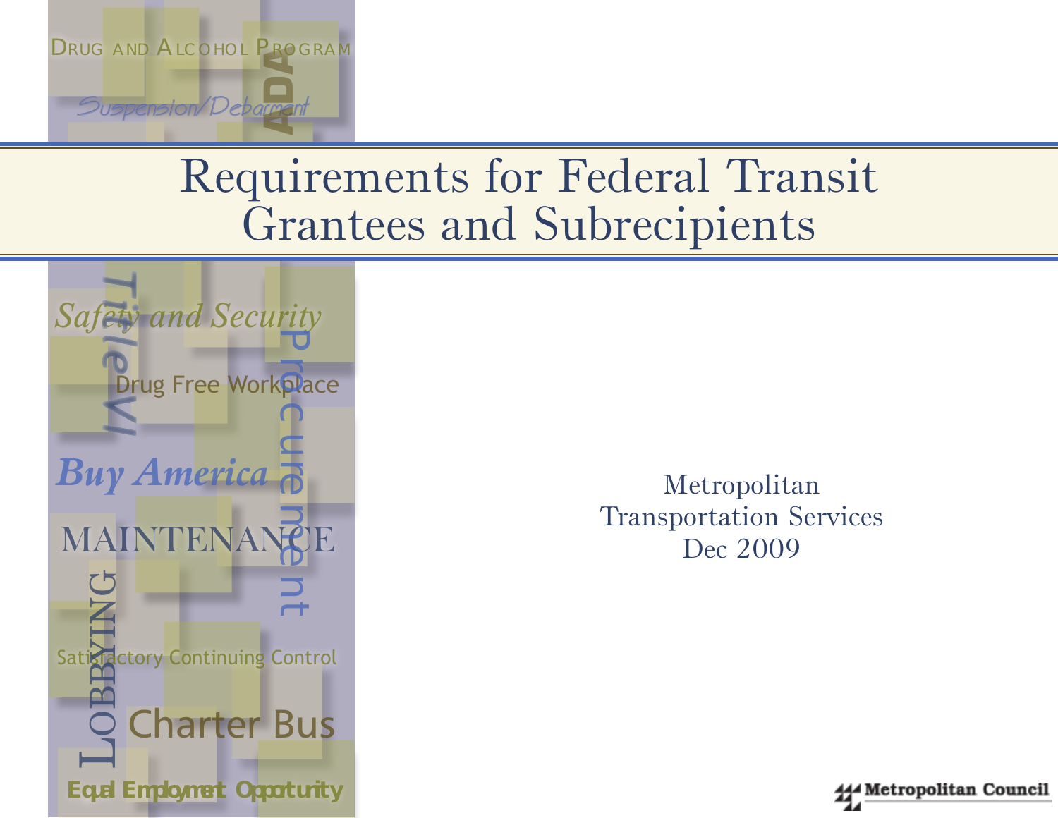# Requirements for Federal Transit Grantees and Subrecipients

Drug and Alcohol Program

Suspension/Debarment

ADA

Safety and Security

Title VI

Drug Free Workplace

Procurement

Buy America

MAINTENANCE

LOBBYING

Satisfactory Continuing Control

Charter Bus

Equal Employment Opportunity

Metropolitan
Transportation Services
Dec 2009

Metropolitan Council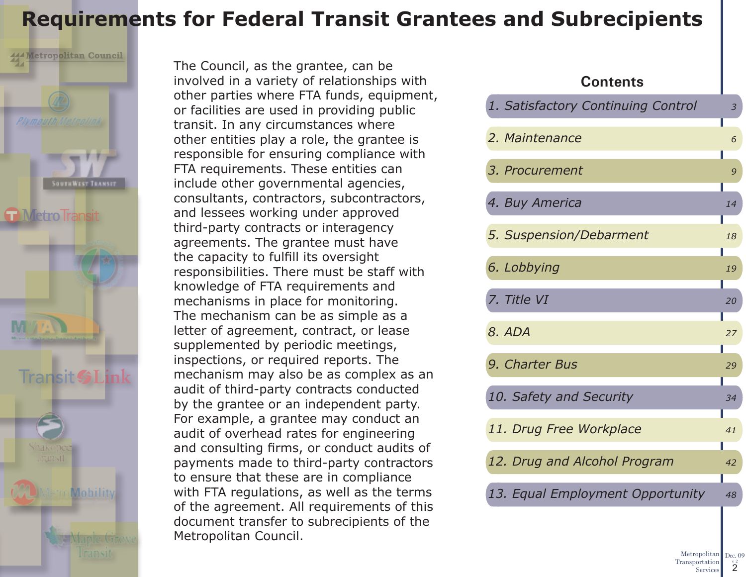# Requirements for Federal Transit Grantees and Subrecipients

The Council, as the grantee, can be involved in a variety of relationships with other parties where FTA funds, equipment, or facilities are used in providing public transit. In any circumstances where other entities play a role, the grantee is responsible for ensuring compliance with FTA requirements. These entities can include other governmental agencies, consultants, contractors, subcontractors, and lessees working under approved third-party contracts or interagency agreements. The grantee must have the capacity to fulfill its oversight responsibilities. There must be staff with knowledge of FTA requirements and mechanisms in place for monitoring. The mechanism can be as simple as a letter of agreement, contract, or lease supplemented by periodic meetings, inspections, or required reports. The mechanism may also be as complex as an audit of third-party contracts conducted by the grantee or an independent party. For example, a grantee may conduct an audit of overhead rates for engineering and consulting firms, or conduct audits of payments made to third-party contractors to ensure that these are in compliance with FTA regulations, as well as the terms of the agreement. All requirements of this document transfer to subrecipients of the Metropolitan Council.

## Contents

| Section | Page |
|---|---|
| *1. Satisfactory Continuing Control* | 3 |
| *2. Maintenance* | 6 |
| *3. Procurement* | 9 |
| *4. Buy America* | 14 |
| *5. Suspension/Debarment* | 18 |
| *6. Lobbying* | 19 |
| *7. Title VI* | 20 |
| *8. ADA* | 27 |
| *9. Charter Bus* | 29 |
| *10. Safety and Security* | 34 |
| *11. Drug Free Workplace* | 41 |
| *12. Drug and Alcohol Program* | 42 |
| *13. Equal Employment Opportunity* | 48 |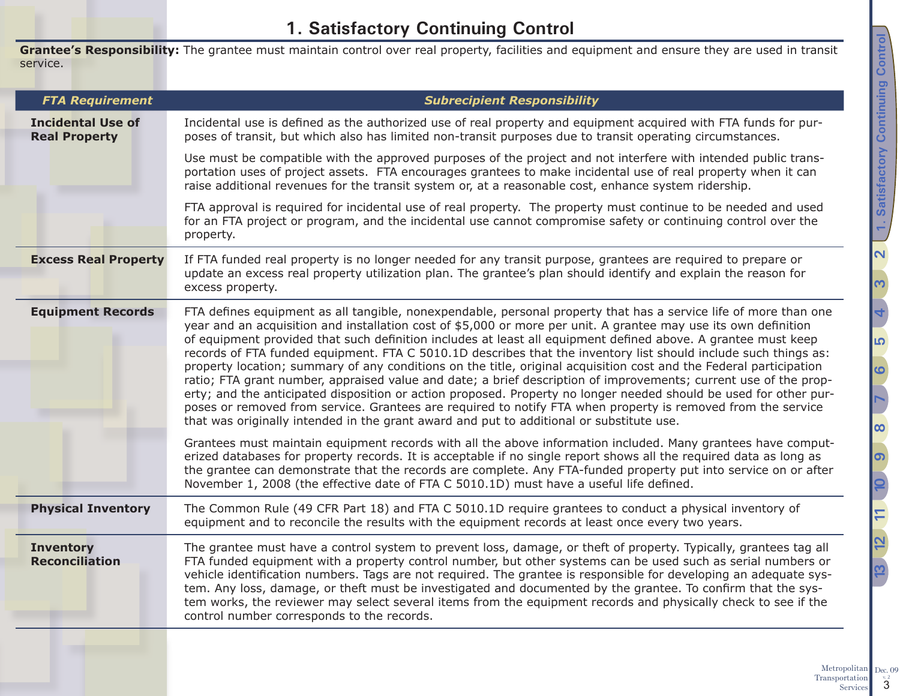# 1. Satisfactory Continuing Control

**Grantee's Responsibility:** The grantee must maintain control over real property, facilities and equipment and ensure they are used in transit service.

| *FTA Requirement* | *Subrecipient Responsibility* |
|---|---|
| **Incidental Use of Real Property** | Incidental use is defined as the authorized use of real property and equipment acquired with FTA funds for purposes of transit, but which also has limited non-transit purposes due to transit operating circumstances.<br><br>Use must be compatible with the approved purposes of the project and not interfere with intended public transportation uses of project assets. FTA encourages grantees to make incidental use of real property when it can raise additional revenues for the transit system or, at a reasonable cost, enhance system ridership.<br><br>FTA approval is required for incidental use of real property. The property must continue to be needed and used for an FTA project or program, and the incidental use cannot compromise safety or continuing control over the property. |
| **Excess Real Property** | If FTA funded real property is no longer needed for any transit purpose, grantees are required to prepare or update an excess real property utilization plan. The grantee's plan should identify and explain the reason for excess property. |
| **Equipment Records** | FTA defines equipment as all tangible, nonexpendable, personal property that has a service life of more than one year and an acquisition and installation cost of $5,000 or more per unit. A grantee may use its own definition of equipment provided that such definition includes at least all equipment defined above. A grantee must keep records of FTA funded equipment. FTA C 5010.1D describes that the inventory list should include such things as: property location; summary of any conditions on the title, original acquisition cost and the Federal participation ratio; FTA grant number, appraised value and date; a brief description of improvements; current use of the property; and the anticipated disposition or action proposed. Property no longer needed should be used for other purposes or removed from service. Grantees are required to notify FTA when property is removed from the service that was originally intended in the grant award and put to additional or substitute use.<br><br>Grantees must maintain equipment records with all the above information included. Many grantees have computerized databases for property records. It is acceptable if no single report shows all the required data as long as the grantee can demonstrate that the records are complete. Any FTA-funded property put into service on or after November 1, 2008 (the effective date of FTA C 5010.1D) must have a useful life defined. |
| **Physical Inventory** | The Common Rule (49 CFR Part 18) and FTA C 5010.1D require grantees to conduct a physical inventory of equipment and to reconcile the results with the equipment records at least once every two years. |
| **Inventory Reconciliation** | The grantee must have a control system to prevent loss, damage, or theft of property. Typically, grantees tag all FTA funded equipment with a property control number, but other systems can be used such as serial numbers or vehicle identification numbers. Tags are not required. The grantee is responsible for developing an adequate system. Any loss, damage, or theft must be investigated and documented by the grantee. To confirm that the system works, the reviewer may select several items from the equipment records and physically check to see if the control number corresponds to the records. |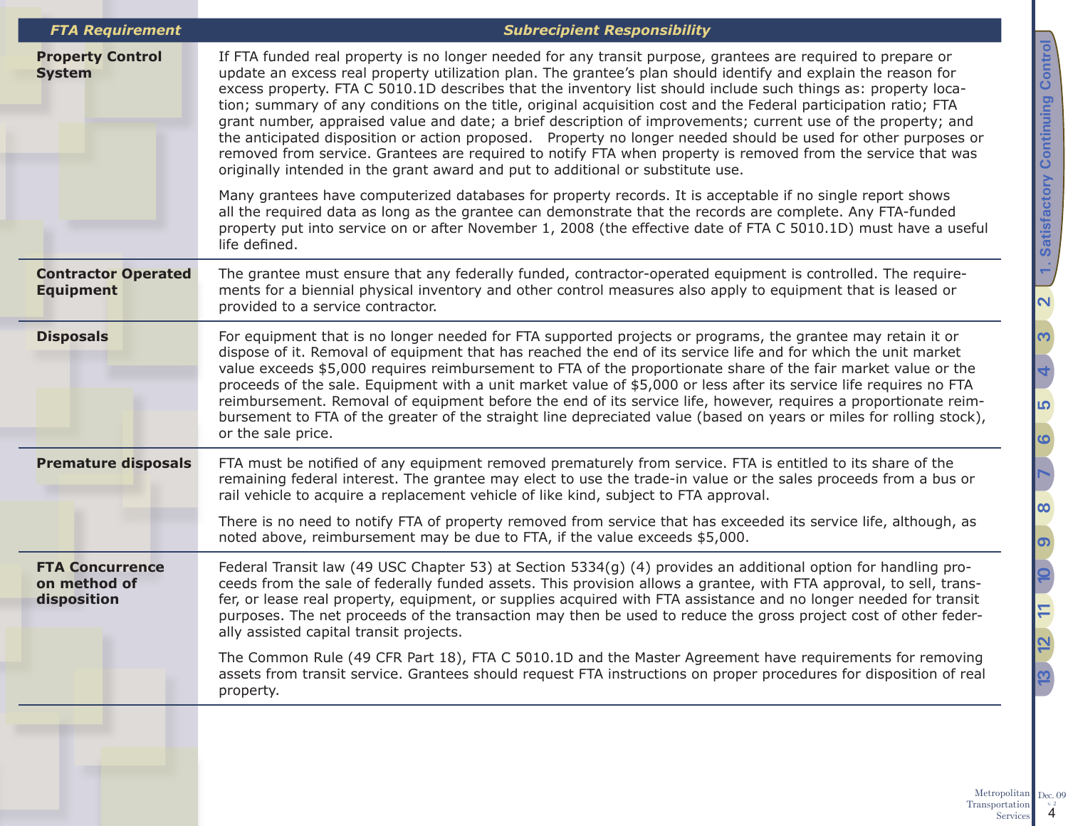| FTA Requirement | Subrecipient Responsibility |
|---|---|
| **Property Control System** | If FTA funded real property is no longer needed for any transit purpose, grantees are required to prepare or update an excess real property utilization plan. The grantee's plan should identify and explain the reason for excess property. FTA C 5010.1D describes that the inventory list should include such things as: property location; summary of any conditions on the title, original acquisition cost and the Federal participation ratio; FTA grant number, appraised value and date; a brief description of improvements; current use of the property; and the anticipated disposition or action proposed. Property no longer needed should be used for other purposes or removed from service. Grantees are required to notify FTA when property is removed from the service that was originally intended in the grant award and put to additional or substitute use.<br><br>Many grantees have computerized databases for property records. It is acceptable if no single report shows all the required data as long as the grantee can demonstrate that the records are complete. Any FTA-funded property put into service on or after November 1, 2008 (the effective date of FTA C 5010.1D) must have a useful life defined. |
| **Contractor Operated Equipment** | The grantee must ensure that any federally funded, contractor-operated equipment is controlled. The requirements for a biennial physical inventory and other control measures also apply to equipment that is leased or provided to a service contractor. |
| **Disposals** | For equipment that is no longer needed for FTA supported projects or programs, the grantee may retain it or dispose of it. Removal of equipment that has reached the end of its service life and for which the unit market value exceeds $5,000 requires reimbursement to FTA of the proportionate share of the fair market value or the proceeds of the sale. Equipment with a unit market value of $5,000 or less after its service life requires no FTA reimbursement. Removal of equipment before the end of its service life, however, requires a proportionate reimbursement to FTA of the greater of the straight line depreciated value (based on years or miles for rolling stock), or the sale price. |
| **Premature disposals** | FTA must be notified of any equipment removed prematurely from service. FTA is entitled to its share of the remaining federal interest. The grantee may elect to use the trade-in value or the sales proceeds from a bus or rail vehicle to acquire a replacement vehicle of like kind, subject to FTA approval.<br><br>There is no need to notify FTA of property removed from service that has exceeded its service life, although, as noted above, reimbursement may be due to FTA, if the value exceeds $5,000. |
| **FTA Concurrence on method of disposition** | Federal Transit law (49 USC Chapter 53) at Section 5334(g) (4) provides an additional option for handling proceeds from the sale of federally funded assets. This provision allows a grantee, with FTA approval, to sell, transfer, or lease real property, equipment, or supplies acquired with FTA assistance and no longer needed for transit purposes. The net proceeds of the transaction may then be used to reduce the gross project cost of other federally assisted capital transit projects.<br><br>The Common Rule (49 CFR Part 18), FTA C 5010.1D and the Master Agreement have requirements for removing assets from transit service. Grantees should request FTA instructions on proper procedures for disposition of real property. |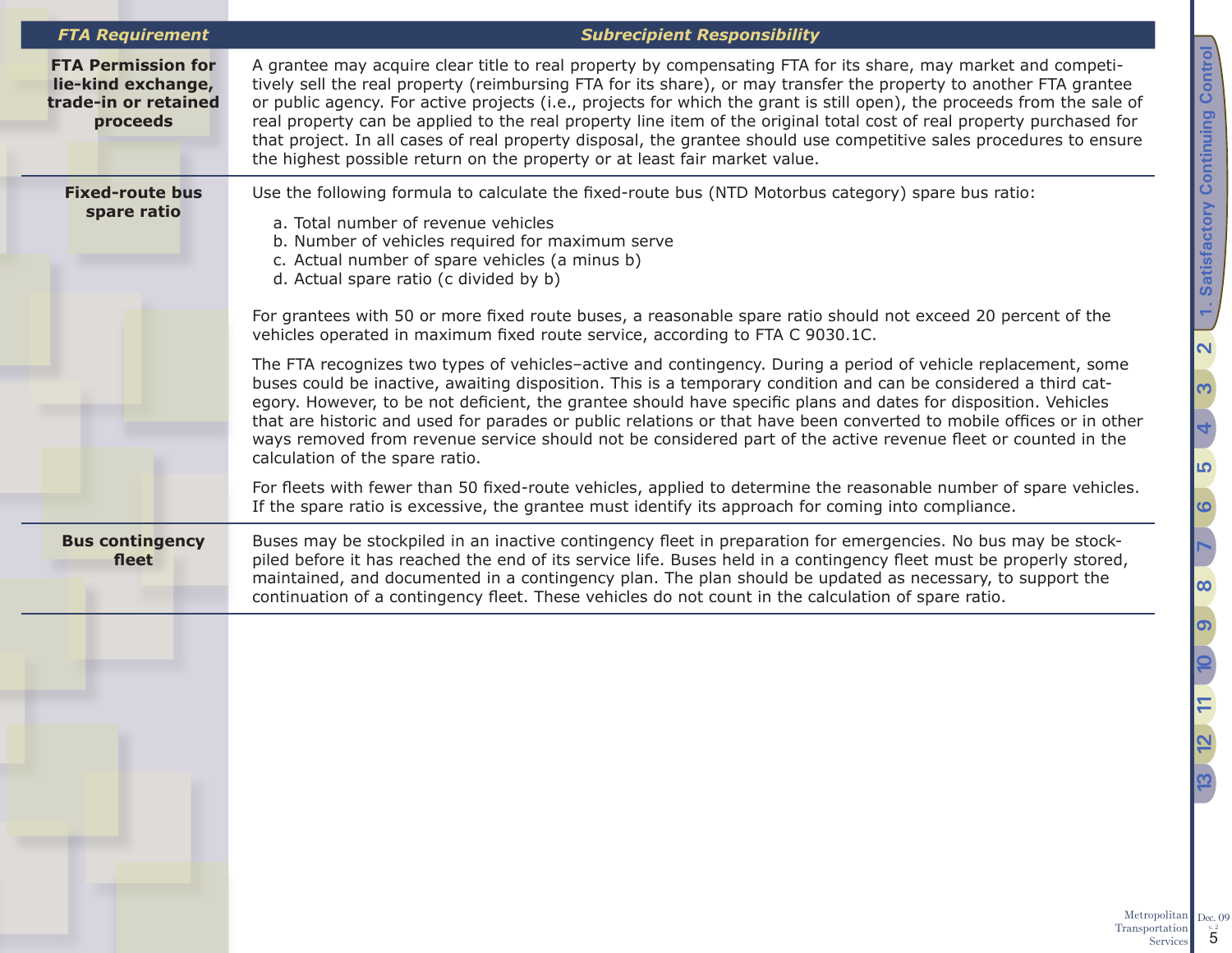| FTA Requirement | Subrecipient Responsibility |
|---|---|
| **FTA Permission for lie-kind exchange, trade-in or retained proceeds** | A grantee may acquire clear title to real property by compensating FTA for its share, may market and competitively sell the real property (reimbursing FTA for its share), or may transfer the property to another FTA grantee or public agency. For active projects (i.e., projects for which the grant is still open), the proceeds from the sale of real property can be applied to the real property line item of the original total cost of real property purchased for that project. In all cases of real property disposal, the grantee should use competitive sales procedures to ensure the highest possible return on the property or at least fair market value. |
| **Fixed-route bus spare ratio** | Use the following formula to calculate the fixed-route bus (NTD Motorbus category) spare bus ratio:<br>a. Total number of revenue vehicles<br>b. Number of vehicles required for maximum serve<br>c. Actual number of spare vehicles (a minus b)<br>d. Actual spare ratio (c divided by b)<br><br>For grantees with 50 or more fixed route buses, a reasonable spare ratio should not exceed 20 percent of the vehicles operated in maximum fixed route service, according to FTA C 9030.1C.<br><br>The FTA recognizes two types of vehicles–active and contingency. During a period of vehicle replacement, some buses could be inactive, awaiting disposition. This is a temporary condition and can be considered a third category. However, to be not deficient, the grantee should have specific plans and dates for disposition. Vehicles that are historic and used for parades or public relations or that have been converted to mobile offices or in other ways removed from revenue service should not be considered part of the active revenue fleet or counted in the calculation of the spare ratio.<br><br>For fleets with fewer than 50 fixed-route vehicles, applied to determine the reasonable number of spare vehicles. If the spare ratio is excessive, the grantee must identify its approach for coming into compliance. |
| **Bus contingency fleet** | Buses may be stockpiled in an inactive contingency fleet in preparation for emergencies. No bus may be stockpiled before it has reached the end of its service life. Buses held in a contingency fleet must be properly stored, maintained, and documented in a contingency plan. The plan should be updated as necessary, to support the continuation of a contingency fleet. These vehicles do not count in the calculation of spare ratio. |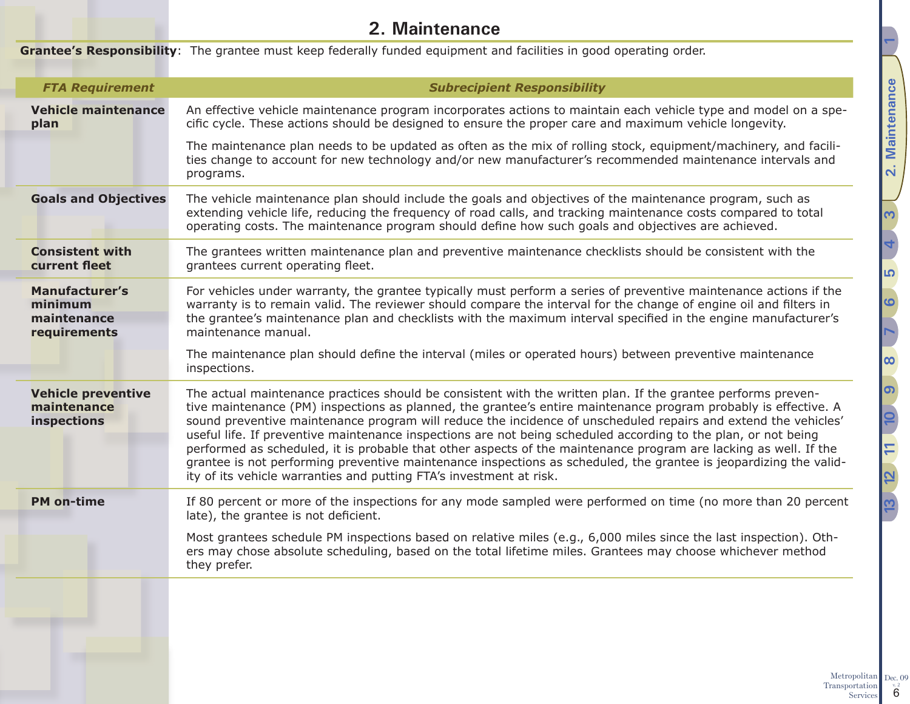# 2. Maintenance

**Grantee's Responsibility**: The grantee must keep federally funded equipment and facilities in good operating order.

| *FTA Requirement* | *Subrecipient Responsibility* |
|---|---|
| **Vehicle maintenance plan** | An effective vehicle maintenance program incorporates actions to maintain each vehicle type and model on a specific cycle. These actions should be designed to ensure the proper care and maximum vehicle longevity.<br><br>The maintenance plan needs to be updated as often as the mix of rolling stock, equipment/machinery, and facilities change to account for new technology and/or new manufacturer's recommended maintenance intervals and programs. |
| **Goals and Objectives** | The vehicle maintenance plan should include the goals and objectives of the maintenance program, such as extending vehicle life, reducing the frequency of road calls, and tracking maintenance costs compared to total operating costs. The maintenance program should define how such goals and objectives are achieved. |
| **Consistent with current fleet** | The grantees written maintenance plan and preventive maintenance checklists should be consistent with the grantees current operating fleet. |
| **Manufacturer's minimum maintenance requirements** | For vehicles under warranty, the grantee typically must perform a series of preventive maintenance actions if the warranty is to remain valid. The reviewer should compare the interval for the change of engine oil and filters in the grantee's maintenance plan and checklists with the maximum interval specified in the engine manufacturer's maintenance manual.<br><br>The maintenance plan should define the interval (miles or operated hours) between preventive maintenance inspections. |
| **Vehicle preventive maintenance inspections** | The actual maintenance practices should be consistent with the written plan. If the grantee performs preventive maintenance (PM) inspections as planned, the grantee's entire maintenance program probably is effective. A sound preventive maintenance program will reduce the incidence of unscheduled repairs and extend the vehicles' useful life. If preventive maintenance inspections are not being scheduled according to the plan, or not being performed as scheduled, it is probable that other aspects of the maintenance program are lacking as well. If the grantee is not performing preventive maintenance inspections as scheduled, the grantee is jeopardizing the validity of its vehicle warranties and putting FTA's investment at risk. |
| **PM on-time** | If 80 percent or more of the inspections for any mode sampled were performed on time (no more than 20 percent late), the grantee is not deficient.<br><br>Most grantees schedule PM inspections based on relative miles (e.g., 6,000 miles since the last inspection). Others may chose absolute scheduling, based on the total lifetime miles. Grantees may choose whichever method they prefer. |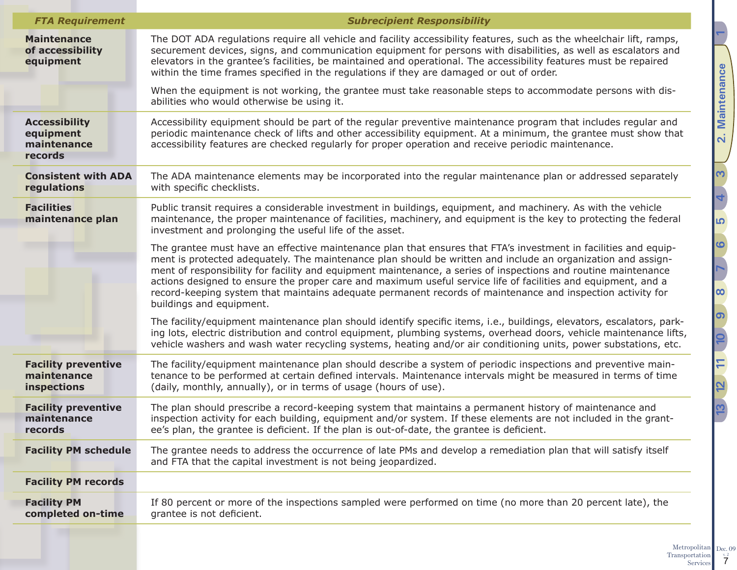| FTA Requirement | Subrecipient Responsibility |
|---|---|
| **Maintenance of accessibility equipment** | The DOT ADA regulations require all vehicle and facility accessibility features, such as the wheelchair lift, ramps, securement devices, signs, and communication equipment for persons with disabilities, as well as escalators and elevators in the grantee's facilities, be maintained and operational. The accessibility features must be repaired within the time frames specified in the regulations if they are damaged or out of order.<br><br>When the equipment is not working, the grantee must take reasonable steps to accommodate persons with disabilities who would otherwise be using it. |
| **Accessibility equipment maintenance records** | Accessibility equipment should be part of the regular preventive maintenance program that includes regular and periodic maintenance check of lifts and other accessibility equipment. At a minimum, the grantee must show that accessibility features are checked regularly for proper operation and receive periodic maintenance. |
| **Consistent with ADA regulations** | The ADA maintenance elements may be incorporated into the regular maintenance plan or addressed separately with specific checklists. |
| **Facilities maintenance plan** | Public transit requires a considerable investment in buildings, equipment, and machinery. As with the vehicle maintenance, the proper maintenance of facilities, machinery, and equipment is the key to protecting the federal investment and prolonging the useful life of the asset.<br><br>The grantee must have an effective maintenance plan that ensures that FTA's investment in facilities and equipment is protected adequately. The maintenance plan should be written and include an organization and assignment of responsibility for facility and equipment maintenance, a series of inspections and routine maintenance actions designed to ensure the proper care and maximum useful service life of facilities and equipment, and a record-keeping system that maintains adequate permanent records of maintenance and inspection activity for buildings and equipment.<br><br>The facility/equipment maintenance plan should identify specific items, i.e., buildings, elevators, escalators, parking lots, electric distribution and control equipment, plumbing systems, overhead doors, vehicle maintenance lifts, vehicle washers and wash water recycling systems, heating and/or air conditioning units, power substations, etc. |
| **Facility preventive maintenance inspections** | The facility/equipment maintenance plan should describe a system of periodic inspections and preventive maintenance to be performed at certain defined intervals. Maintenance intervals might be measured in terms of time (daily, monthly, annually), or in terms of usage (hours of use). |
| **Facility preventive maintenance records** | The plan should prescribe a record-keeping system that maintains a permanent history of maintenance and inspection activity for each building, equipment and/or system. If these elements are not included in the grantee's plan, the grantee is deficient. If the plan is out-of-date, the grantee is deficient. |
| **Facility PM schedule** | The grantee needs to address the occurrence of late PMs and develop a remediation plan that will satisfy itself and FTA that the capital investment is not being jeopardized. |
| **Facility PM records** | |
| **Facility PM completed on-time** | If 80 percent or more of the inspections sampled were performed on time (no more than 20 percent late), the grantee is not deficient. |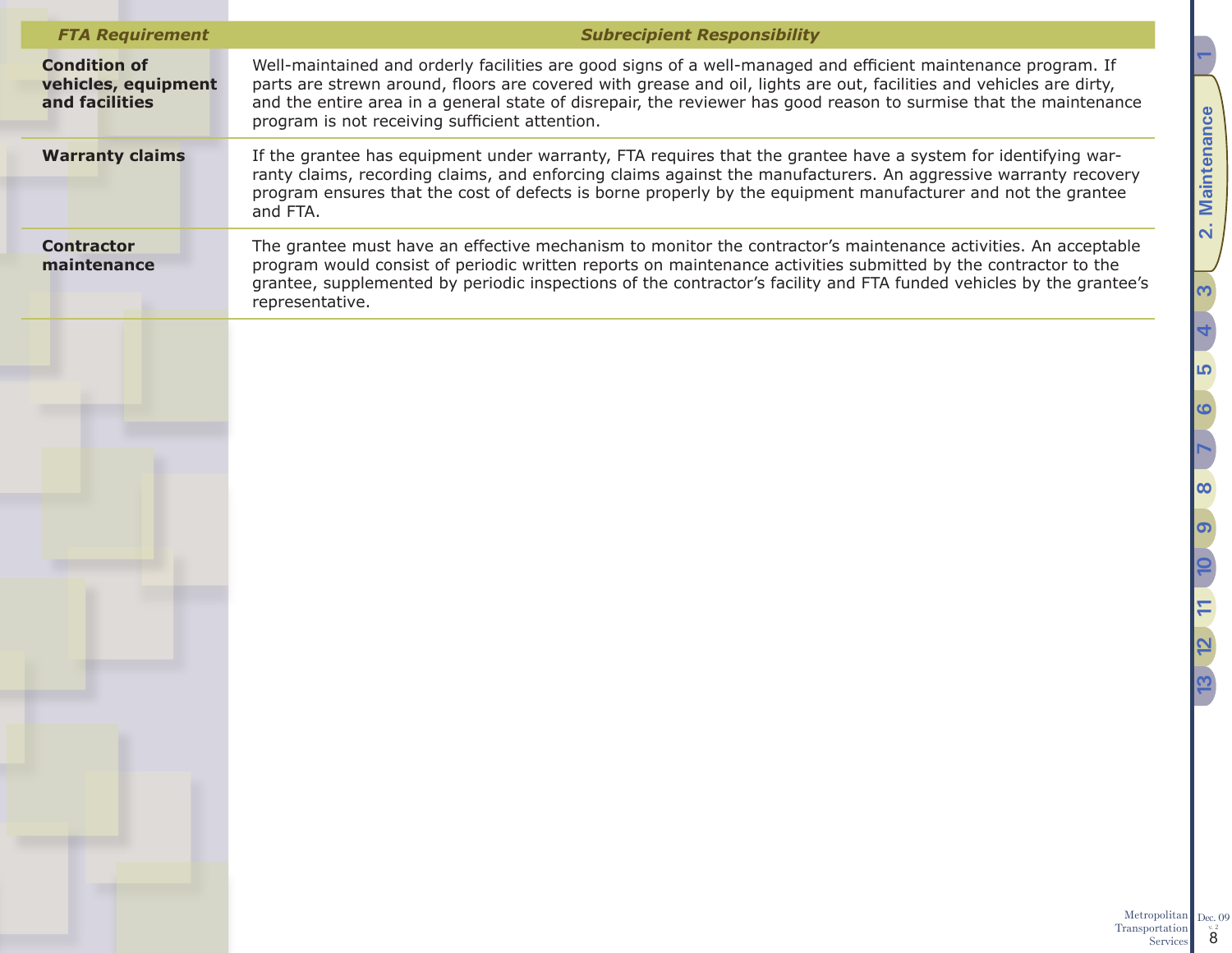| FTA Requirement | Subrecipient Responsibility |
|---|---|
| **Condition of vehicles, equipment and facilities** | Well-maintained and orderly facilities are good signs of a well-managed and efficient maintenance program. If parts are strewn around, floors are covered with grease and oil, lights are out, facilities and vehicles are dirty, and the entire area in a general state of disrepair, the reviewer has good reason to surmise that the maintenance program is not receiving sufficient attention. |
| **Warranty claims** | If the grantee has equipment under warranty, FTA requires that the grantee have a system for identifying warranty claims, recording claims, and enforcing claims against the manufacturers. An aggressive warranty recovery program ensures that the cost of defects is borne properly by the equipment manufacturer and not the grantee and FTA. |
| **Contractor maintenance** | The grantee must have an effective mechanism to monitor the contractor's maintenance activities. An acceptable program would consist of periodic written reports on maintenance activities submitted by the contractor to the grantee, supplemented by periodic inspections of the contractor's facility and FTA funded vehicles by the grantee's representative. |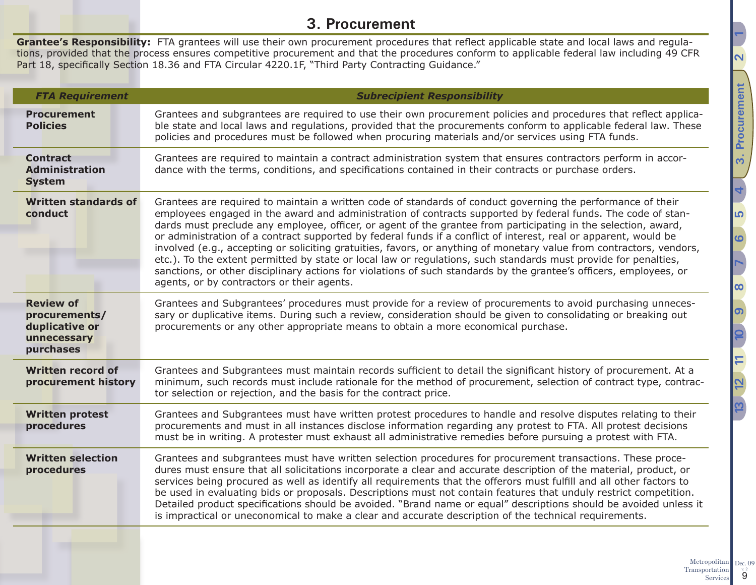# 3. Procurement

**Grantee's Responsibility:** FTA grantees will use their own procurement procedures that reflect applicable state and local laws and regulations, provided that the process ensures competitive procurement and that the procedures conform to applicable federal law including 49 CFR Part 18, specifically Section 18.36 and FTA Circular 4220.1F, "Third Party Contracting Guidance."

| *FTA Requirement* | *Subrecipient Responsibility* |
|---|---|
| **Procurement Policies** | Grantees and subgrantees are required to use their own procurement policies and procedures that reflect applicable state and local laws and regulations, provided that the procurements conform to applicable federal law. These policies and procedures must be followed when procuring materials and/or services using FTA funds. |
| **Contract Administration System** | Grantees are required to maintain a contract administration system that ensures contractors perform in accordance with the terms, conditions, and specifications contained in their contracts or purchase orders. |
| **Written standards of conduct** | Grantees are required to maintain a written code of standards of conduct governing the performance of their employees engaged in the award and administration of contracts supported by federal funds. The code of standards must preclude any employee, officer, or agent of the grantee from participating in the selection, award, or administration of a contract supported by federal funds if a conflict of interest, real or apparent, would be involved (e.g., accepting or soliciting gratuities, favors, or anything of monetary value from contractors, vendors, etc.). To the extent permitted by state or local law or regulations, such standards must provide for penalties, sanctions, or other disciplinary actions for violations of such standards by the grantee's officers, employees, or agents, or by contractors or their agents. |
| **Review of procurements/ duplicative or unnecessary purchases** | Grantees and Subgrantees' procedures must provide for a review of procurements to avoid purchasing unnecessary or duplicative items. During such a review, consideration should be given to consolidating or breaking out procurements or any other appropriate means to obtain a more economical purchase. |
| **Written record of procurement history** | Grantees and Subgrantees must maintain records sufficient to detail the significant history of procurement. At a minimum, such records must include rationale for the method of procurement, selection of contract type, contractor selection or rejection, and the basis for the contract price. |
| **Written protest procedures** | Grantees and Subgrantees must have written protest procedures to handle and resolve disputes relating to their procurements and must in all instances disclose information regarding any protest to FTA. All protest decisions must be in writing. A protester must exhaust all administrative remedies before pursuing a protest with FTA. |
| **Written selection procedures** | Grantees and subgrantees must have written selection procedures for procurement transactions. These procedures must ensure that all solicitations incorporate a clear and accurate description of the material, product, or services being procured as well as identify all requirements that the offerors must fulfill and all other factors to be used in evaluating bids or proposals. Descriptions must not contain features that unduly restrict competition. Detailed product specifications should be avoided. "Brand name or equal" descriptions should be avoided unless it is impractical or uneconomical to make a clear and accurate description of the technical requirements. |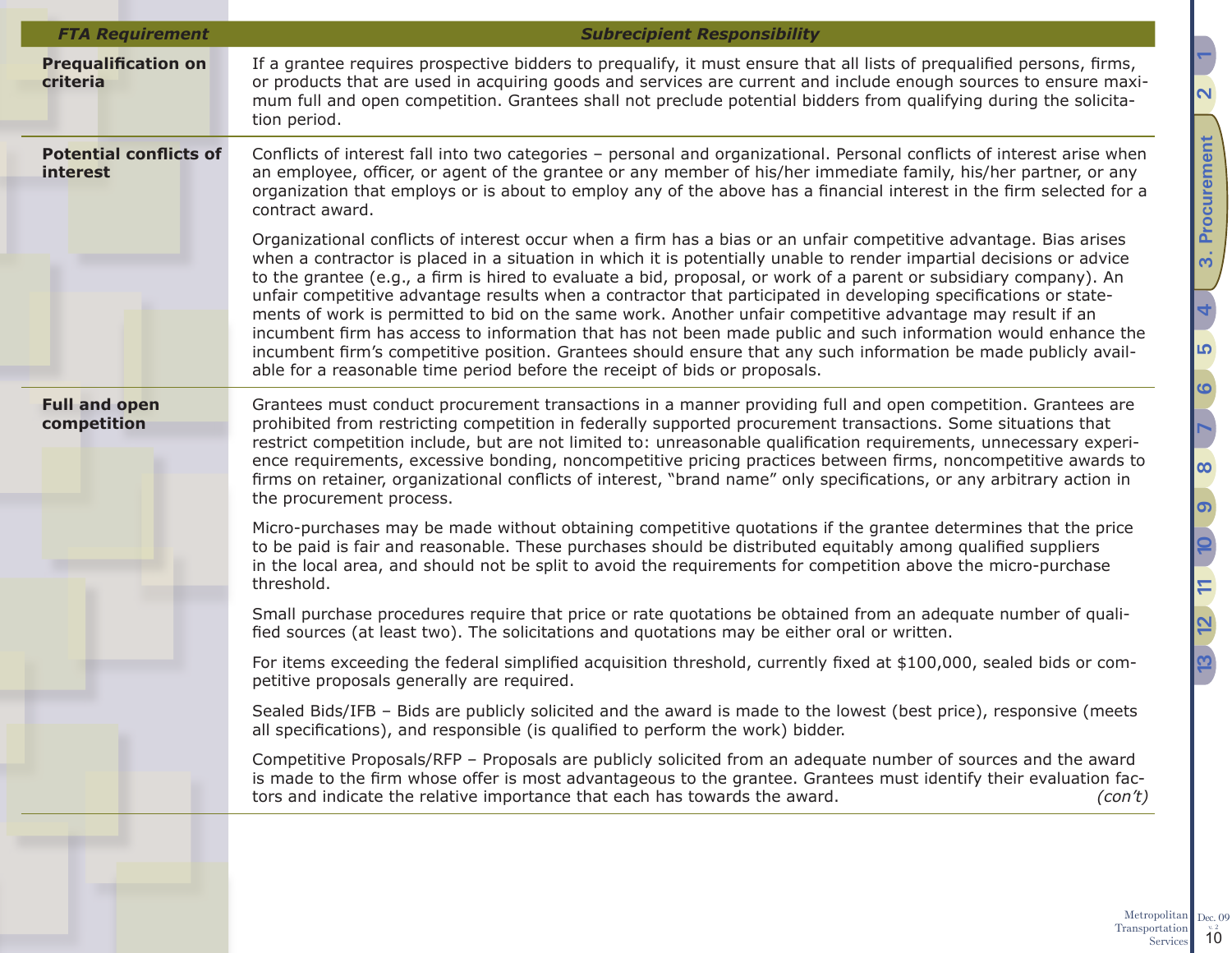| *FTA Requirement* | *Subrecipient Responsibility* |
|---|---|
| **Prequalification on criteria** | If a grantee requires prospective bidders to prequalify, it must ensure that all lists of prequalified persons, firms, or products that are used in acquiring goods and services are current and include enough sources to ensure maximum full and open competition. Grantees shall not preclude potential bidders from qualifying during the solicitation period. |
| **Potential conflicts of interest** | Conflicts of interest fall into two categories – personal and organizational. Personal conflicts of interest arise when an employee, officer, or agent of the grantee or any member of his/her immediate family, his/her partner, or any organization that employs or is about to employ any of the above has a financial interest in the firm selected for a contract award.<br><br>Organizational conflicts of interest occur when a firm has a bias or an unfair competitive advantage. Bias arises when a contractor is placed in a situation in which it is potentially unable to render impartial decisions or advice to the grantee (e.g., a firm is hired to evaluate a bid, proposal, or work of a parent or subsidiary company). An unfair competitive advantage results when a contractor that participated in developing specifications or statements of work is permitted to bid on the same work. Another unfair competitive advantage may result if an incumbent firm has access to information that has not been made public and such information would enhance the incumbent firm's competitive position. Grantees should ensure that any such information be made publicly available for a reasonable time period before the receipt of bids or proposals. |
| **Full and open competition** | Grantees must conduct procurement transactions in a manner providing full and open competition. Grantees are prohibited from restricting competition in federally supported procurement transactions. Some situations that restrict competition include, but are not limited to: unreasonable qualification requirements, unnecessary experience requirements, excessive bonding, noncompetitive pricing practices between firms, noncompetitive awards to firms on retainer, organizational conflicts of interest, "brand name" only specifications, or any arbitrary action in the procurement process.<br><br>Micro-purchases may be made without obtaining competitive quotations if the grantee determines that the price to be paid is fair and reasonable. These purchases should be distributed equitably among qualified suppliers in the local area, and should not be split to avoid the requirements for competition above the micro-purchase threshold.<br><br>Small purchase procedures require that price or rate quotations be obtained from an adequate number of qualified sources (at least two). The solicitations and quotations may be either oral or written.<br><br>For items exceeding the federal simplified acquisition threshold, currently fixed at $100,000, sealed bids or competitive proposals generally are required.<br><br>Sealed Bids/IFB – Bids are publicly solicited and the award is made to the lowest (best price), responsive (meets all specifications), and responsible (is qualified to perform the work) bidder.<br><br>Competitive Proposals/RFP – Proposals are publicly solicited from an adequate number of sources and the award is made to the firm whose offer is most advantageous to the grantee. Grantees must identify their evaluation factors and indicate the relative importance that each has towards the award. *(con't)* |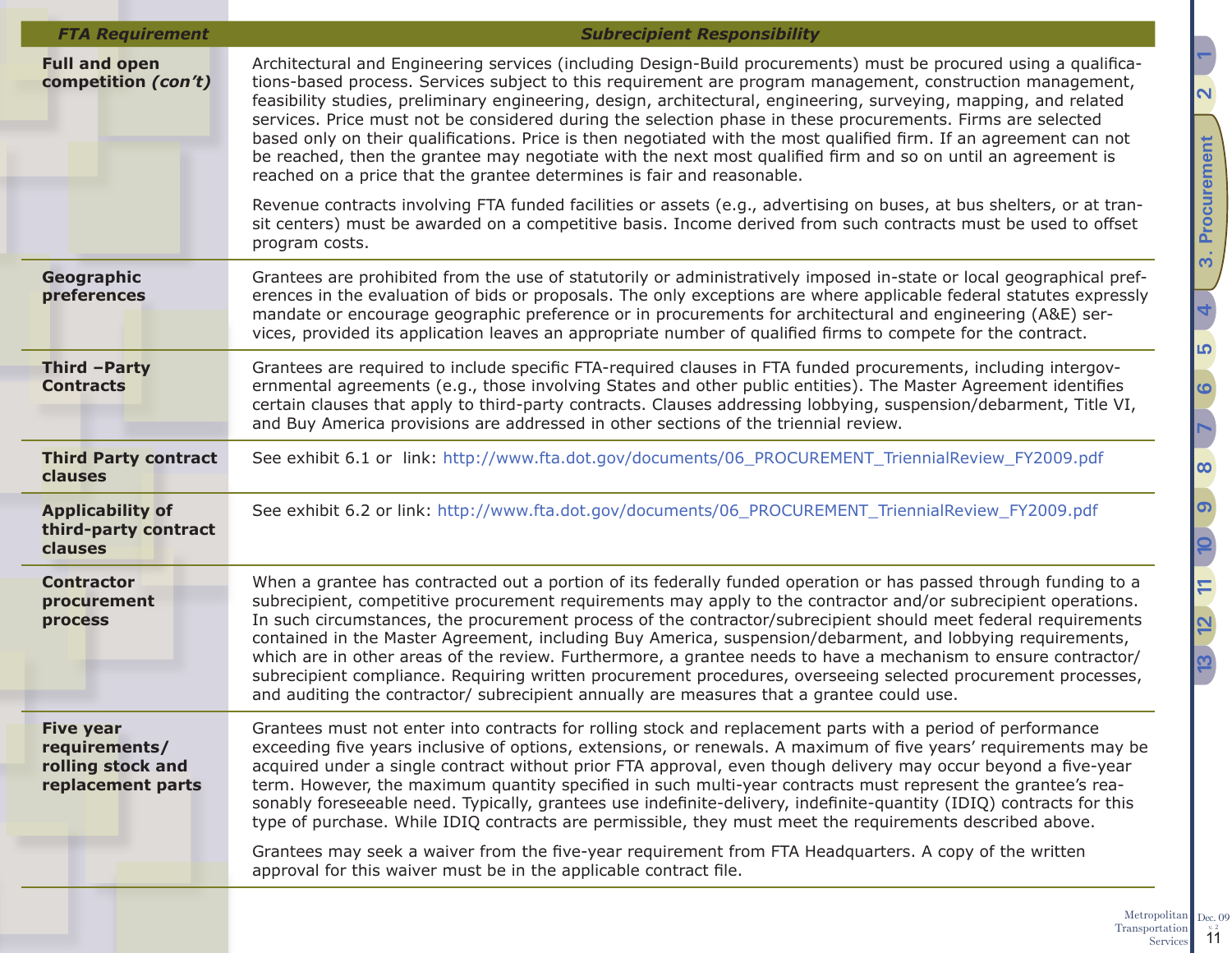| *FTA Requirement* | *Subrecipient Responsibility* |
|---|---|
| **Full and open competition *(con't)*** | Architectural and Engineering services (including Design-Build procurements) must be procured using a qualifications-based process. Services subject to this requirement are program management, construction management, feasibility studies, preliminary engineering, design, architectural, engineering, surveying, mapping, and related services. Price must not be considered during the selection phase in these procurements. Firms are selected based only on their qualifications. Price is then negotiated with the most qualified firm. If an agreement can not be reached, then the grantee may negotiate with the next most qualified firm and so on until an agreement is reached on a price that the grantee determines is fair and reasonable.<br><br>Revenue contracts involving FTA funded facilities or assets (e.g., advertising on buses, at bus shelters, or at transit centers) must be awarded on a competitive basis. Income derived from such contracts must be used to offset program costs. |
| **Geographic preferences** | Grantees are prohibited from the use of statutorily or administratively imposed in-state or local geographical preferences in the evaluation of bids or proposals. The only exceptions are where applicable federal statutes expressly mandate or encourage geographic preference or in procurements for architectural and engineering (A&E) services, provided its application leaves an appropriate number of qualified firms to compete for the contract. |
| **Third –Party Contracts** | Grantees are required to include specific FTA-required clauses in FTA funded procurements, including intergovernmental agreements (e.g., those involving States and other public entities). The Master Agreement identifies certain clauses that apply to third-party contracts. Clauses addressing lobbying, suspension/debarment, Title VI, and Buy America provisions are addressed in other sections of the triennial review. |
| **Third Party contract clauses** | See exhibit 6.1 or link: http://www.fta.dot.gov/documents/06_PROCUREMENT_TriennialReview_FY2009.pdf |
| **Applicability of third-party contract clauses** | See exhibit 6.2 or link: http://www.fta.dot.gov/documents/06_PROCUREMENT_TriennialReview_FY2009.pdf |
| **Contractor procurement process** | When a grantee has contracted out a portion of its federally funded operation or has passed through funding to a subrecipient, competitive procurement requirements may apply to the contractor and/or subrecipient operations. In such circumstances, the procurement process of the contractor/subrecipient should meet federal requirements contained in the Master Agreement, including Buy America, suspension/debarment, and lobbying requirements, which are in other areas of the review. Furthermore, a grantee needs to have a mechanism to ensure contractor/subrecipient compliance. Requiring written procurement procedures, overseeing selected procurement processes, and auditing the contractor/ subrecipient annually are measures that a grantee could use. |
| **Five year requirements/ rolling stock and replacement parts** | Grantees must not enter into contracts for rolling stock and replacement parts with a period of performance exceeding five years inclusive of options, extensions, or renewals. A maximum of five years' requirements may be acquired under a single contract without prior FTA approval, even though delivery may occur beyond a five-year term. However, the maximum quantity specified in such multi-year contracts must represent the grantee's reasonably foreseeable need. Typically, grantees use indefinite-delivery, indefinite-quantity (IDIQ) contracts for this type of purchase. While IDIQ contracts are permissible, they must meet the requirements described above.<br><br>Grantees may seek a waiver from the five-year requirement from FTA Headquarters. A copy of the written approval for this waiver must be in the applicable contract file. |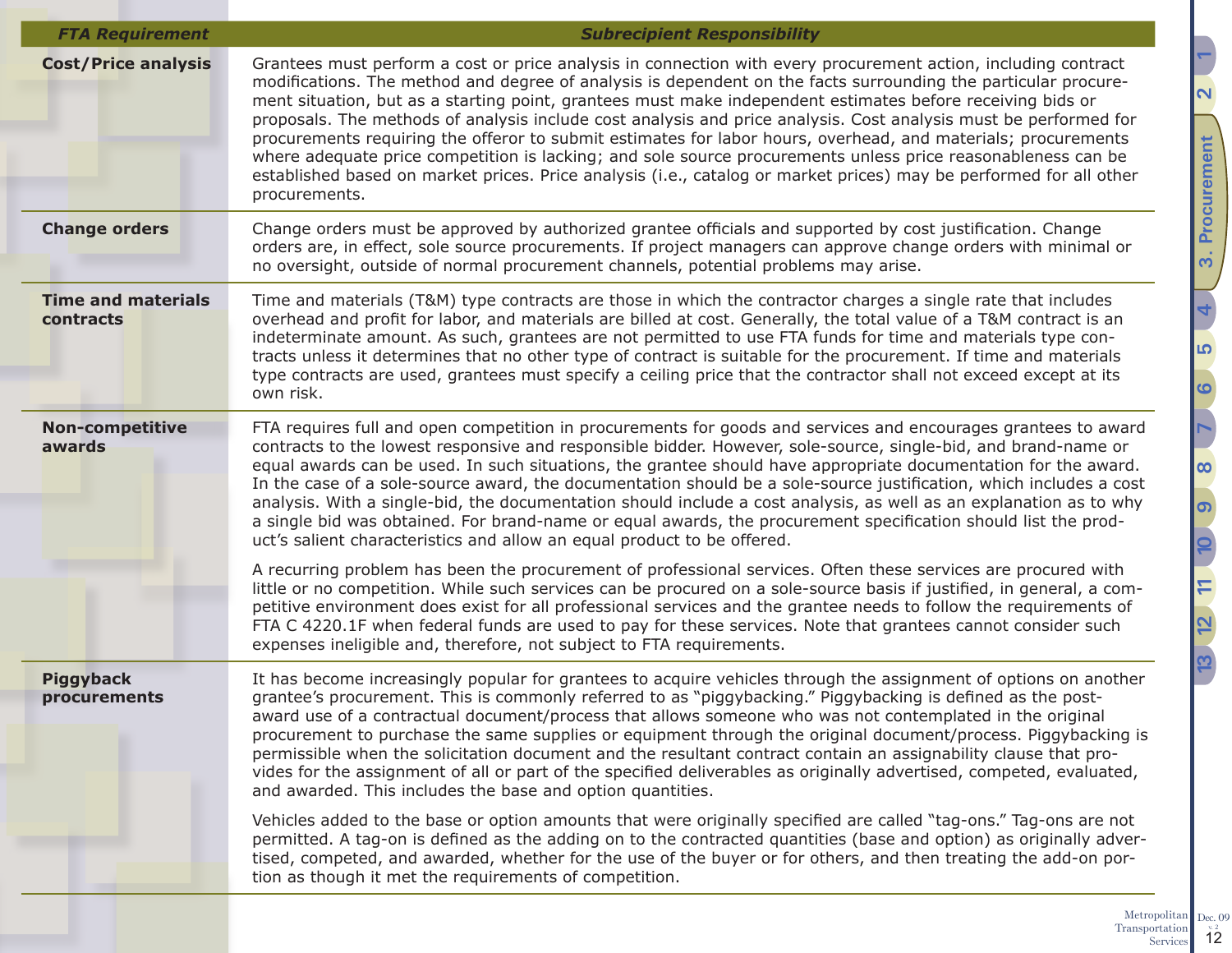| FTA Requirement | Subrecipient Responsibility |
|---|---|
| **Cost/Price analysis** | Grantees must perform a cost or price analysis in connection with every procurement action, including contract modifications. The method and degree of analysis is dependent on the facts surrounding the particular procurement situation, but as a starting point, grantees must make independent estimates before receiving bids or proposals. The methods of analysis include cost analysis and price analysis. Cost analysis must be performed for procurements requiring the offeror to submit estimates for labor hours, overhead, and materials; procurements where adequate price competition is lacking; and sole source procurements unless price reasonableness can be established based on market prices. Price analysis (i.e., catalog or market prices) may be performed for all other procurements. |
| **Change orders** | Change orders must be approved by authorized grantee officials and supported by cost justification. Change orders are, in effect, sole source procurements. If project managers can approve change orders with minimal or no oversight, outside of normal procurement channels, potential problems may arise. |
| **Time and materials contracts** | Time and materials (T&M) type contracts are those in which the contractor charges a single rate that includes overhead and profit for labor, and materials are billed at cost. Generally, the total value of a T&M contract is an indeterminate amount. As such, grantees are not permitted to use FTA funds for time and materials type contracts unless it determines that no other type of contract is suitable for the procurement. If time and materials type contracts are used, grantees must specify a ceiling price that the contractor shall not exceed except at its own risk. |
| **Non-competitive awards** | FTA requires full and open competition in procurements for goods and services and encourages grantees to award contracts to the lowest responsive and responsible bidder. However, sole-source, single-bid, and brand-name or equal awards can be used. In such situations, the grantee should have appropriate documentation for the award. In the case of a sole-source award, the documentation should be a sole-source justification, which includes a cost analysis. With a single-bid, the documentation should include a cost analysis, as well as an explanation as to why a single bid was obtained. For brand-name or equal awards, the procurement specification should list the product's salient characteristics and allow an equal product to be offered.<br><br>A recurring problem has been the procurement of professional services. Often these services are procured with little or no competition. While such services can be procured on a sole-source basis if justified, in general, a competitive environment does exist for all professional services and the grantee needs to follow the requirements of FTA C 4220.1F when federal funds are used to pay for these services. Note that grantees cannot consider such expenses ineligible and, therefore, not subject to FTA requirements. |
| **Piggyback procurements** | It has become increasingly popular for grantees to acquire vehicles through the assignment of options on another grantee's procurement. This is commonly referred to as "piggybacking." Piggybacking is defined as the post-award use of a contractual document/process that allows someone who was not contemplated in the original procurement to purchase the same supplies or equipment through the original document/process. Piggybacking is permissible when the solicitation document and the resultant contract contain an assignability clause that provides for the assignment of all or part of the specified deliverables as originally advertised, competed, evaluated, and awarded. This includes the base and option quantities.<br><br>Vehicles added to the base or option amounts that were originally specified are called "tag-ons." Tag-ons are not permitted. A tag-on is defined as the adding on to the contracted quantities (base and option) as originally advertised, competed, and awarded, whether for the use of the buyer or for others, and then treating the add-on portion as though it met the requirements of competition. |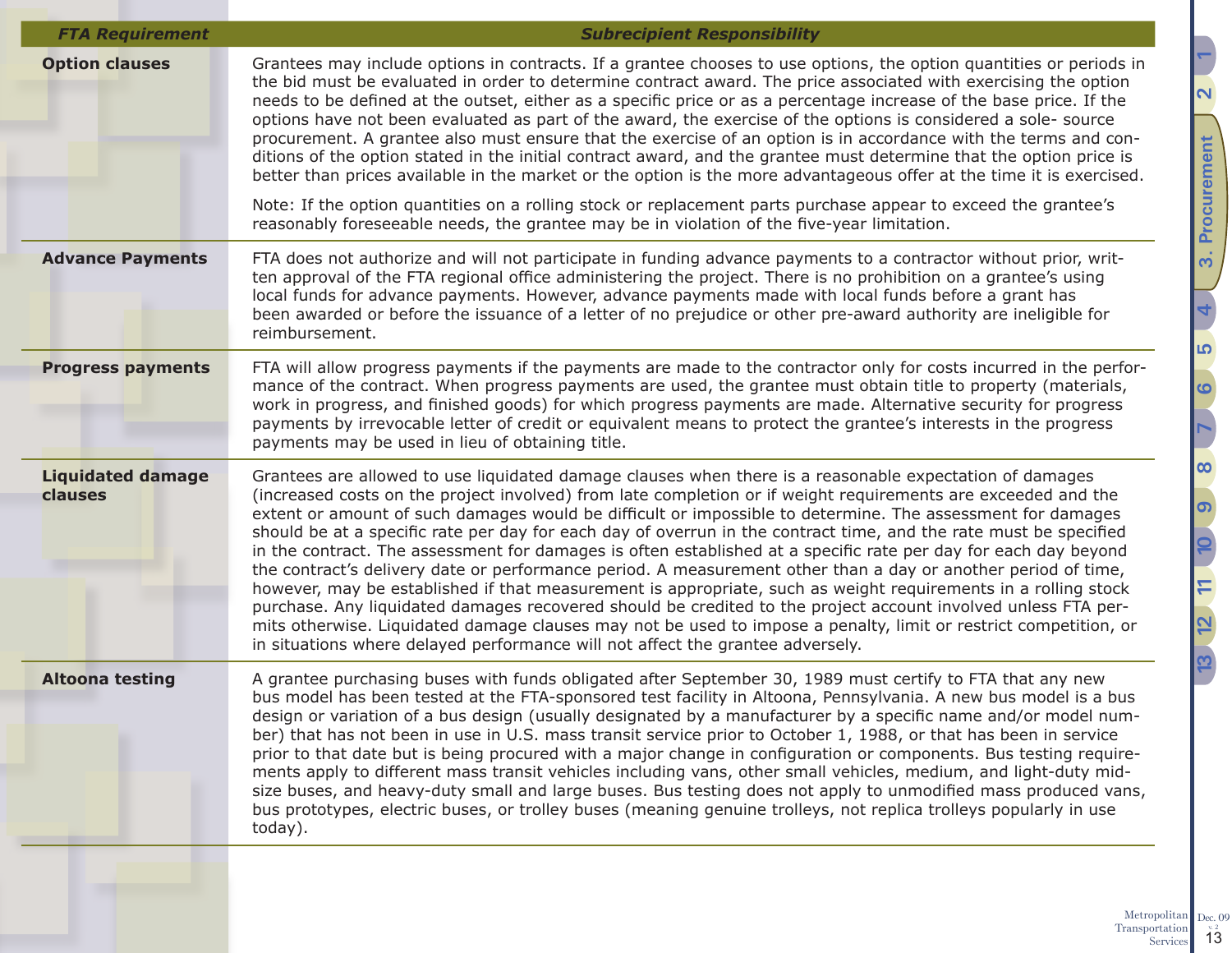| FTA Requirement | Subrecipient Responsibility |
|---|---|
| **Option clauses** | Grantees may include options in contracts. If a grantee chooses to use options, the option quantities or periods in the bid must be evaluated in order to determine contract award. The price associated with exercising the option needs to be defined at the outset, either as a specific price or as a percentage increase of the base price. If the options have not been evaluated as part of the award, the exercise of the options is considered a sole- source procurement. A grantee also must ensure that the exercise of an option is in accordance with the terms and conditions of the option stated in the initial contract award, and the grantee must determine that the option price is better than prices available in the market or the option is the more advantageous offer at the time it is exercised.<br><br>Note: If the option quantities on a rolling stock or replacement parts purchase appear to exceed the grantee's reasonably foreseeable needs, the grantee may be in violation of the five-year limitation. |
| **Advance Payments** | FTA does not authorize and will not participate in funding advance payments to a contractor without prior, written approval of the FTA regional office administering the project. There is no prohibition on a grantee's using local funds for advance payments. However, advance payments made with local funds before a grant has been awarded or before the issuance of a letter of no prejudice or other pre-award authority are ineligible for reimbursement. |
| **Progress payments** | FTA will allow progress payments if the payments are made to the contractor only for costs incurred in the performance of the contract. When progress payments are used, the grantee must obtain title to property (materials, work in progress, and finished goods) for which progress payments are made. Alternative security for progress payments by irrevocable letter of credit or equivalent means to protect the grantee's interests in the progress payments may be used in lieu of obtaining title. |
| **Liquidated damage clauses** | Grantees are allowed to use liquidated damage clauses when there is a reasonable expectation of damages (increased costs on the project involved) from late completion or if weight requirements are exceeded and the extent or amount of such damages would be difficult or impossible to determine. The assessment for damages should be at a specific rate per day for each day of overrun in the contract time, and the rate must be specified in the contract. The assessment for damages is often established at a specific rate per day for each day beyond the contract's delivery date or performance period. A measurement other than a day or another period of time, however, may be established if that measurement is appropriate, such as weight requirements in a rolling stock purchase. Any liquidated damages recovered should be credited to the project account involved unless FTA permits otherwise. Liquidated damage clauses may not be used to impose a penalty, limit or restrict competition, or in situations where delayed performance will not affect the grantee adversely. |
| **Altoona testing** | A grantee purchasing buses with funds obligated after September 30, 1989 must certify to FTA that any new bus model has been tested at the FTA-sponsored test facility in Altoona, Pennsylvania. A new bus model is a bus design or variation of a bus design (usually designated by a manufacturer by a specific name and/or model number) that has not been in use in U.S. mass transit service prior to October 1, 1988, or that has been in service prior to that date but is being procured with a major change in configuration or components. Bus testing requirements apply to different mass transit vehicles including vans, other small vehicles, medium, and light-duty mid-size buses, and heavy-duty small and large buses. Bus testing does not apply to unmodified mass produced vans, bus prototypes, electric buses, or trolley buses (meaning genuine trolleys, not replica trolleys popularly in use today). |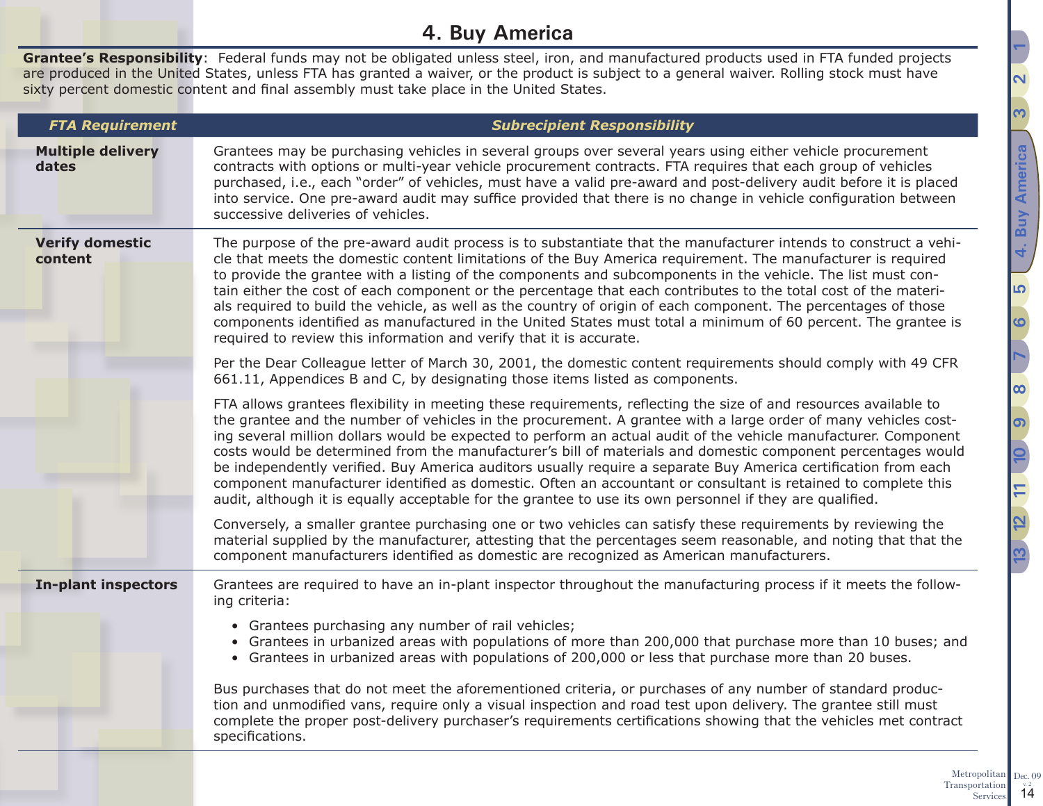# 4. Buy America

**Grantee's Responsibility**: Federal funds may not be obligated unless steel, iron, and manufactured products used in FTA funded projects are produced in the United States, unless FTA has granted a waiver, or the product is subject to a general waiver. Rolling stock must have sixty percent domestic content and final assembly must take place in the United States.

| *FTA Requirement* | *Subrecipient Responsibility* |
|---|---|
| **Multiple delivery dates** | Grantees may be purchasing vehicles in several groups over several years using either vehicle procurement contracts with options or multi-year vehicle procurement contracts. FTA requires that each group of vehicles purchased, i.e., each "order" of vehicles, must have a valid pre-award and post-delivery audit before it is placed into service. One pre-award audit may suffice provided that there is no change in vehicle configuration between successive deliveries of vehicles. |
| **Verify domestic content** | The purpose of the pre-award audit process is to substantiate that the manufacturer intends to construct a vehicle that meets the domestic content limitations of the Buy America requirement. The manufacturer is required to provide the grantee with a listing of the components and subcomponents in the vehicle. The list must contain either the cost of each component or the percentage that each contributes to the total cost of the materials required to build the vehicle, as well as the country of origin of each component. The percentages of those components identified as manufactured in the United States must total a minimum of 60 percent. The grantee is required to review this information and verify that it is accurate.<br><br>Per the Dear Colleague letter of March 30, 2001, the domestic content requirements should comply with 49 CFR 661.11, Appendices B and C, by designating those items listed as components.<br><br>FTA allows grantees flexibility in meeting these requirements, reflecting the size of and resources available to the grantee and the number of vehicles in the procurement. A grantee with a large order of many vehicles costing several million dollars would be expected to perform an actual audit of the vehicle manufacturer. Component costs would be determined from the manufacturer's bill of materials and domestic component percentages would be independently verified. Buy America auditors usually require a separate Buy America certification from each component manufacturer identified as domestic. Often an accountant or consultant is retained to complete this audit, although it is equally acceptable for the grantee to use its own personnel if they are qualified.<br><br>Conversely, a smaller grantee purchasing one or two vehicles can satisfy these requirements by reviewing the material supplied by the manufacturer, attesting that the percentages seem reasonable, and noting that that the component manufacturers identified as domestic are recognized as American manufacturers. |
| **In-plant inspectors** | Grantees are required to have an in-plant inspector throughout the manufacturing process if it meets the following criteria:<br>• Grantees purchasing any number of rail vehicles;<br>• Grantees in urbanized areas with populations of more than 200,000 that purchase more than 10 buses; and<br>• Grantees in urbanized areas with populations of 200,000 or less that purchase more than 20 buses.<br><br>Bus purchases that do not meet the aforementioned criteria, or purchases of any number of standard production and unmodified vans, require only a visual inspection and road test upon delivery. The grantee still must complete the proper post-delivery purchaser's requirements certifications showing that the vehicles met contract specifications. |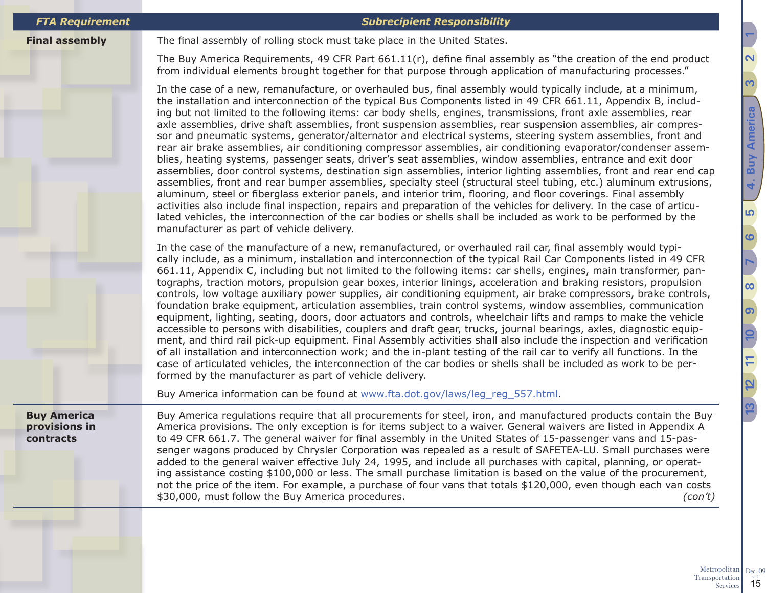| FTA Requirement | Subrecipient Responsibility |
|---|---|
| **Final assembly** | The final assembly of rolling stock must take place in the United States.<br><br>The Buy America Requirements, 49 CFR Part 661.11(r), define final assembly as "the creation of the end product from individual elements brought together for that purpose through application of manufacturing processes."<br><br>In the case of a new, remanufacture, or overhauled bus, final assembly would typically include, at a minimum, the installation and interconnection of the typical Bus Components listed in 49 CFR 661.11, Appendix B, including but not limited to the following items: car body shells, engines, transmissions, front axle assemblies, rear axle assemblies, drive shaft assemblies, front suspension assemblies, rear suspension assemblies, air compressor and pneumatic systems, generator/alternator and electrical systems, steering system assemblies, front and rear air brake assemblies, air conditioning compressor assemblies, air conditioning evaporator/condenser assemblies, heating systems, passenger seats, driver's seat assemblies, window assemblies, entrance and exit door assemblies, door control systems, destination sign assemblies, interior lighting assemblies, front and rear end cap assemblies, front and rear bumper assemblies, specialty steel (structural steel tubing, etc.) aluminum extrusions, aluminum, steel or fiberglass exterior panels, and interior trim, flooring, and floor coverings. Final assembly activities also include final inspection, repairs and preparation of the vehicles for delivery. In the case of articulated vehicles, the interconnection of the car bodies or shells shall be included as work to be performed by the manufacturer as part of vehicle delivery.<br><br>In the case of the manufacture of a new, remanufactured, or overhauled rail car, final assembly would typically include, as a minimum, installation and interconnection of the typical Rail Car Components listed in 49 CFR 661.11, Appendix C, including but not limited to the following items: car shells, engines, main transformer, pantographs, traction motors, propulsion gear boxes, interior linings, acceleration and braking resistors, propulsion controls, low voltage auxiliary power supplies, air conditioning equipment, air brake compressors, brake controls, foundation brake equipment, articulation assemblies, train control systems, window assemblies, communication equipment, lighting, seating, doors, door actuators and controls, wheelchair lifts and ramps to make the vehicle accessible to persons with disabilities, couplers and draft gear, trucks, journal bearings, axles, diagnostic equipment, and third rail pick-up equipment. Final Assembly activities shall also include the inspection and verification of all installation and interconnection work; and the in-plant testing of the rail car to verify all functions. In the case of articulated vehicles, the interconnection of the car bodies or shells shall be included as work to be performed by the manufacturer as part of vehicle delivery.<br><br>Buy America information can be found at www.fta.dot.gov/laws/leg_reg_557.html. |
| **Buy America provisions in contracts** | Buy America regulations require that all procurements for steel, iron, and manufactured products contain the Buy America provisions. The only exception is for items subject to a waiver. General waivers are listed in Appendix A to 49 CFR 661.7. The general waiver for final assembly in the United States of 15-passenger vans and 15-passenger wagons produced by Chrysler Corporation was repealed as a result of SAFETEA-LU. Small purchases were added to the general waiver effective July 24, 1995, and include all purchases with capital, planning, or operating assistance costing $100,000 or less. The small purchase limitation is based on the value of the procurement, not the price of the item. For example, a purchase of four vans that totals $120,000, even though each van costs $30,000, must follow the Buy America procedures. *(con't)* |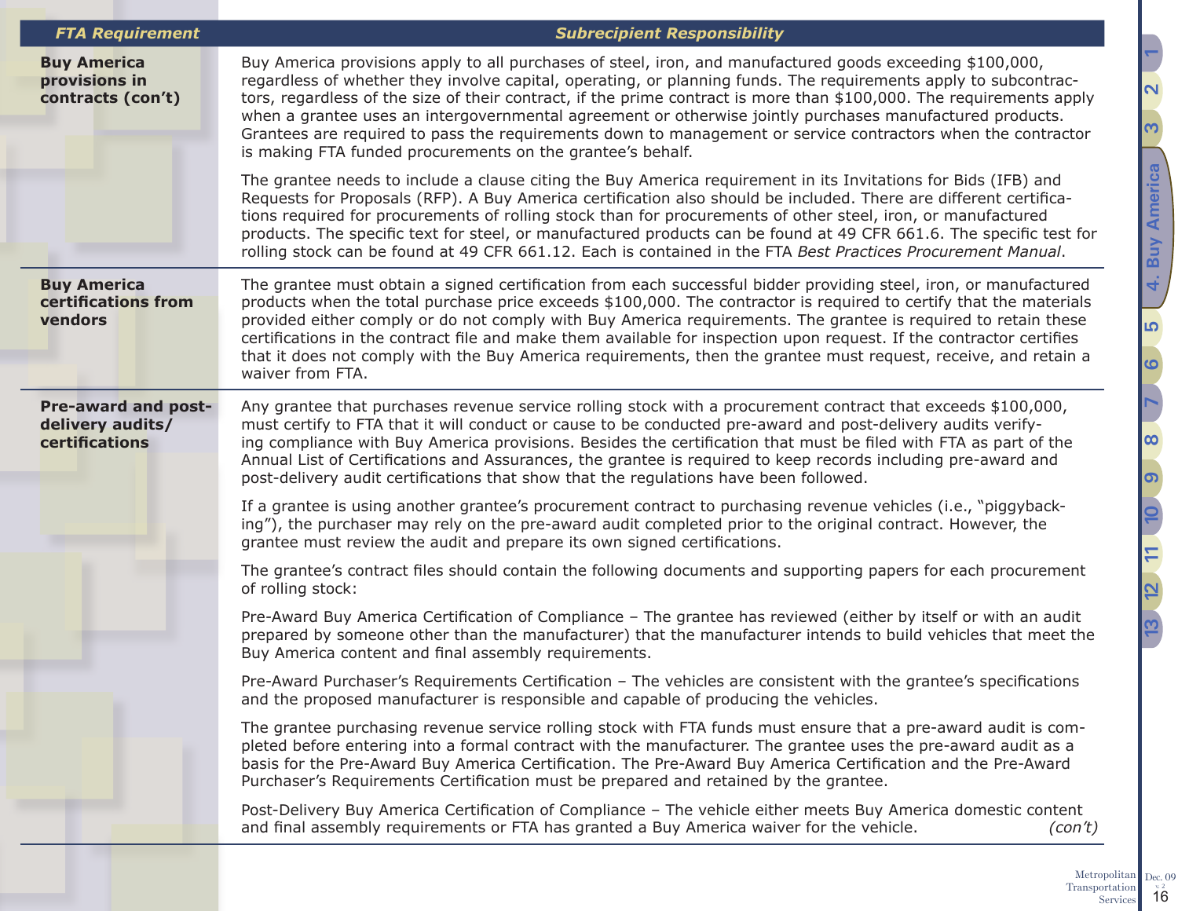| FTA Requirement | Subrecipient Responsibility |
|---|---|
| **Buy America provisions in contracts (con't)** | Buy America provisions apply to all purchases of steel, iron, and manufactured goods exceeding $100,000, regardless of whether they involve capital, operating, or planning funds. The requirements apply to subcontractors, regardless of the size of their contract, if the prime contract is more than $100,000. The requirements apply when a grantee uses an intergovernmental agreement or otherwise jointly purchases manufactured products. Grantees are required to pass the requirements down to management or service contractors when the contractor is making FTA funded procurements on the grantee's behalf.<br><br>The grantee needs to include a clause citing the Buy America requirement in its Invitations for Bids (IFB) and Requests for Proposals (RFP). A Buy America certification also should be included. There are different certifications required for procurements of rolling stock than for procurements of other steel, iron, or manufactured products. The specific text for steel, or manufactured products can be found at 49 CFR 661.6. The specific test for rolling stock can be found at 49 CFR 661.12. Each is contained in the FTA *Best Practices Procurement Manual*. |
| **Buy America certifications from vendors** | The grantee must obtain a signed certification from each successful bidder providing steel, iron, or manufactured products when the total purchase price exceeds $100,000. The contractor is required to certify that the materials provided either comply or do not comply with Buy America requirements. The grantee is required to retain these certifications in the contract file and make them available for inspection upon request. If the contractor certifies that it does not comply with the Buy America requirements, then the grantee must request, receive, and retain a waiver from FTA. |
| **Pre-award and post-delivery audits/ certifications** | Any grantee that purchases revenue service rolling stock with a procurement contract that exceeds $100,000, must certify to FTA that it will conduct or cause to be conducted pre-award and post-delivery audits verifying compliance with Buy America provisions. Besides the certification that must be filed with FTA as part of the Annual List of Certifications and Assurances, the grantee is required to keep records including pre-award and post-delivery audit certifications that show that the regulations have been followed.<br><br>If a grantee is using another grantee's procurement contract to purchasing revenue vehicles (i.e., "piggybacking"), the purchaser may rely on the pre-award audit completed prior to the original contract. However, the grantee must review the audit and prepare its own signed certifications.<br><br>The grantee's contract files should contain the following documents and supporting papers for each procurement of rolling stock:<br><br>Pre-Award Buy America Certification of Compliance – The grantee has reviewed (either by itself or with an audit prepared by someone other than the manufacturer) that the manufacturer intends to build vehicles that meet the Buy America content and final assembly requirements.<br><br>Pre-Award Purchaser's Requirements Certification – The vehicles are consistent with the grantee's specifications and the proposed manufacturer is responsible and capable of producing the vehicles.<br><br>The grantee purchasing revenue service rolling stock with FTA funds must ensure that a pre-award audit is completed before entering into a formal contract with the manufacturer. The grantee uses the pre-award audit as a basis for the Pre-Award Buy America Certification. The Pre-Award Buy America Certification and the Pre-Award Purchaser's Requirements Certification must be prepared and retained by the grantee.<br><br>Post-Delivery Buy America Certification of Compliance – The vehicle either meets Buy America domestic content and final assembly requirements or FTA has granted a Buy America waiver for the vehicle. *(con't)* |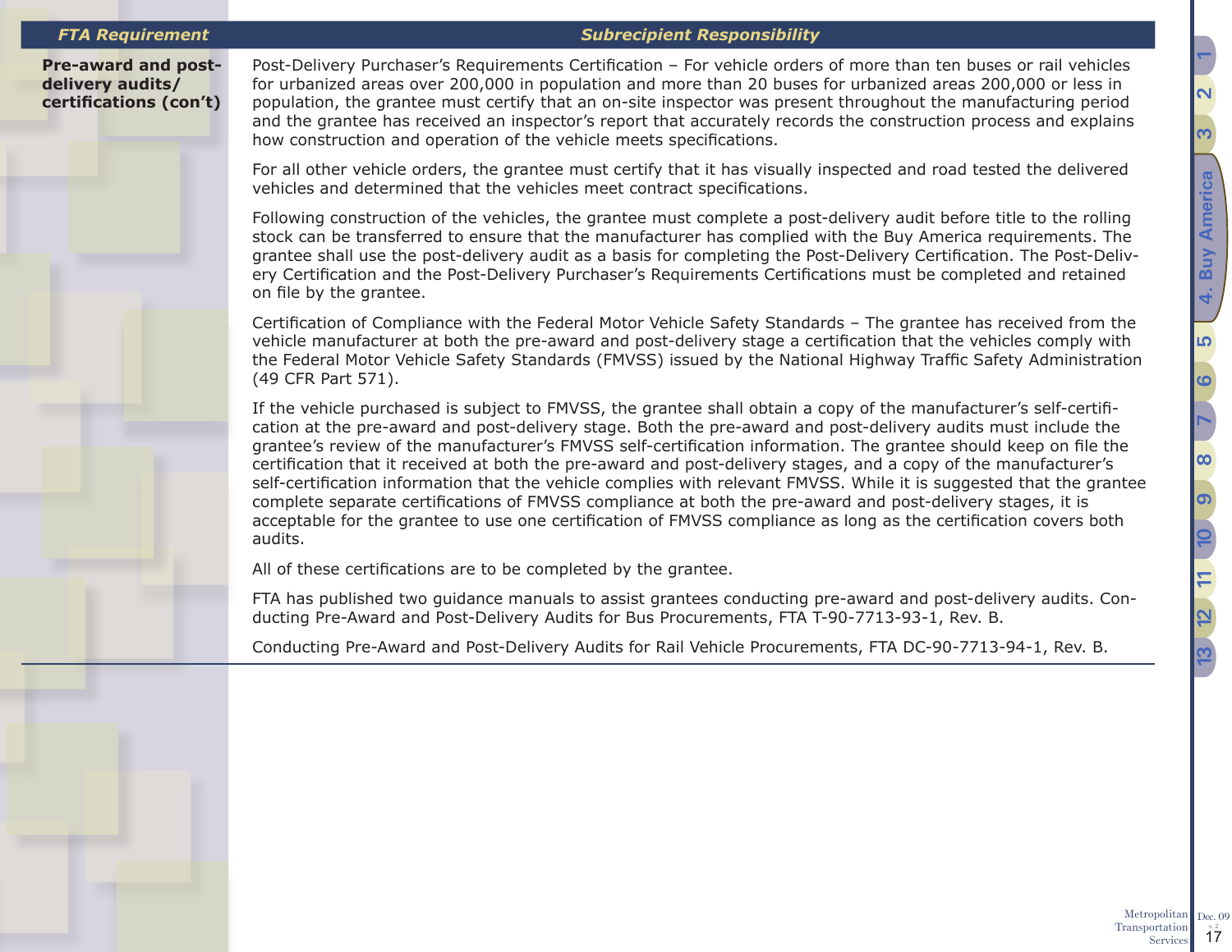| FTA Requirement | Subrecipient Responsibility |
| --- | --- |
| **Pre-award and post-delivery audits/ certifications (con't)** | Post-Delivery Purchaser's Requirements Certification – For vehicle orders of more than ten buses or rail vehicles for urbanized areas over 200,000 in population and more than 20 buses for urbanized areas 200,000 or less in population, the grantee must certify that an on-site inspector was present throughout the manufacturing period and the grantee has received an inspector's report that accurately records the construction process and explains how construction and operation of the vehicle meets specifications.<br><br>For all other vehicle orders, the grantee must certify that it has visually inspected and road tested the delivered vehicles and determined that the vehicles meet contract specifications.<br><br>Following construction of the vehicles, the grantee must complete a post-delivery audit before title to the rolling stock can be transferred to ensure that the manufacturer has complied with the Buy America requirements. The grantee shall use the post-delivery audit as a basis for completing the Post-Delivery Certification. The Post-Delivery Certification and the Post-Delivery Purchaser's Requirements Certifications must be completed and retained on file by the grantee.<br><br>Certification of Compliance with the Federal Motor Vehicle Safety Standards – The grantee has received from the vehicle manufacturer at both the pre-award and post-delivery stage a certification that the vehicles comply with the Federal Motor Vehicle Safety Standards (FMVSS) issued by the National Highway Traffic Safety Administration (49 CFR Part 571).<br><br>If the vehicle purchased is subject to FMVSS, the grantee shall obtain a copy of the manufacturer's self-certification at the pre-award and post-delivery stage. Both the pre-award and post-delivery audits must include the grantee's review of the manufacturer's FMVSS self-certification information. The grantee should keep on file the certification that it received at both the pre-award and post-delivery stages, and a copy of the manufacturer's self-certification information that the vehicle complies with relevant FMVSS. While it is suggested that the grantee complete separate certifications of FMVSS compliance at both the pre-award and post-delivery stages, it is acceptable for the grantee to use one certification of FMVSS compliance as long as the certification covers both audits.<br><br>All of these certifications are to be completed by the grantee.<br><br>FTA has published two guidance manuals to assist grantees conducting pre-award and post-delivery audits. Conducting Pre-Award and Post-Delivery Audits for Bus Procurements, FTA T-90-7713-93-1, Rev. B.<br><br>Conducting Pre-Award and Post-Delivery Audits for Rail Vehicle Procurements, FTA DC-90-7713-94-1, Rev. B. |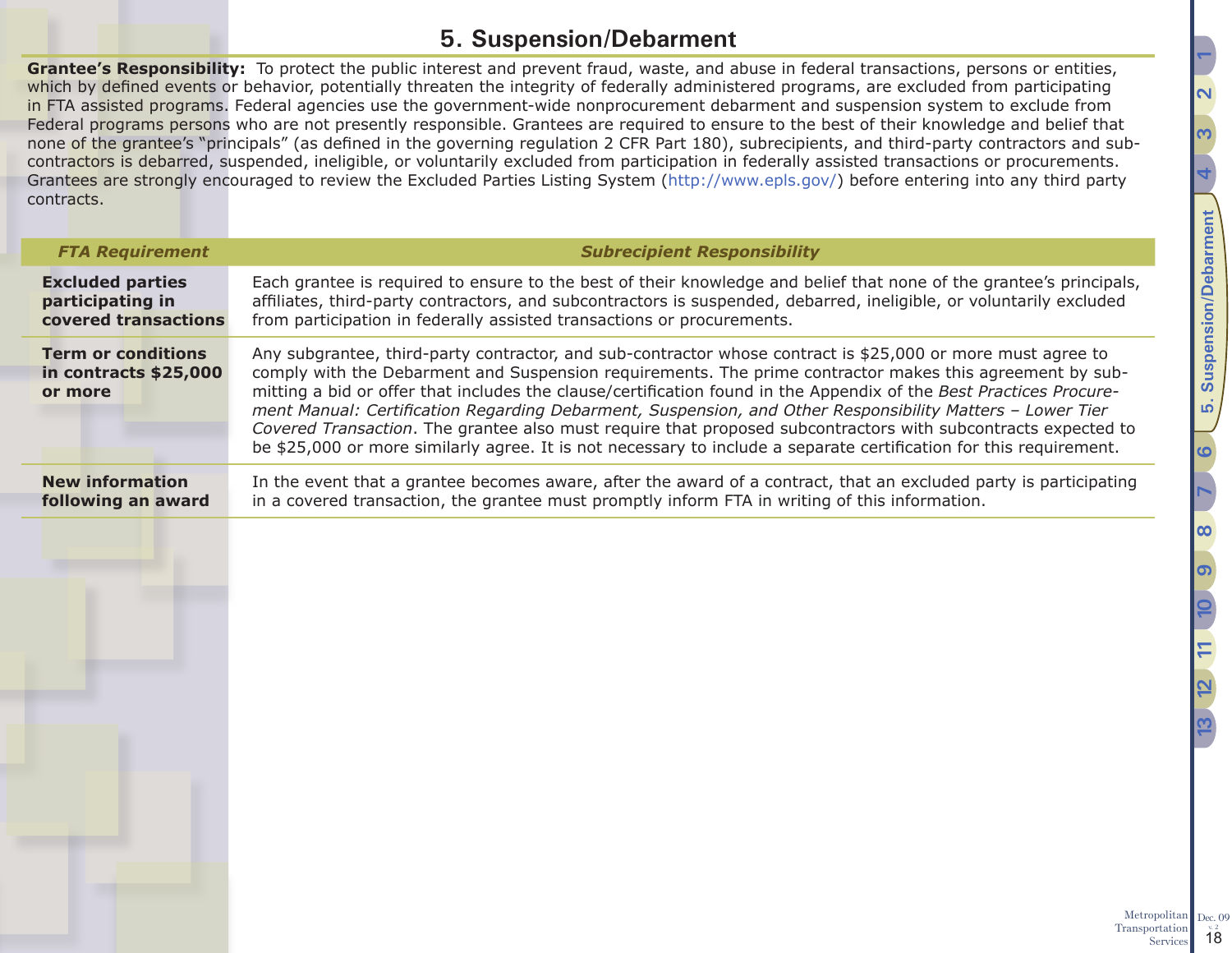# 5. Suspension/Debarment

**Grantee's Responsibility:** To protect the public interest and prevent fraud, waste, and abuse in federal transactions, persons or entities, which by defined events or behavior, potentially threaten the integrity of federally administered programs, are excluded from participating in FTA assisted programs. Federal agencies use the government-wide nonprocurement debarment and suspension system to exclude from Federal programs persons who are not presently responsible. Grantees are required to ensure to the best of their knowledge and belief that none of the grantee's "principals" (as defined in the governing regulation 2 CFR Part 180), subrecipients, and third-party contractors and sub-contractors is debarred, suspended, ineligible, or voluntarily excluded from participation in federally assisted transactions or procurements. Grantees are strongly encouraged to review the Excluded Parties Listing System (http://www.epls.gov/) before entering into any third party contracts.

| *FTA Requirement* | *Subrecipient Responsibility* |
|---|---|
| **Excluded parties participating in covered transactions** | Each grantee is required to ensure to the best of their knowledge and belief that none of the grantee's principals, affiliates, third-party contractors, and subcontractors is suspended, debarred, ineligible, or voluntarily excluded from participation in federally assisted transactions or procurements. |
| **Term or conditions in contracts $25,000 or more** | Any subgrantee, third-party contractor, and sub-contractor whose contract is $25,000 or more must agree to comply with the Debarment and Suspension requirements. The prime contractor makes this agreement by submitting a bid or offer that includes the clause/certification found in the Appendix of the *Best Practices Procurement Manual: Certification Regarding Debarment, Suspension, and Other Responsibility Matters – Lower Tier Covered Transaction*. The grantee also must require that proposed subcontractors with subcontracts expected to be $25,000 or more similarly agree. It is not necessary to include a separate certification for this requirement. |
| **New information following an award** | In the event that a grantee becomes aware, after the award of a contract, that an excluded party is participating in a covered transaction, the grantee must promptly inform FTA in writing of this information. |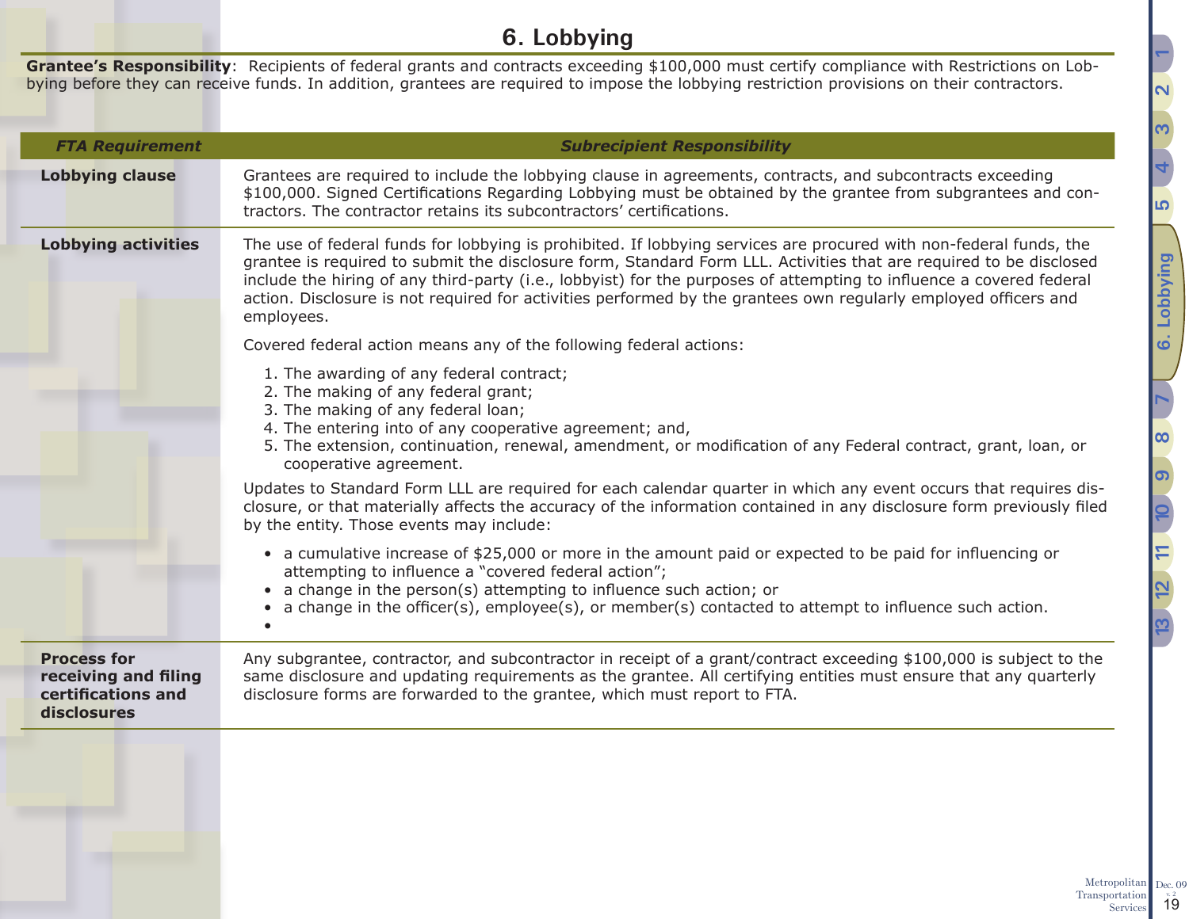# 6. Lobbying

**Grantee's Responsibility**: Recipients of federal grants and contracts exceeding $100,000 must certify compliance with Restrictions on Lobbying before they can receive funds. In addition, grantees are required to impose the lobbying restriction provisions on their contractors.

| *FTA Requirement* | *Subrecipient Responsibility* |
|---|---|
| **Lobbying clause** | Grantees are required to include the lobbying clause in agreements, contracts, and subcontracts exceeding $100,000. Signed Certifications Regarding Lobbying must be obtained by the grantee from subgrantees and contractors. The contractor retains its subcontractors' certifications. |
| **Lobbying activities** | The use of federal funds for lobbying is prohibited. If lobbying services are procured with non-federal funds, the grantee is required to submit the disclosure form, Standard Form LLL. Activities that are required to be disclosed include the hiring of any third-party (i.e., lobbyist) for the purposes of attempting to influence a covered federal action. Disclosure is not required for activities performed by the grantees own regularly employed officers and employees.<br><br>Covered federal action means any of the following federal actions:<br><br>1. The awarding of any federal contract;<br>2. The making of any federal grant;<br>3. The making of any federal loan;<br>4. The entering into of any cooperative agreement; and,<br>5. The extension, continuation, renewal, amendment, or modification of any Federal contract, grant, loan, or cooperative agreement.<br><br>Updates to Standard Form LLL are required for each calendar quarter in which any event occurs that requires disclosure, or that materially affects the accuracy of the information contained in any disclosure form previously filed by the entity. Those events may include:<br><br>• a cumulative increase of $25,000 or more in the amount paid or expected to be paid for influencing or attempting to influence a "covered federal action";<br>• a change in the person(s) attempting to influence such action; or<br>• a change in the officer(s), employee(s), or member(s) contacted to attempt to influence such action.<br>• |
| **Process for receiving and filing certifications and disclosures** | Any subgrantee, contractor, and subcontractor in receipt of a grant/contract exceeding $100,000 is subject to the same disclosure and updating requirements as the grantee. All certifying entities must ensure that any quarterly disclosure forms are forwarded to the grantee, which must report to FTA. |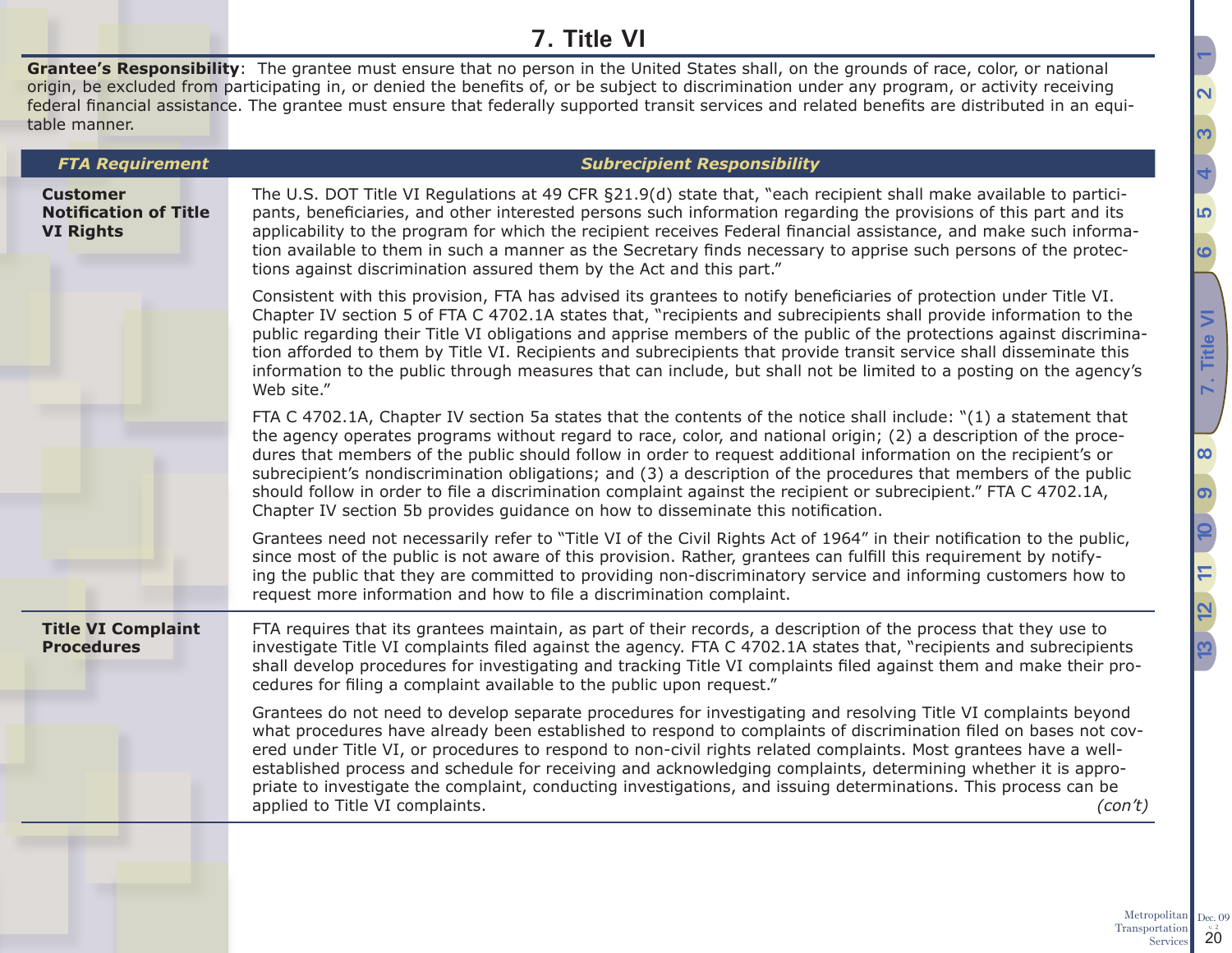# 7. Title VI

**Grantee's Responsibility**: The grantee must ensure that no person in the United States shall, on the grounds of race, color, or national origin, be excluded from participating in, or denied the benefits of, or be subject to discrimination under any program, or activity receiving federal financial assistance. The grantee must ensure that federally supported transit services and related benefits are distributed in an equitable manner.

| *FTA Requirement* | *Subrecipient Responsibility* |
|---|---|
| **Customer Notification of Title VI Rights** | The U.S. DOT Title VI Regulations at 49 CFR §21.9(d) state that, "each recipient shall make available to participants, beneficiaries, and other interested persons such information regarding the provisions of this part and its applicability to the program for which the recipient receives Federal financial assistance, and make such information available to them in such a manner as the Secretary finds necessary to apprise such persons of the protections against discrimination assured them by the Act and this part."<br><br>Consistent with this provision, FTA has advised its grantees to notify beneficiaries of protection under Title VI. Chapter IV section 5 of FTA C 4702.1A states that, "recipients and subrecipients shall provide information to the public regarding their Title VI obligations and apprise members of the public of the protections against discrimination afforded to them by Title VI. Recipients and subrecipients that provide transit service shall disseminate this information to the public through measures that can include, but shall not be limited to a posting on the agency's Web site."<br><br>FTA C 4702.1A, Chapter IV section 5a states that the contents of the notice shall include: "(1) a statement that the agency operates programs without regard to race, color, and national origin; (2) a description of the procedures that members of the public should follow in order to request additional information on the recipient's or subrecipient's nondiscrimination obligations; and (3) a description of the procedures that members of the public should follow in order to file a discrimination complaint against the recipient or subrecipient." FTA C 4702.1A, Chapter IV section 5b provides guidance on how to disseminate this notification.<br><br>Grantees need not necessarily refer to "Title VI of the Civil Rights Act of 1964" in their notification to the public, since most of the public is not aware of this provision. Rather, grantees can fulfill this requirement by notifying the public that they are committed to providing non-discriminatory service and informing customers how to request more information and how to file a discrimination complaint. |
| **Title VI Complaint Procedures** | FTA requires that its grantees maintain, as part of their records, a description of the process that they use to investigate Title VI complaints filed against the agency. FTA C 4702.1A states that, "recipients and subrecipients shall develop procedures for investigating and tracking Title VI complaints filed against them and make their procedures for filing a complaint available to the public upon request."<br><br>Grantees do not need to develop separate procedures for investigating and resolving Title VI complaints beyond what procedures have already been established to respond to complaints of discrimination filed on bases not covered under Title VI, or procedures to respond to non-civil rights related complaints. Most grantees have a well-established process and schedule for receiving and acknowledging complaints, determining whether it is appropriate to investigate the complaint, conducting investigations, and issuing determinations. This process can be applied to Title VI complaints. *(con't)* |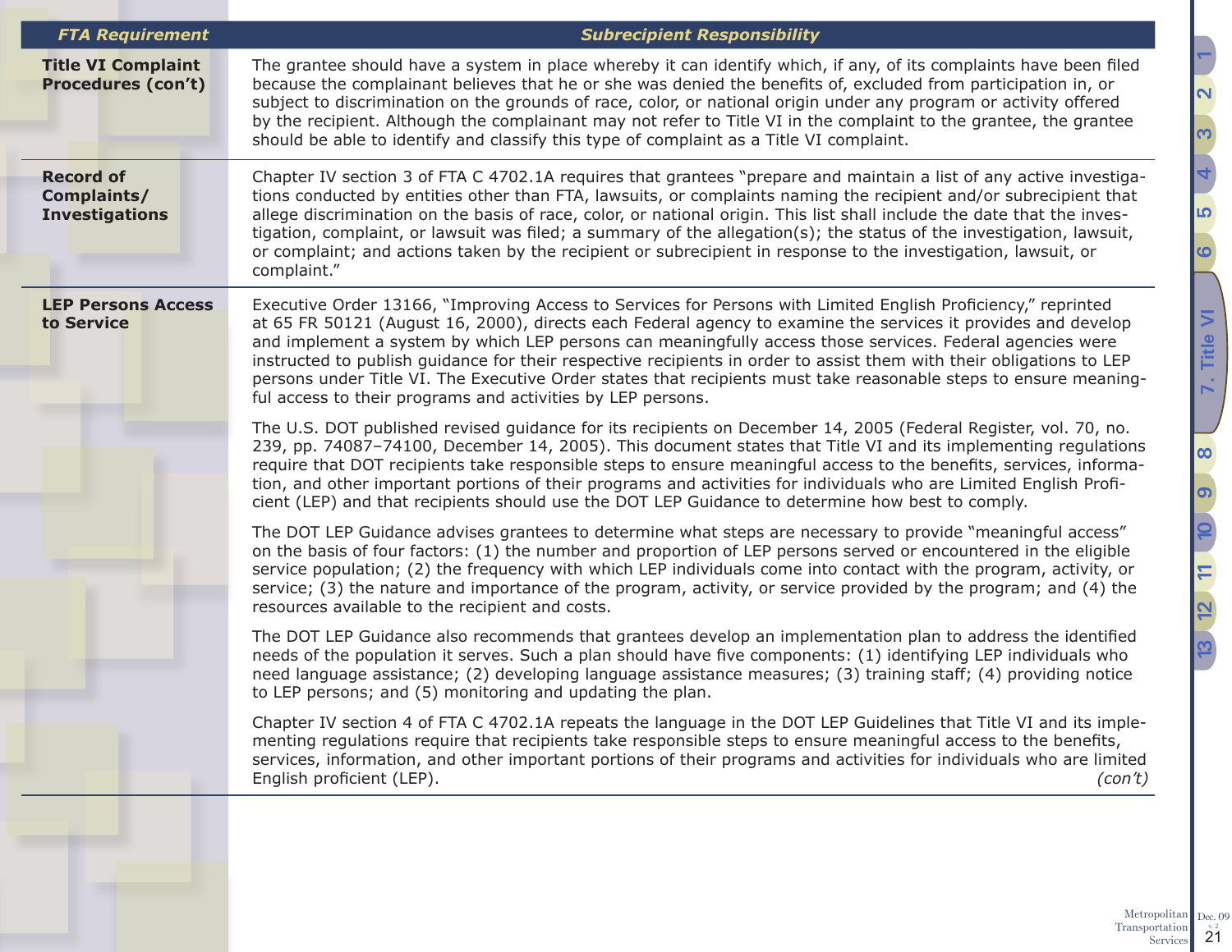| FTA Requirement | Subrecipient Responsibility |
|---|---|
| **Title VI Complaint Procedures (con't)** | The grantee should have a system in place whereby it can identify which, if any, of its complaints have been filed because the complainant believes that he or she was denied the benefits of, excluded from participation in, or subject to discrimination on the grounds of race, color, or national origin under any program or activity offered by the recipient. Although the complainant may not refer to Title VI in the complaint to the grantee, the grantee should be able to identify and classify this type of complaint as a Title VI complaint. |
| **Record of Complaints/ Investigations** | Chapter IV section 3 of FTA C 4702.1A requires that grantees "prepare and maintain a list of any active investigations conducted by entities other than FTA, lawsuits, or complaints naming the recipient and/or subrecipient that allege discrimination on the basis of race, color, or national origin. This list shall include the date that the investigation, complaint, or lawsuit was filed; a summary of the allegation(s); the status of the investigation, lawsuit, or complaint; and actions taken by the recipient or subrecipient in response to the investigation, lawsuit, or complaint." |
| **LEP Persons Access to Service** | Executive Order 13166, "Improving Access to Services for Persons with Limited English Proficiency," reprinted at 65 FR 50121 (August 16, 2000), directs each Federal agency to examine the services it provides and develop and implement a system by which LEP persons can meaningfully access those services. Federal agencies were instructed to publish guidance for their respective recipients in order to assist them with their obligations to LEP persons under Title VI. The Executive Order states that recipients must take reasonable steps to ensure meaningful access to their programs and activities by LEP persons.<br><br>The U.S. DOT published revised guidance for its recipients on December 14, 2005 (Federal Register, vol. 70, no. 239, pp. 74087–74100, December 14, 2005). This document states that Title VI and its implementing regulations require that DOT recipients take responsible steps to ensure meaningful access to the benefits, services, information, and other important portions of their programs and activities for individuals who are Limited English Proficient (LEP) and that recipients should use the DOT LEP Guidance to determine how best to comply.<br><br>The DOT LEP Guidance advises grantees to determine what steps are necessary to provide "meaningful access" on the basis of four factors: (1) the number and proportion of LEP persons served or encountered in the eligible service population; (2) the frequency with which LEP individuals come into contact with the program, activity, or service; (3) the nature and importance of the program, activity, or service provided by the program; and (4) the resources available to the recipient and costs.<br><br>The DOT LEP Guidance also recommends that grantees develop an implementation plan to address the identified needs of the population it serves. Such a plan should have five components: (1) identifying LEP individuals who need language assistance; (2) developing language assistance measures; (3) training staff; (4) providing notice to LEP persons; and (5) monitoring and updating the plan.<br><br>Chapter IV section 4 of FTA C 4702.1A repeats the language in the DOT LEP Guidelines that Title VI and its implementing regulations require that recipients take responsible steps to ensure meaningful access to the benefits, services, information, and other important portions of their programs and activities for individuals who are limited English proficient (LEP). *(con't)* |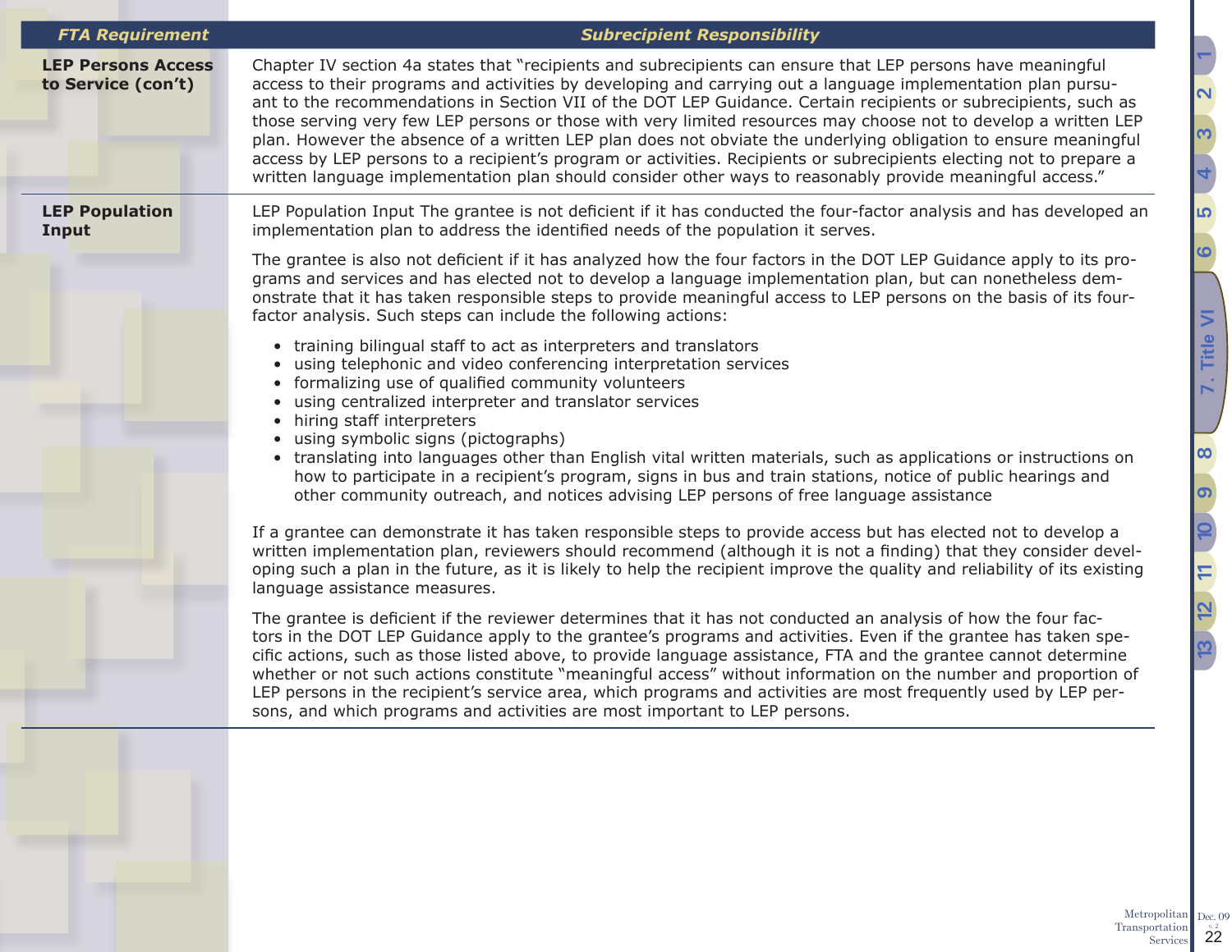| FTA Requirement | Subrecipient Responsibility |
|---|---|
| **LEP Persons Access to Service (con't)** | Chapter IV section 4a states that "recipients and subrecipients can ensure that LEP persons have meaningful access to their programs and activities by developing and carrying out a language implementation plan pursuant to the recommendations in Section VII of the DOT LEP Guidance. Certain recipients or subrecipients, such as those serving very few LEP persons or those with very limited resources may choose not to develop a written LEP plan. However the absence of a written LEP plan does not obviate the underlying obligation to ensure meaningful access by LEP persons to a recipient's program or activities. Recipients or subrecipients electing not to prepare a written language implementation plan should consider other ways to reasonably provide meaningful access." |
| **LEP Population Input** | LEP Population Input The grantee is not deficient if it has conducted the four-factor analysis and has developed an implementation plan to address the identified needs of the population it serves.<br><br>The grantee is also not deficient if it has analyzed how the four factors in the DOT LEP Guidance apply to its programs and services and has elected not to develop a language implementation plan, but can nonetheless demonstrate that it has taken responsible steps to provide meaningful access to LEP persons on the basis of its four-factor analysis. Such steps can include the following actions:<br>• training bilingual staff to act as interpreters and translators<br>• using telephonic and video conferencing interpretation services<br>• formalizing use of qualified community volunteers<br>• using centralized interpreter and translator services<br>• hiring staff interpreters<br>• using symbolic signs (pictographs)<br>• translating into languages other than English vital written materials, such as applications or instructions on how to participate in a recipient's program, signs in bus and train stations, notice of public hearings and other community outreach, and notices advising LEP persons of free language assistance<br><br>If a grantee can demonstrate it has taken responsible steps to provide access but has elected not to develop a written implementation plan, reviewers should recommend (although it is not a finding) that they consider developing such a plan in the future, as it is likely to help the recipient improve the quality and reliability of its existing language assistance measures.<br><br>The grantee is deficient if the reviewer determines that it has not conducted an analysis of how the four factors in the DOT LEP Guidance apply to the grantee's programs and activities. Even if the grantee has taken specific actions, such as those listed above, to provide language assistance, FTA and the grantee cannot determine whether or not such actions constitute "meaningful access" without information on the number and proportion of LEP persons in the recipient's service area, which programs and activities are most frequently used by LEP persons, and which programs and activities are most important to LEP persons. |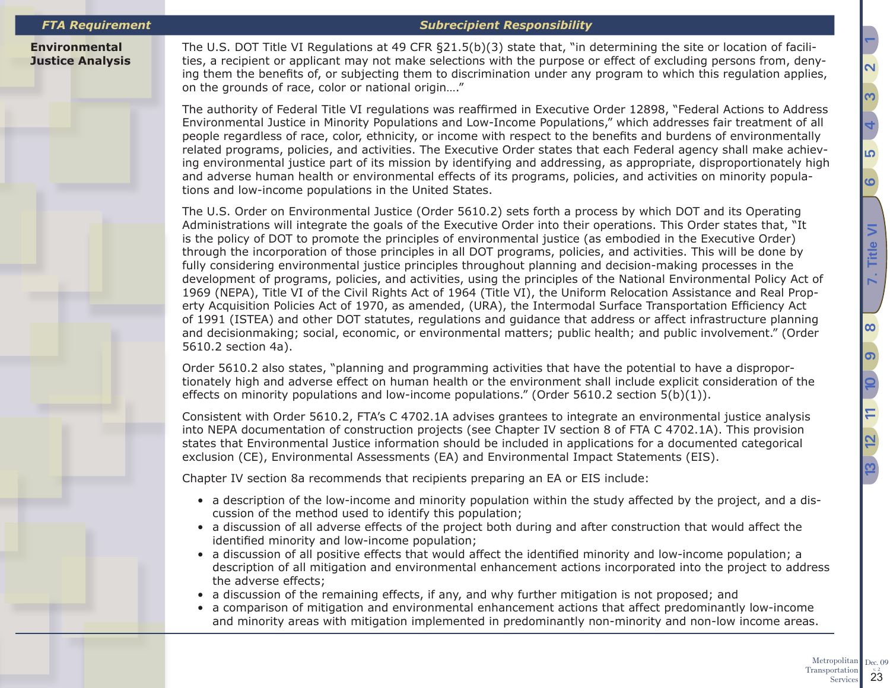| FTA Requirement | Subrecipient Responsibility |
|---|---|
| **Environmental Justice Analysis** | The U.S. DOT Title VI Regulations at 49 CFR §21.5(b)(3) state that, "in determining the site or location of facilities, a recipient or applicant may not make selections with the purpose or effect of excluding persons from, denying them the benefits of, or subjecting them to discrimination under any program to which this regulation applies, on the grounds of race, color or national origin…."<br><br>The authority of Federal Title VI regulations was reaffirmed in Executive Order 12898, "Federal Actions to Address Environmental Justice in Minority Populations and Low-Income Populations," which addresses fair treatment of all people regardless of race, color, ethnicity, or income with respect to the benefits and burdens of environmentally related programs, policies, and activities. The Executive Order states that each Federal agency shall make achieving environmental justice part of its mission by identifying and addressing, as appropriate, disproportionately high and adverse human health or environmental effects of its programs, policies, and activities on minority populations and low-income populations in the United States.<br><br>The U.S. Order on Environmental Justice (Order 5610.2) sets forth a process by which DOT and its Operating Administrations will integrate the goals of the Executive Order into their operations. This Order states that, "It is the policy of DOT to promote the principles of environmental justice (as embodied in the Executive Order) through the incorporation of those principles in all DOT programs, policies, and activities. This will be done by fully considering environmental justice principles throughout planning and decision-making processes in the development of programs, policies, and activities, using the principles of the National Environmental Policy Act of 1969 (NEPA), Title VI of the Civil Rights Act of 1964 (Title VI), the Uniform Relocation Assistance and Real Property Acquisition Policies Act of 1970, as amended, (URA), the Intermodal Surface Transportation Efficiency Act of 1991 (ISTEA) and other DOT statutes, regulations and guidance that address or affect infrastructure planning and decisionmaking; social, economic, or environmental matters; public health; and public involvement." (Order 5610.2 section 4a).<br><br>Order 5610.2 also states, "planning and programming activities that have the potential to have a disproportionately high and adverse effect on human health or the environment shall include explicit consideration of the effects on minority populations and low-income populations." (Order 5610.2 section 5(b)(1)).<br><br>Consistent with Order 5610.2, FTA's C 4702.1A advises grantees to integrate an environmental justice analysis into NEPA documentation of construction projects (see Chapter IV section 8 of FTA C 4702.1A). This provision states that Environmental Justice information should be included in applications for a documented categorical exclusion (CE), Environmental Assessments (EA) and Environmental Impact Statements (EIS).<br><br>Chapter IV section 8a recommends that recipients preparing an EA or EIS include:<br>• a description of the low-income and minority population within the study affected by the project, and a discussion of the method used to identify this population;<br>• a discussion of all adverse effects of the project both during and after construction that would affect the identified minority and low-income population;<br>• a discussion of all positive effects that would affect the identified minority and low-income population; a description of all mitigation and environmental enhancement actions incorporated into the project to address the adverse effects;<br>• a discussion of the remaining effects, if any, and why further mitigation is not proposed; and<br>• a comparison of mitigation and environmental enhancement actions that affect predominantly low-income and minority areas with mitigation implemented in predominantly non-minority and non-low income areas. |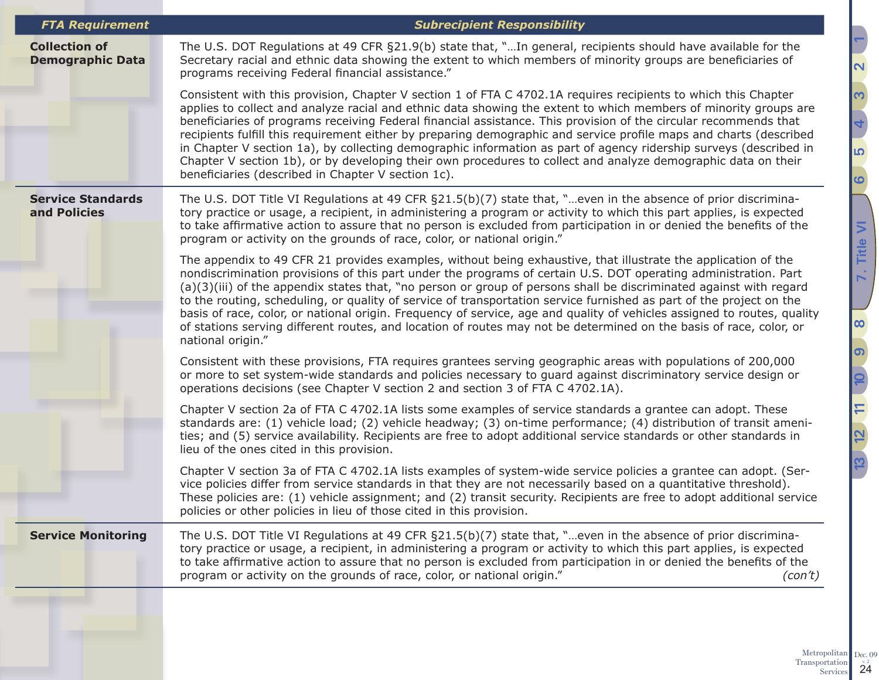| FTA Requirement | Subrecipient Responsibility |
|---|---|
| **Collection of Demographic Data** | The U.S. DOT Regulations at 49 CFR §21.9(b) state that, "…In general, recipients should have available for the Secretary racial and ethnic data showing the extent to which members of minority groups are beneficiaries of programs receiving Federal financial assistance."<br><br>Consistent with this provision, Chapter V section 1 of FTA C 4702.1A requires recipients to which this Chapter applies to collect and analyze racial and ethnic data showing the extent to which members of minority groups are beneficiaries of programs receiving Federal financial assistance. This provision of the circular recommends that recipients fulfill this requirement either by preparing demographic and service profile maps and charts (described in Chapter V section 1a), by collecting demographic information as part of agency ridership surveys (described in Chapter V section 1b), or by developing their own procedures to collect and analyze demographic data on their beneficiaries (described in Chapter V section 1c). |
| **Service Standards and Policies** | The U.S. DOT Title VI Regulations at 49 CFR §21.5(b)(7) state that, "…even in the absence of prior discriminatory practice or usage, a recipient, in administering a program or activity to which this part applies, is expected to take affirmative action to assure that no person is excluded from participation in or denied the benefits of the program or activity on the grounds of race, color, or national origin."<br><br>The appendix to 49 CFR 21 provides examples, without being exhaustive, that illustrate the application of the nondiscrimination provisions of this part under the programs of certain U.S. DOT operating administration. Part (a)(3)(iii) of the appendix states that, "no person or group of persons shall be discriminated against with regard to the routing, scheduling, or quality of service of transportation service furnished as part of the project on the basis of race, color, or national origin. Frequency of service, age and quality of vehicles assigned to routes, quality of stations serving different routes, and location of routes may not be determined on the basis of race, color, or national origin."<br><br>Consistent with these provisions, FTA requires grantees serving geographic areas with populations of 200,000 or more to set system-wide standards and policies necessary to guard against discriminatory service design or operations decisions (see Chapter V section 2 and section 3 of FTA C 4702.1A).<br><br>Chapter V section 2a of FTA C 4702.1A lists some examples of service standards a grantee can adopt. These standards are: (1) vehicle load; (2) vehicle headway; (3) on-time performance; (4) distribution of transit amenities; and (5) service availability. Recipients are free to adopt additional service standards or other standards in lieu of the ones cited in this provision.<br><br>Chapter V section 3a of FTA C 4702.1A lists examples of system-wide service policies a grantee can adopt. (Service policies differ from service standards in that they are not necessarily based on a quantitative threshold). These policies are: (1) vehicle assignment; and (2) transit security. Recipients are free to adopt additional service policies or other policies in lieu of those cited in this provision. |
| **Service Monitoring** | The U.S. DOT Title VI Regulations at 49 CFR §21.5(b)(7) state that, "…even in the absence of prior discriminatory practice or usage, a recipient, in administering a program or activity to which this part applies, is expected to take affirmative action to assure that no person is excluded from participation in or denied the benefits of the program or activity on the grounds of race, color, or national origin." *(con't)* |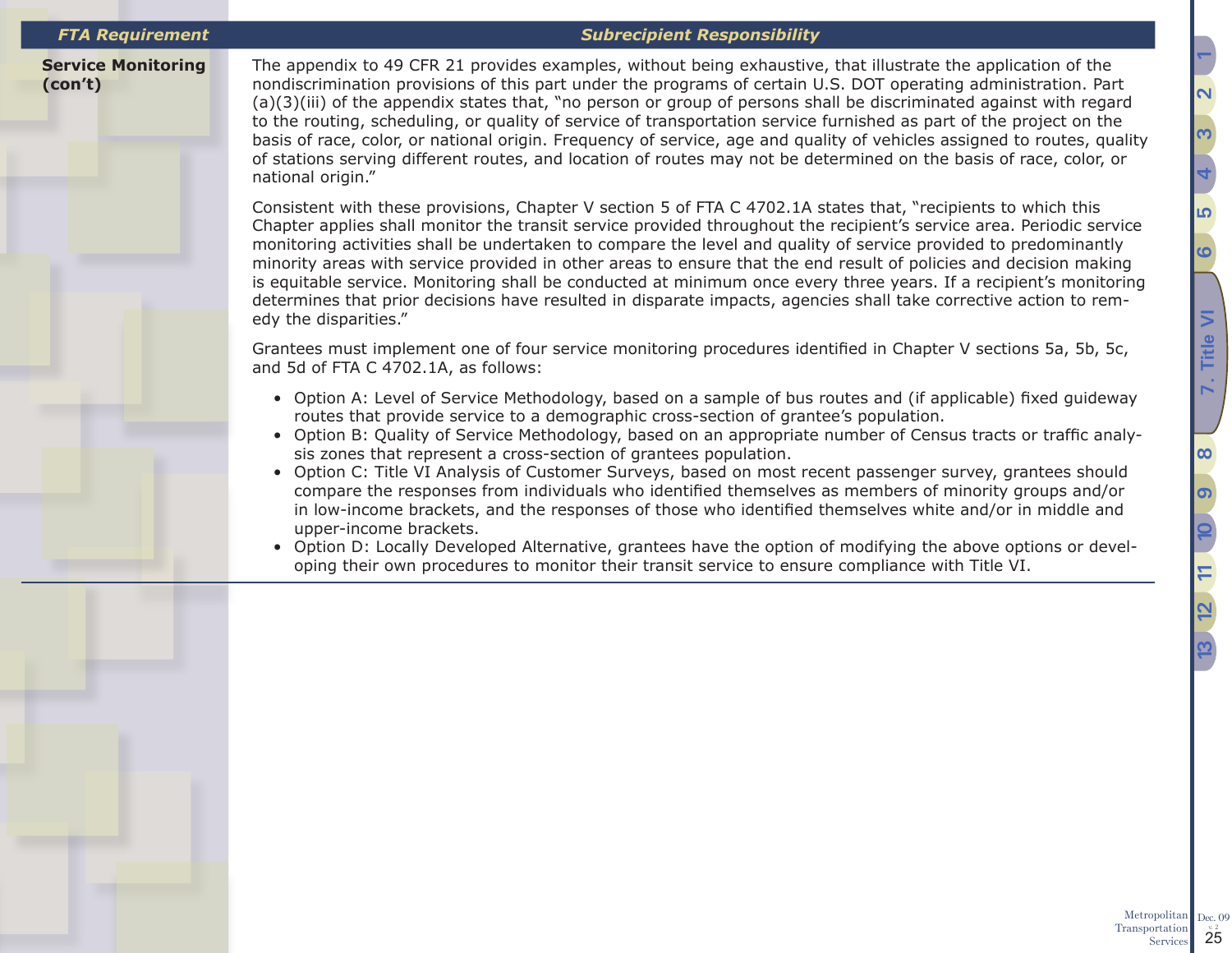| FTA Requirement | Subrecipient Responsibility |
|---|---|
| **Service Monitoring (con't)** | The appendix to 49 CFR 21 provides examples, without being exhaustive, that illustrate the application of the nondiscrimination provisions of this part under the programs of certain U.S. DOT operating administration. Part (a)(3)(iii) of the appendix states that, "no person or group of persons shall be discriminated against with regard to the routing, scheduling, or quality of service of transportation service furnished as part of the project on the basis of race, color, or national origin. Frequency of service, age and quality of vehicles assigned to routes, quality of stations serving different routes, and location of routes may not be determined on the basis of race, color, or national origin."<br><br>Consistent with these provisions, Chapter V section 5 of FTA C 4702.1A states that, "recipients to which this Chapter applies shall monitor the transit service provided throughout the recipient's service area. Periodic service monitoring activities shall be undertaken to compare the level and quality of service provided to predominantly minority areas with service provided in other areas to ensure that the end result of policies and decision making is equitable service. Monitoring shall be conducted at minimum once every three years. If a recipient's monitoring determines that prior decisions have resulted in disparate impacts, agencies shall take corrective action to remedy the disparities."<br><br>Grantees must implement one of four service monitoring procedures identified in Chapter V sections 5a, 5b, 5c, and 5d of FTA C 4702.1A, as follows:<br><br>• Option A: Level of Service Methodology, based on a sample of bus routes and (if applicable) fixed guideway routes that provide service to a demographic cross-section of grantee's population.<br>• Option B: Quality of Service Methodology, based on an appropriate number of Census tracts or traffic analysis zones that represent a cross-section of grantees population.<br>• Option C: Title VI Analysis of Customer Surveys, based on most recent passenger survey, grantees should compare the responses from individuals who identified themselves as members of minority groups and/or in low-income brackets, and the responses of those who identified themselves white and/or in middle and upper-income brackets.<br>• Option D: Locally Developed Alternative, grantees have the option of modifying the above options or developing their own procedures to monitor their transit service to ensure compliance with Title VI. |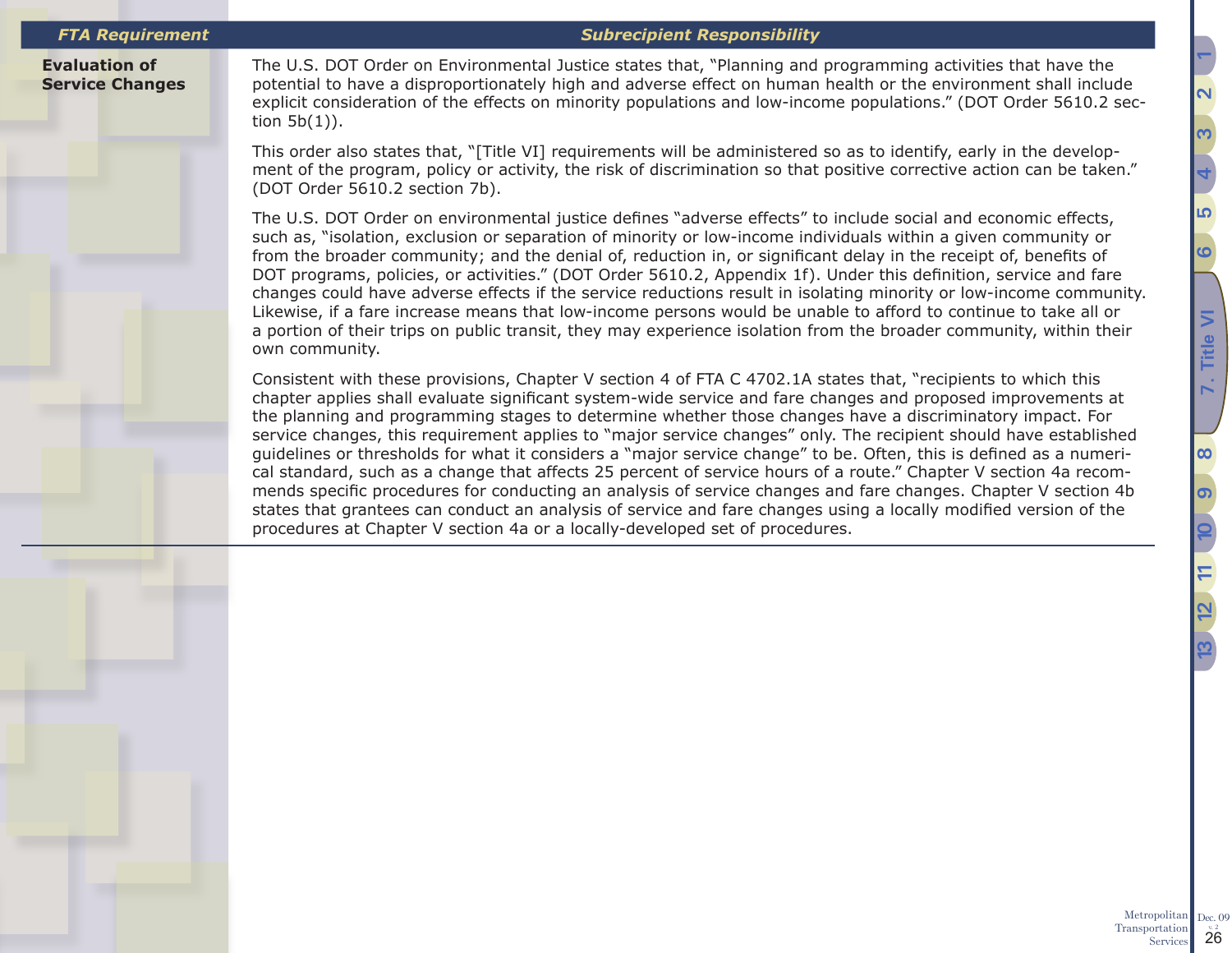| FTA Requirement | Subrecipient Responsibility |
| --- | --- |
| **Evaluation of Service Changes** | The U.S. DOT Order on Environmental Justice states that, "Planning and programming activities that have the potential to have a disproportionately high and adverse effect on human health or the environment shall include explicit consideration of the effects on minority populations and low-income populations." (DOT Order 5610.2 section 5b(1)).<br><br>This order also states that, "[Title VI] requirements will be administered so as to identify, early in the development of the program, policy or activity, the risk of discrimination so that positive corrective action can be taken." (DOT Order 5610.2 section 7b).<br><br>The U.S. DOT Order on environmental justice defines "adverse effects" to include social and economic effects, such as, "isolation, exclusion or separation of minority or low-income individuals within a given community or from the broader community; and the denial of, reduction in, or significant delay in the receipt of, benefits of DOT programs, policies, or activities." (DOT Order 5610.2, Appendix 1f). Under this definition, service and fare changes could have adverse effects if the service reductions result in isolating minority or low-income community. Likewise, if a fare increase means that low-income persons would be unable to afford to continue to take all or a portion of their trips on public transit, they may experience isolation from the broader community, within their own community.<br><br>Consistent with these provisions, Chapter V section 4 of FTA C 4702.1A states that, "recipients to which this chapter applies shall evaluate significant system-wide service and fare changes and proposed improvements at the planning and programming stages to determine whether those changes have a discriminatory impact. For service changes, this requirement applies to "major service changes" only. The recipient should have established guidelines or thresholds for what it considers a "major service change" to be. Often, this is defined as a numerical standard, such as a change that affects 25 percent of service hours of a route." Chapter V section 4a recommends specific procedures for conducting an analysis of service changes and fare changes. Chapter V section 4b states that grantees can conduct an analysis of service and fare changes using a locally modified version of the procedures at Chapter V section 4a or a locally-developed set of procedures. |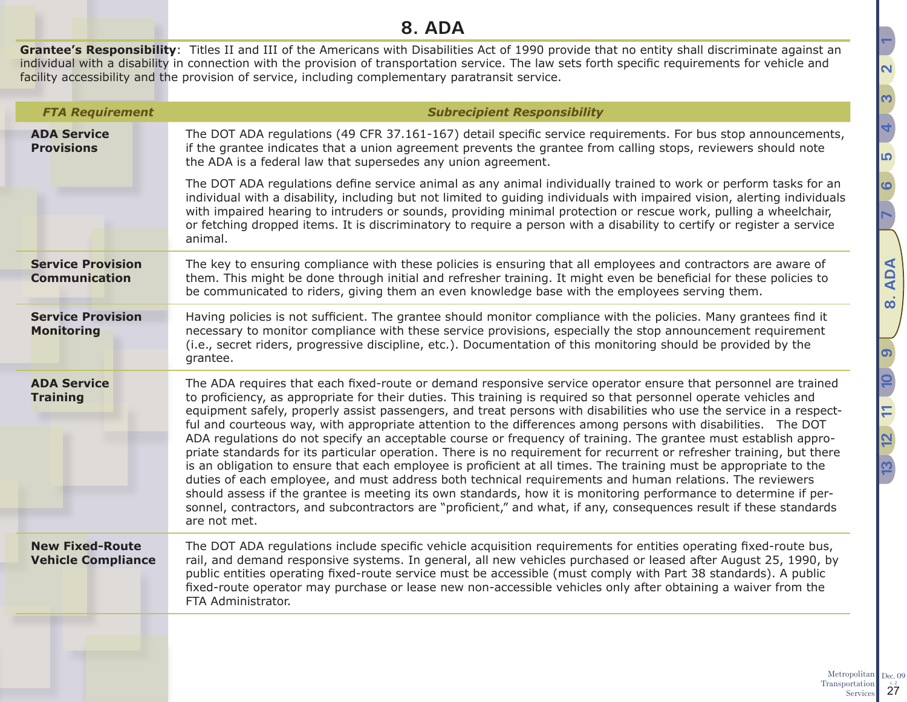# 8. ADA

**Grantee's Responsibility**: Titles II and III of the Americans with Disabilities Act of 1990 provide that no entity shall discriminate against an individual with a disability in connection with the provision of transportation service. The law sets forth specific requirements for vehicle and facility accessibility and the provision of service, including complementary paratransit service.

| *FTA Requirement* | *Subrecipient Responsibility* |
|---|---|
| **ADA Service Provisions** | The DOT ADA regulations (49 CFR 37.161-167) detail specific service requirements. For bus stop announcements, if the grantee indicates that a union agreement prevents the grantee from calling stops, reviewers should note the ADA is a federal law that supersedes any union agreement.<br><br>The DOT ADA regulations define service animal as any animal individually trained to work or perform tasks for an individual with a disability, including but not limited to guiding individuals with impaired vision, alerting individuals with impaired hearing to intruders or sounds, providing minimal protection or rescue work, pulling a wheelchair, or fetching dropped items. It is discriminatory to require a person with a disability to certify or register a service animal. |
| **Service Provision Communication** | The key to ensuring compliance with these policies is ensuring that all employees and contractors are aware of them. This might be done through initial and refresher training. It might even be beneficial for these policies to be communicated to riders, giving them an even knowledge base with the employees serving them. |
| **Service Provision Monitoring** | Having policies is not sufficient. The grantee should monitor compliance with the policies. Many grantees find it necessary to monitor compliance with these service provisions, especially the stop announcement requirement (i.e., secret riders, progressive discipline, etc.). Documentation of this monitoring should be provided by the grantee. |
| **ADA Service Training** | The ADA requires that each fixed-route or demand responsive service operator ensure that personnel are trained to proficiency, as appropriate for their duties. This training is required so that personnel operate vehicles and equipment safely, properly assist passengers, and treat persons with disabilities who use the service in a respectful and courteous way, with appropriate attention to the differences among persons with disabilities. The DOT ADA regulations do not specify an acceptable course or frequency of training. The grantee must establish appropriate standards for its particular operation. There is no requirement for recurrent or refresher training, but there is an obligation to ensure that each employee is proficient at all times. The training must be appropriate to the duties of each employee, and must address both technical requirements and human relations. The reviewers should assess if the grantee is meeting its own standards, how it is monitoring performance to determine if personnel, contractors, and subcontractors are "proficient," and what, if any, consequences result if these standards are not met. |
| **New Fixed-Route Vehicle Compliance** | The DOT ADA regulations include specific vehicle acquisition requirements for entities operating fixed-route bus, rail, and demand responsive systems. In general, all new vehicles purchased or leased after August 25, 1990, by public entities operating fixed-route service must be accessible (must comply with Part 38 standards). A public fixed-route operator may purchase or lease new non-accessible vehicles only after obtaining a waiver from the FTA Administrator. |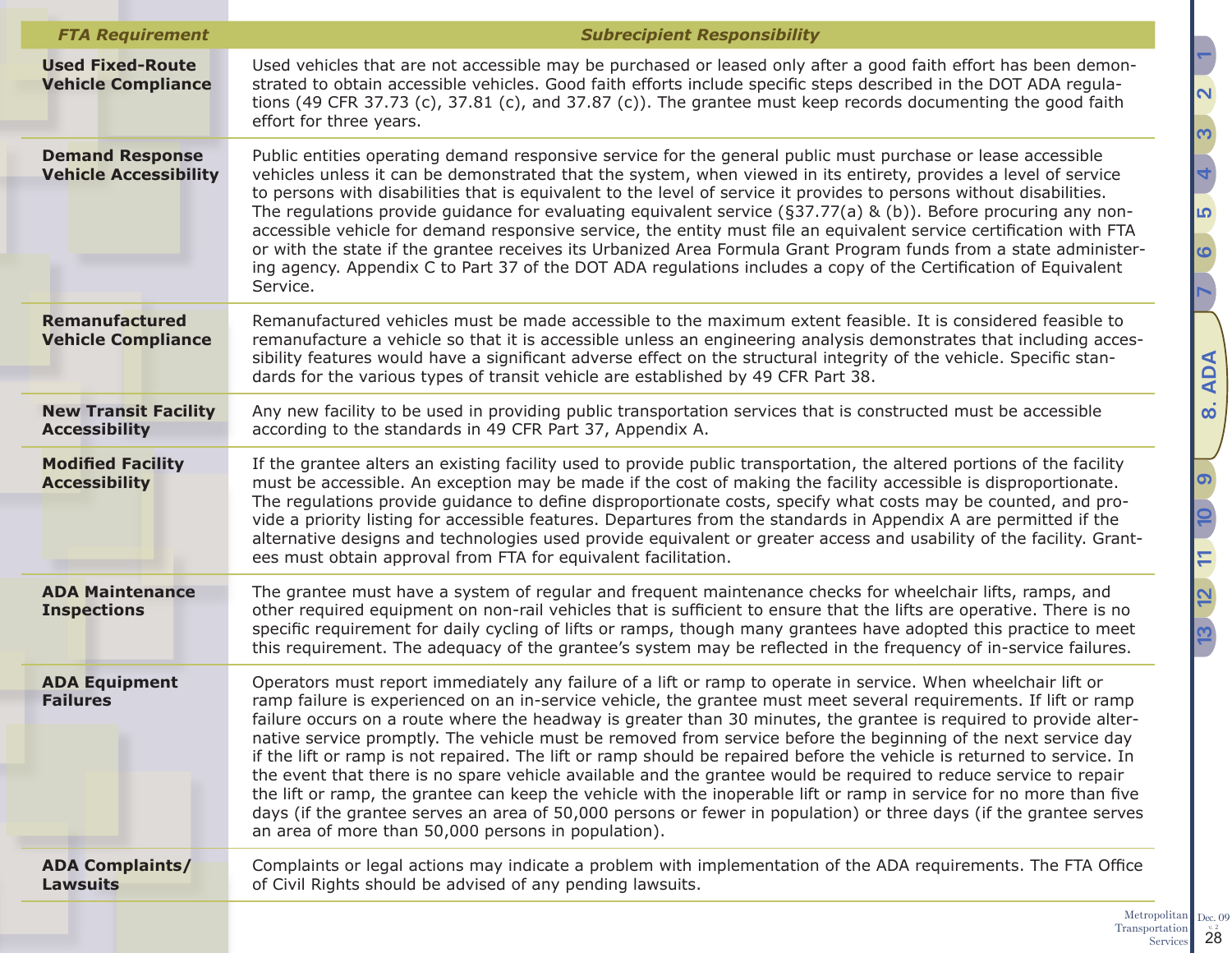| FTA Requirement | Subrecipient Responsibility |
| --- | --- |
| **Used Fixed-Route Vehicle Compliance** | Used vehicles that are not accessible may be purchased or leased only after a good faith effort has been demonstrated to obtain accessible vehicles. Good faith efforts include specific steps described in the DOT ADA regulations (49 CFR 37.73 (c), 37.81 (c), and 37.87 (c)). The grantee must keep records documenting the good faith effort for three years. |
| **Demand Response Vehicle Accessibility** | Public entities operating demand responsive service for the general public must purchase or lease accessible vehicles unless it can be demonstrated that the system, when viewed in its entirety, provides a level of service to persons with disabilities that is equivalent to the level of service it provides to persons without disabilities. The regulations provide guidance for evaluating equivalent service (§37.77(a) & (b)). Before procuring any non-accessible vehicle for demand responsive service, the entity must file an equivalent service certification with FTA or with the state if the grantee receives its Urbanized Area Formula Grant Program funds from a state administering agency. Appendix C to Part 37 of the DOT ADA regulations includes a copy of the Certification of Equivalent Service. |
| **Remanufactured Vehicle Compliance** | Remanufactured vehicles must be made accessible to the maximum extent feasible. It is considered feasible to remanufacture a vehicle so that it is accessible unless an engineering analysis demonstrates that including accessibility features would have a significant adverse effect on the structural integrity of the vehicle. Specific standards for the various types of transit vehicle are established by 49 CFR Part 38. |
| **New Transit Facility Accessibility** | Any new facility to be used in providing public transportation services that is constructed must be accessible according to the standards in 49 CFR Part 37, Appendix A. |
| **Modified Facility Accessibility** | If the grantee alters an existing facility used to provide public transportation, the altered portions of the facility must be accessible. An exception may be made if the cost of making the facility accessible is disproportionate. The regulations provide guidance to define disproportionate costs, specify what costs may be counted, and provide a priority listing for accessible features. Departures from the standards in Appendix A are permitted if the alternative designs and technologies used provide equivalent or greater access and usability of the facility. Grantees must obtain approval from FTA for equivalent facilitation. |
| **ADA Maintenance Inspections** | The grantee must have a system of regular and frequent maintenance checks for wheelchair lifts, ramps, and other required equipment on non-rail vehicles that is sufficient to ensure that the lifts are operative. There is no specific requirement for daily cycling of lifts or ramps, though many grantees have adopted this practice to meet this requirement. The adequacy of the grantee's system may be reflected in the frequency of in-service failures. |
| **ADA Equipment Failures** | Operators must report immediately any failure of a lift or ramp to operate in service. When wheelchair lift or ramp failure is experienced on an in-service vehicle, the grantee must meet several requirements. If lift or ramp failure occurs on a route where the headway is greater than 30 minutes, the grantee is required to provide alternative service promptly. The vehicle must be removed from service before the beginning of the next service day if the lift or ramp is not repaired. The lift or ramp should be repaired before the vehicle is returned to service. In the event that there is no spare vehicle available and the grantee would be required to reduce service to repair the lift or ramp, the grantee can keep the vehicle with the inoperable lift or ramp in service for no more than five days (if the grantee serves an area of 50,000 persons or fewer in population) or three days (if the grantee serves an area of more than 50,000 persons in population). |
| **ADA Complaints/ Lawsuits** | Complaints or legal actions may indicate a problem with implementation of the ADA requirements. The FTA Office of Civil Rights should be advised of any pending lawsuits. |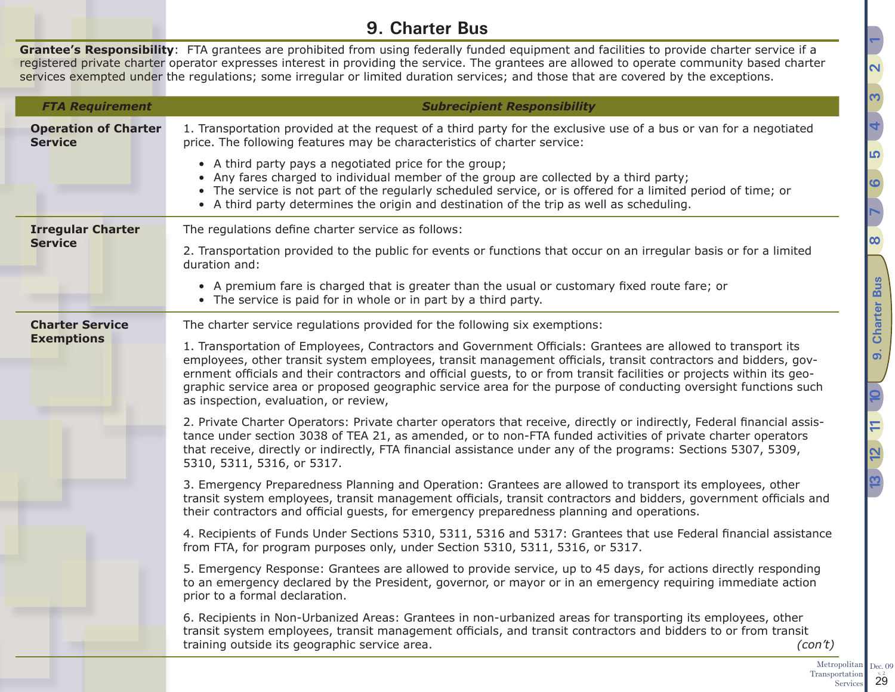# 9. Charter Bus

**Grantee's Responsibility**: FTA grantees are prohibited from using federally funded equipment and facilities to provide charter service if a registered private charter operator expresses interest in providing the service. The grantees are allowed to operate community based charter services exempted under the regulations; some irregular or limited duration services; and those that are covered by the exceptions.

| *FTA Requirement* | *Subrecipient Responsibility* |
|---|---|
| **Operation of Charter Service** | 1. Transportation provided at the request of a third party for the exclusive use of a bus or van for a negotiated price. The following features may be characteristics of charter service:<br>• A third party pays a negotiated price for the group;<br>• Any fares charged to individual member of the group are collected by a third party;<br>• The service is not part of the regularly scheduled service, or is offered for a limited period of time; or<br>• A third party determines the origin and destination of the trip as well as scheduling. |
| **Irregular Charter Service** | The regulations define charter service as follows:<br>2. Transportation provided to the public for events or functions that occur on an irregular basis or for a limited duration and:<br>• A premium fare is charged that is greater than the usual or customary fixed route fare; or<br>• The service is paid for in whole or in part by a third party. |
| **Charter Service Exemptions** | The charter service regulations provided for the following six exemptions:<br>1. Transportation of Employees, Contractors and Government Officials: Grantees are allowed to transport its employees, other transit system employees, transit management officials, transit contractors and bidders, government officials and their contractors and official guests, to or from transit facilities or projects within its geographic service area or proposed geographic service area for the purpose of conducting oversight functions such as inspection, evaluation, or review,<br>2. Private Charter Operators: Private charter operators that receive, directly or indirectly, Federal financial assistance under section 3038 of TEA 21, as amended, or to non-FTA funded activities of private charter operators that receive, directly or indirectly, FTA financial assistance under any of the programs: Sections 5307, 5309, 5310, 5311, 5316, or 5317.<br>3. Emergency Preparedness Planning and Operation: Grantees are allowed to transport its employees, other transit system employees, transit management officials, transit contractors and bidders, government officials and their contractors and official guests, for emergency preparedness planning and operations.<br>4. Recipients of Funds Under Sections 5310, 5311, 5316 and 5317: Grantees that use Federal financial assistance from FTA, for program purposes only, under Section 5310, 5311, 5316, or 5317.<br>5. Emergency Response: Grantees are allowed to provide service, up to 45 days, for actions directly responding to an emergency declared by the President, governor, or mayor or in an emergency requiring immediate action prior to a formal declaration.<br>6. Recipients in Non-Urbanized Areas: Grantees in non-urbanized areas for transporting its employees, other transit system employees, transit management officials, and transit contractors and bidders to or from transit training outside its geographic service area. *(con't)* |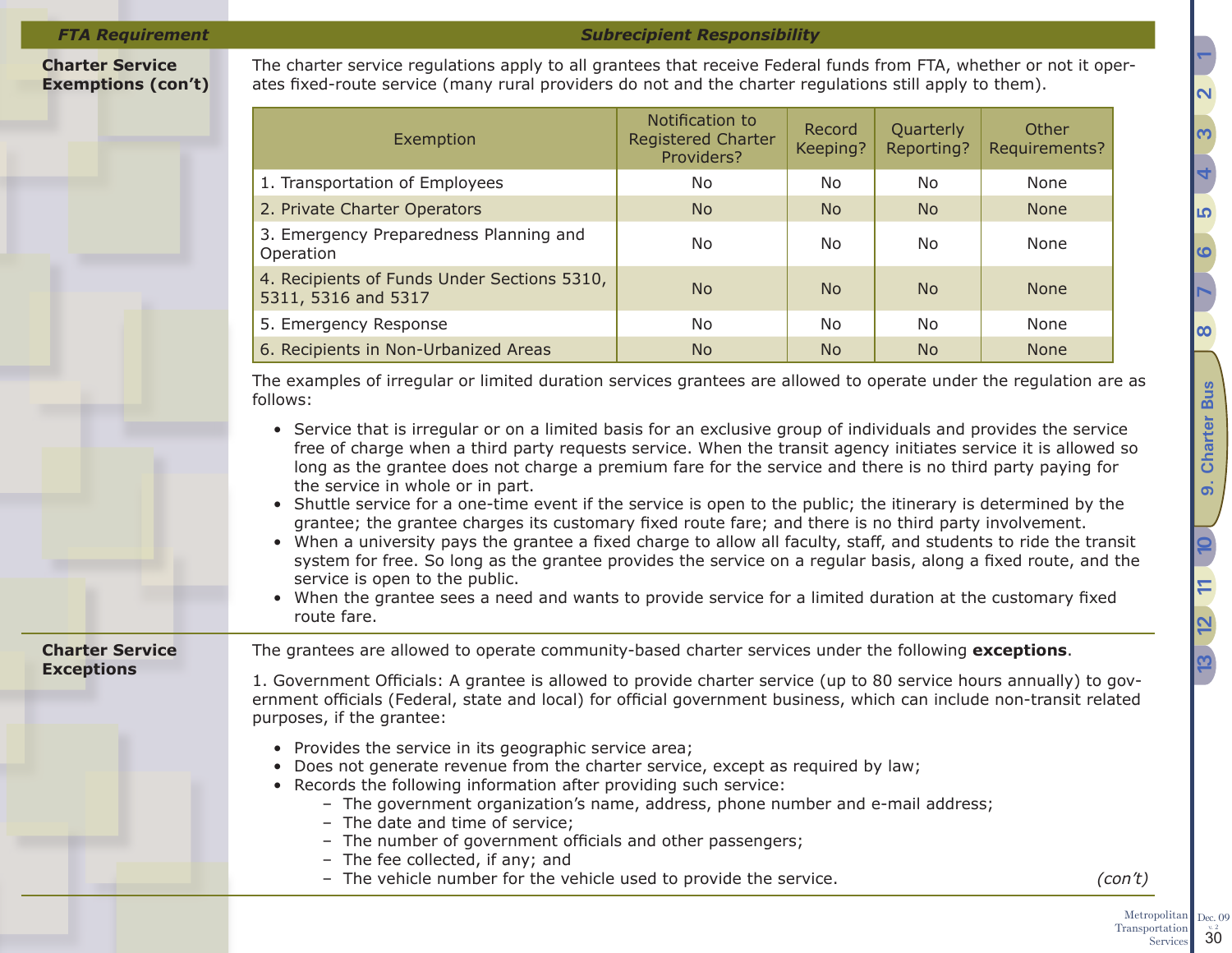| FTA Requirement | Subrecipient Responsibility |
|---|---|

**Charter Service Exemptions (con't)**

The charter service regulations apply to all grantees that receive Federal funds from FTA, whether or not it operates fixed-route service (many rural providers do not and the charter regulations still apply to them).

| Exemption | Notification to Registered Charter Providers? | Record Keeping? | Quarterly Reporting? | Other Requirements? |
|---|---|---|---|---|
| 1. Transportation of Employees | No | No | No | None |
| 2. Private Charter Operators | No | No | No | None |
| 3. Emergency Preparedness Planning and Operation | No | No | No | None |
| 4. Recipients of Funds Under Sections 5310, 5311, 5316 and 5317 | No | No | No | None |
| 5. Emergency Response | No | No | No | None |
| 6. Recipients in Non-Urbanized Areas | No | No | No | None |

The examples of irregular or limited duration services grantees are allowed to operate under the regulation are as follows:

- Service that is irregular or on a limited basis for an exclusive group of individuals and provides the service free of charge when a third party requests service. When the transit agency initiates service it is allowed so long as the grantee does not charge a premium fare for the service and there is no third party paying for the service in whole or in part.
- Shuttle service for a one-time event if the service is open to the public; the itinerary is determined by the grantee; the grantee charges its customary fixed route fare; and there is no third party involvement.
- When a university pays the grantee a fixed charge to allow all faculty, staff, and students to ride the transit system for free. So long as the grantee provides the service on a regular basis, along a fixed route, and the service is open to the public.
- When the grantee sees a need and wants to provide service for a limited duration at the customary fixed route fare.

**Charter Service Exceptions**

The grantees are allowed to operate community-based charter services under the following **exceptions**.

1. Government Officials: A grantee is allowed to provide charter service (up to 80 service hours annually) to government officials (Federal, state and local) for official government business, which can include non-transit related purposes, if the grantee:

- Provides the service in its geographic service area;
- Does not generate revenue from the charter service, except as required by law;
- Records the following information after providing such service:
  - The government organization's name, address, phone number and e-mail address;
  - The date and time of service;
  - The number of government officials and other passengers;
  - The fee collected, if any; and
  - The vehicle number for the vehicle used to provide the service.

*(con't)*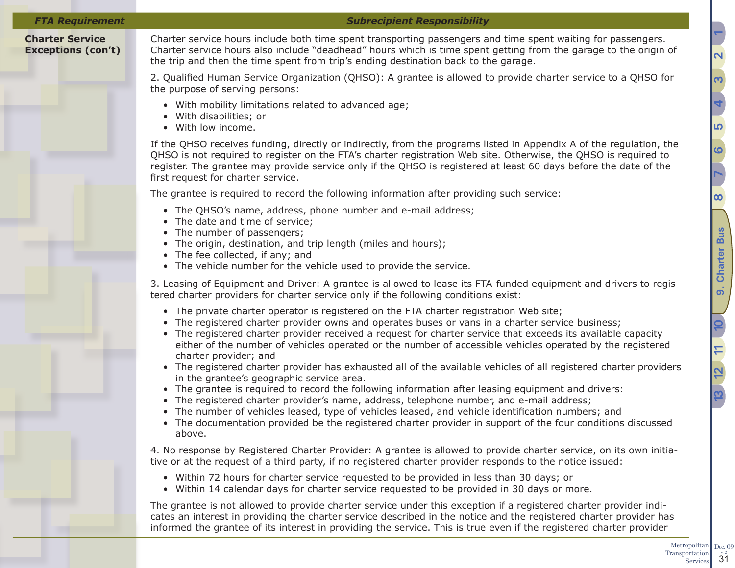| FTA Requirement | Subrecipient Responsibility |
|---|---|
| **Charter Service Exceptions (con't)** | Charter service hours include both time spent transporting passengers and time spent waiting for passengers. Charter service hours also include "deadhead" hours which is time spent getting from the garage to the origin of the trip and then the time spent from trip's ending destination back to the garage. |

2. Qualified Human Service Organization (QHSO): A grantee is allowed to provide charter service to a QHSO for the purpose of serving persons:

- With mobility limitations related to advanced age;
- With disabilities; or
- With low income.

If the QHSO receives funding, directly or indirectly, from the programs listed in Appendix A of the regulation, the QHSO is not required to register on the FTA's charter registration Web site. Otherwise, the QHSO is required to register. The grantee may provide service only if the QHSO is registered at least 60 days before the date of the first request for charter service.

The grantee is required to record the following information after providing such service:

- The QHSO's name, address, phone number and e-mail address;
- The date and time of service;
- The number of passengers;
- The origin, destination, and trip length (miles and hours);
- The fee collected, if any; and
- The vehicle number for the vehicle used to provide the service.

3. Leasing of Equipment and Driver: A grantee is allowed to lease its FTA-funded equipment and drivers to registered charter providers for charter service only if the following conditions exist:

- The private charter operator is registered on the FTA charter registration Web site;
- The registered charter provider owns and operates buses or vans in a charter service business;
- The registered charter provider received a request for charter service that exceeds its available capacity either of the number of vehicles operated or the number of accessible vehicles operated by the registered charter provider; and
- The registered charter provider has exhausted all of the available vehicles of all registered charter providers in the grantee's geographic service area.
- The grantee is required to record the following information after leasing equipment and drivers:
- The registered charter provider's name, address, telephone number, and e-mail address;
- The number of vehicles leased, type of vehicles leased, and vehicle identification numbers; and
- The documentation provided be the registered charter provider in support of the four conditions discussed above.

4. No response by Registered Charter Provider: A grantee is allowed to provide charter service, on its own initiative or at the request of a third party, if no registered charter provider responds to the notice issued:

- Within 72 hours for charter service requested to be provided in less than 30 days; or
- Within 14 calendar days for charter service requested to be provided in 30 days or more.

The grantee is not allowed to provide charter service under this exception if a registered charter provider indicates an interest in providing the charter service described in the notice and the registered charter provider has informed the grantee of its interest in providing the service. This is true even if the registered charter provider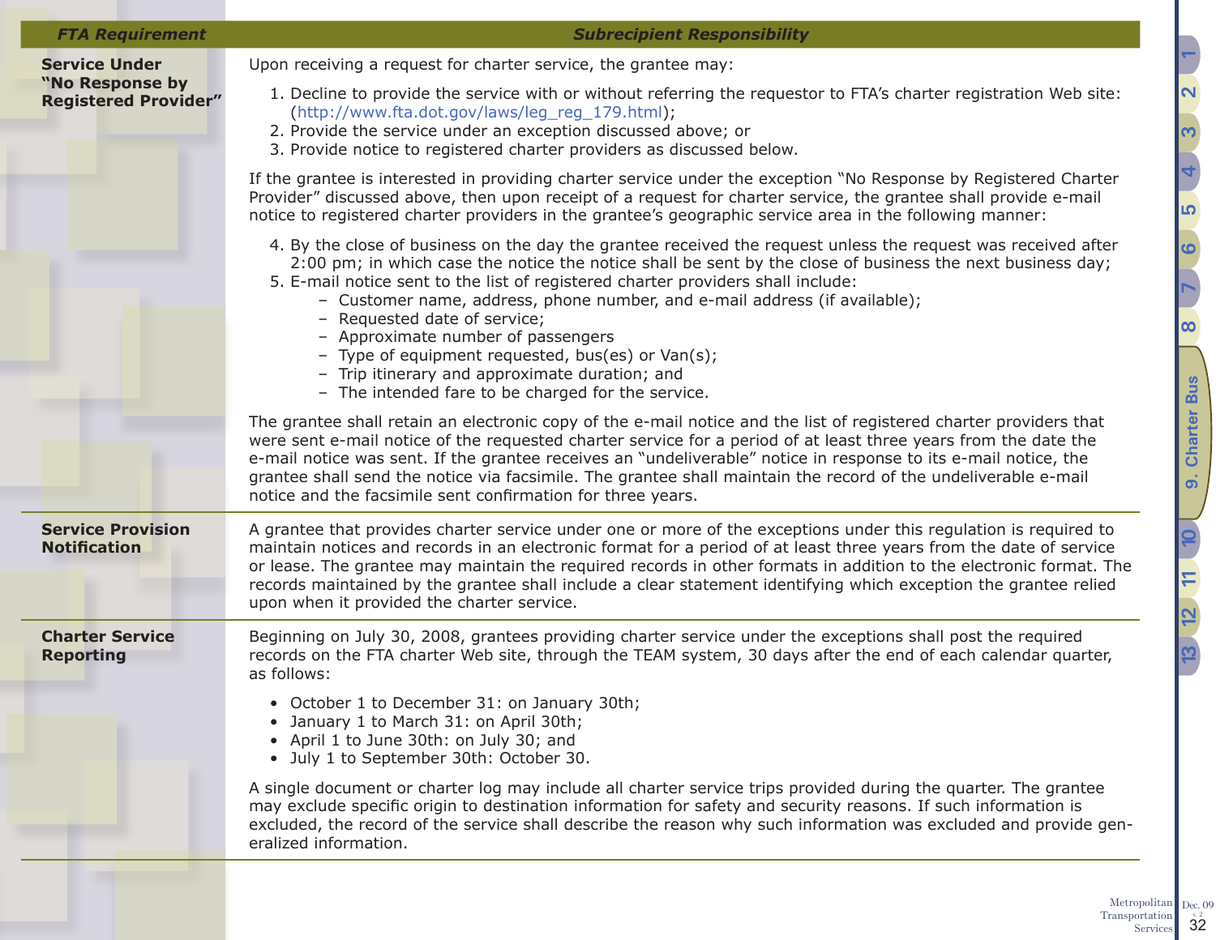| FTA Requirement | Subrecipient Responsibility |
|---|---|
| **Service Under "No Response by Registered Provider"** | Upon receiving a request for charter service, the grantee may:<br><br>1. Decline to provide the service with or without referring the requestor to FTA's charter registration Web site: (http://www.fta.dot.gov/laws/leg_reg_179.html);<br>2. Provide the service under an exception discussed above; or<br>3. Provide notice to registered charter providers as discussed below.<br><br>If the grantee is interested in providing charter service under the exception "No Response by Registered Charter Provider" discussed above, then upon receipt of a request for charter service, the grantee shall provide e-mail notice to registered charter providers in the grantee's geographic service area in the following manner:<br><br>4. By the close of business on the day the grantee received the request unless the request was received after 2:00 pm; in which case the notice the notice shall be sent by the close of business the next business day;<br>5. E-mail notice sent to the list of registered charter providers shall include:<br>– Customer name, address, phone number, and e-mail address (if available);<br>– Requested date of service;<br>– Approximate number of passengers<br>– Type of equipment requested, bus(es) or Van(s);<br>– Trip itinerary and approximate duration; and<br>– The intended fare to be charged for the service.<br><br>The grantee shall retain an electronic copy of the e-mail notice and the list of registered charter providers that were sent e-mail notice of the requested charter service for a period of at least three years from the date the e-mail notice was sent. If the grantee receives an "undeliverable" notice in response to its e-mail notice, the grantee shall send the notice via facsimile. The grantee shall maintain the record of the undeliverable e-mail notice and the facsimile sent confirmation for three years. |
| **Service Provision Notification** | A grantee that provides charter service under one or more of the exceptions under this regulation is required to maintain notices and records in an electronic format for a period of at least three years from the date of service or lease. The grantee may maintain the required records in other formats in addition to the electronic format. The records maintained by the grantee shall include a clear statement identifying which exception the grantee relied upon when it provided the charter service. |
| **Charter Service Reporting** | Beginning on July 30, 2008, grantees providing charter service under the exceptions shall post the required records on the FTA charter Web site, through the TEAM system, 30 days after the end of each calendar quarter, as follows:<br><br>• October 1 to December 31: on January 30th;<br>• January 1 to March 31: on April 30th;<br>• April 1 to June 30th: on July 30; and<br>• July 1 to September 30th: October 30.<br><br>A single document or charter log may include all charter service trips provided during the quarter. The grantee may exclude specific origin to destination information for safety and security reasons. If such information is excluded, the record of the service shall describe the reason why such information was excluded and provide generalized information. |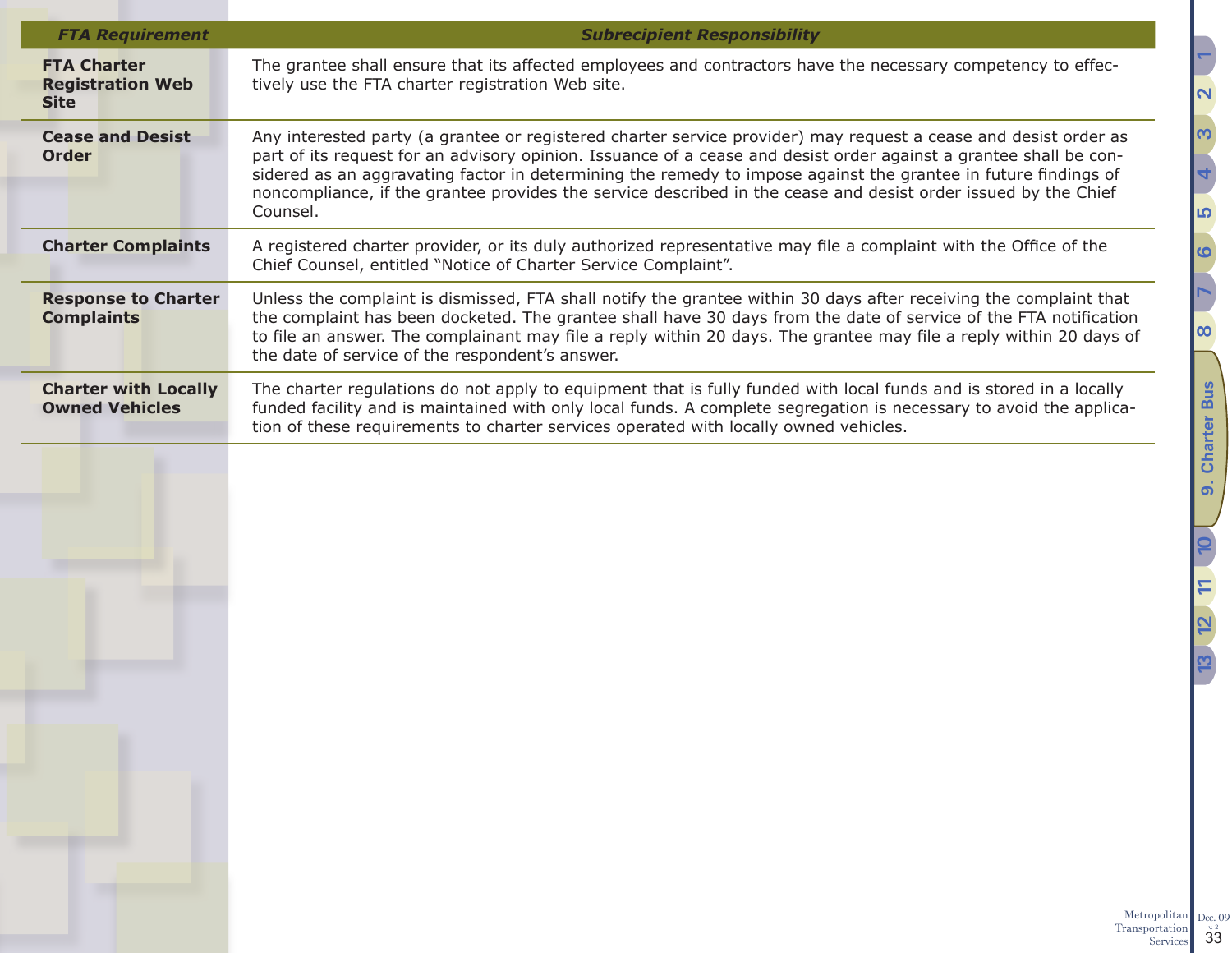| FTA Requirement | Subrecipient Responsibility |
| --- | --- |
| **FTA Charter Registration Web Site** | The grantee shall ensure that its affected employees and contractors have the necessary competency to effectively use the FTA charter registration Web site. |
| **Cease and Desist Order** | Any interested party (a grantee or registered charter service provider) may request a cease and desist order as part of its request for an advisory opinion. Issuance of a cease and desist order against a grantee shall be considered as an aggravating factor in determining the remedy to impose against the grantee in future findings of noncompliance, if the grantee provides the service described in the cease and desist order issued by the Chief Counsel. |
| **Charter Complaints** | A registered charter provider, or its duly authorized representative may file a complaint with the Office of the Chief Counsel, entitled "Notice of Charter Service Complaint". |
| **Response to Charter Complaints** | Unless the complaint is dismissed, FTA shall notify the grantee within 30 days after receiving the complaint that the complaint has been docketed. The grantee shall have 30 days from the date of service of the FTA notification to file an answer. The complainant may file a reply within 20 days. The grantee may file a reply within 20 days of the date of service of the respondent's answer. |
| **Charter with Locally Owned Vehicles** | The charter regulations do not apply to equipment that is fully funded with local funds and is stored in a locally funded facility and is maintained with only local funds. A complete segregation is necessary to avoid the application of these requirements to charter services operated with locally owned vehicles. |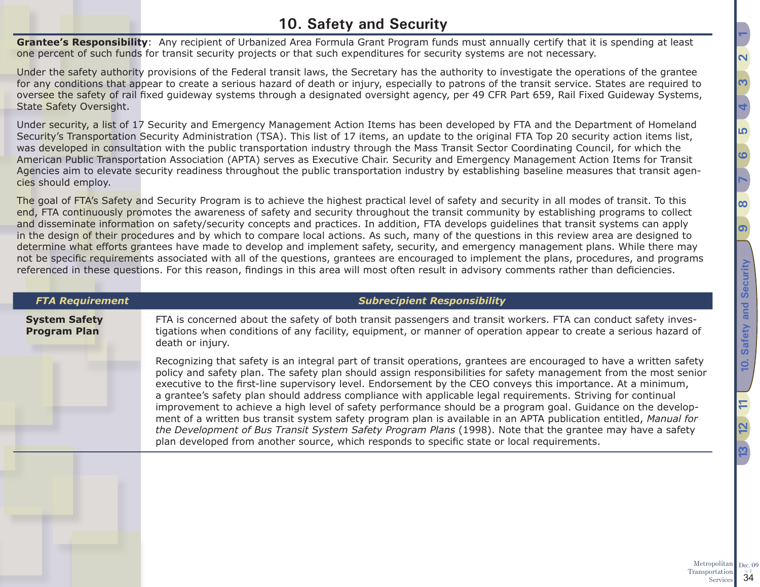# 10. Safety and Security

**Grantee's Responsibility**: Any recipient of Urbanized Area Formula Grant Program funds must annually certify that it is spending at least one percent of such funds for transit security projects or that such expenditures for security systems are not necessary.

Under the safety authority provisions of the Federal transit laws, the Secretary has the authority to investigate the operations of the grantee for any conditions that appear to create a serious hazard of death or injury, especially to patrons of the transit service. States are required to oversee the safety of rail fixed guideway systems through a designated oversight agency, per 49 CFR Part 659, Rail Fixed Guideway Systems, State Safety Oversight.

Under security, a list of 17 Security and Emergency Management Action Items has been developed by FTA and the Department of Homeland Security's Transportation Security Administration (TSA). This list of 17 items, an update to the original FTA Top 20 security action items list, was developed in consultation with the public transportation industry through the Mass Transit Sector Coordinating Council, for which the American Public Transportation Association (APTA) serves as Executive Chair. Security and Emergency Management Action Items for Transit Agencies aim to elevate security readiness throughout the public transportation industry by establishing baseline measures that transit agencies should employ.

The goal of FTA's Safety and Security Program is to achieve the highest practical level of safety and security in all modes of transit. To this end, FTA continuously promotes the awareness of safety and security throughout the transit community by establishing programs to collect and disseminate information on safety/security concepts and practices. In addition, FTA develops guidelines that transit systems can apply in the design of their procedures and by which to compare local actions. As such, many of the questions in this review area are designed to determine what efforts grantees have made to develop and implement safety, security, and emergency management plans. While there may not be specific requirements associated with all of the questions, grantees are encouraged to implement the plans, procedures, and programs referenced in these questions. For this reason, findings in this area will most often result in advisory comments rather than deficiencies.

| *FTA Requirement* | *Subrecipient Responsibility* |
|---|---|
| **System Safety Program Plan** | FTA is concerned about the safety of both transit passengers and transit workers. FTA can conduct safety investigations when conditions of any facility, equipment, or manner of operation appear to create a serious hazard of death or injury.<br><br>Recognizing that safety is an integral part of transit operations, grantees are encouraged to have a written safety policy and safety plan. The safety plan should assign responsibilities for safety management from the most senior executive to the first-line supervisory level. Endorsement by the CEO conveys this importance. At a minimum, a grantee's safety plan should address compliance with applicable legal requirements. Striving for continual improvement to achieve a high level of safety performance should be a program goal. Guidance on the development of a written bus transit system safety program plan is available in an APTA publication entitled, *Manual for the Development of Bus Transit System Safety Program Plans* (1998). Note that the grantee may have a safety plan developed from another source, which responds to specific state or local requirements. |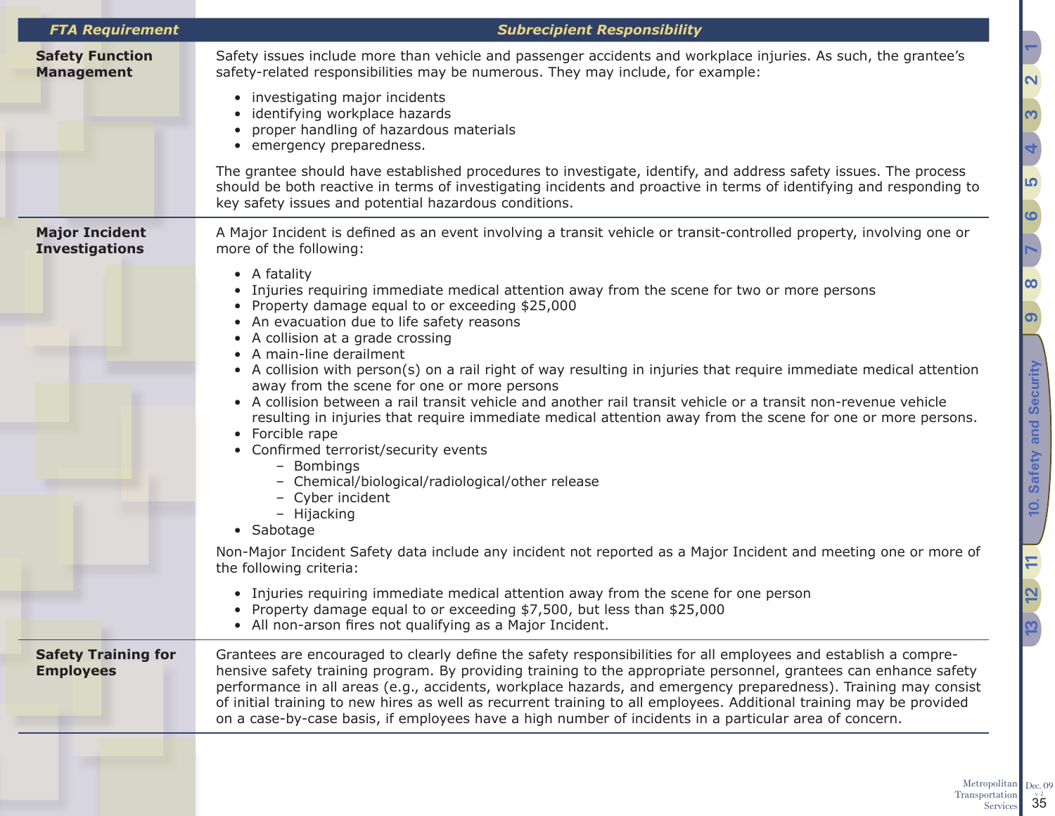| FTA Requirement | Subrecipient Responsibility |
|---|---|
| **Safety Function Management** | Safety issues include more than vehicle and passenger accidents and workplace injuries. As such, the grantee's safety-related responsibilities may be numerous. They may include, for example:<br>• investigating major incidents<br>• identifying workplace hazards<br>• proper handling of hazardous materials<br>• emergency preparedness.<br><br>The grantee should have established procedures to investigate, identify, and address safety issues. The process should be both reactive in terms of investigating incidents and proactive in terms of identifying and responding to key safety issues and potential hazardous conditions. |
| **Major Incident Investigations** | A Major Incident is defined as an event involving a transit vehicle or transit-controlled property, involving one or more of the following:<br>• A fatality<br>• Injuries requiring immediate medical attention away from the scene for two or more persons<br>• Property damage equal to or exceeding $25,000<br>• An evacuation due to life safety reasons<br>• A collision at a grade crossing<br>• A main-line derailment<br>• A collision with person(s) on a rail right of way resulting in injuries that require immediate medical attention away from the scene for one or more persons<br>• A collision between a rail transit vehicle and another rail transit vehicle or a transit non-revenue vehicle resulting in injuries that require immediate medical attention away from the scene for one or more persons.<br>• Forcible rape<br>• Confirmed terrorist/security events<br>&nbsp;&nbsp;– Bombings<br>&nbsp;&nbsp;– Chemical/biological/radiological/other release<br>&nbsp;&nbsp;– Cyber incident<br>&nbsp;&nbsp;– Hijacking<br>• Sabotage<br><br>Non-Major Incident Safety data include any incident not reported as a Major Incident and meeting one or more of the following criteria:<br>• Injuries requiring immediate medical attention away from the scene for one person<br>• Property damage equal to or exceeding $7,500, but less than $25,000<br>• All non-arson fires not qualifying as a Major Incident. |
| **Safety Training for Employees** | Grantees are encouraged to clearly define the safety responsibilities for all employees and establish a comprehensive safety training program. By providing training to the appropriate personnel, grantees can enhance safety performance in all areas (e.g., accidents, workplace hazards, and emergency preparedness). Training may consist of initial training to new hires as well as recurrent training to all employees. Additional training may be provided on a case-by-case basis, if employees have a high number of incidents in a particular area of concern. |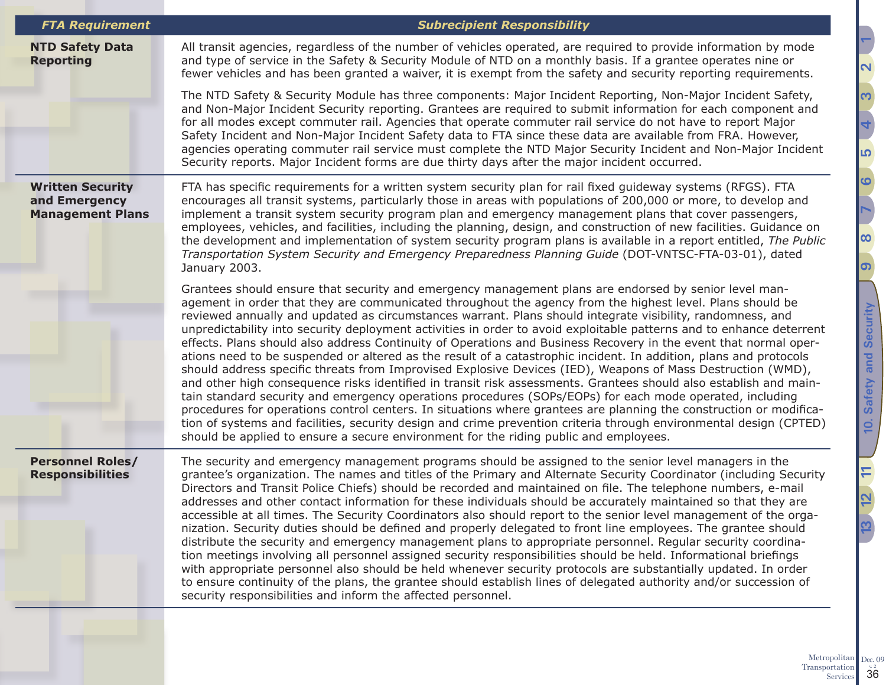| FTA Requirement | Subrecipient Responsibility |
| --- | --- |
| **NTD Safety Data Reporting** | All transit agencies, regardless of the number of vehicles operated, are required to provide information by mode and type of service in the Safety & Security Module of NTD on a monthly basis. If a grantee operates nine or fewer vehicles and has been granted a waiver, it is exempt from the safety and security reporting requirements.<br><br>The NTD Safety & Security Module has three components: Major Incident Reporting, Non-Major Incident Safety, and Non-Major Incident Security reporting. Grantees are required to submit information for each component and for all modes except commuter rail. Agencies that operate commuter rail service do not have to report Major Safety Incident and Non-Major Incident Safety data to FTA since these data are available from FRA. However, agencies operating commuter rail service must complete the NTD Major Security Incident and Non-Major Incident Security reports. Major Incident forms are due thirty days after the major incident occurred. |
| **Written Security and Emergency Management Plans** | FTA has specific requirements for a written system security plan for rail fixed guideway systems (RFGS). FTA encourages all transit systems, particularly those in areas with populations of 200,000 or more, to develop and implement a transit system security program plan and emergency management plans that cover passengers, employees, vehicles, and facilities, including the planning, design, and construction of new facilities. Guidance on the development and implementation of system security program plans is available in a report entitled, *The Public Transportation System Security and Emergency Preparedness Planning Guide* (DOT-VNTSC-FTA-03-01), dated January 2003.<br><br>Grantees should ensure that security and emergency management plans are endorsed by senior level management in order that they are communicated throughout the agency from the highest level. Plans should be reviewed annually and updated as circumstances warrant. Plans should integrate visibility, randomness, and unpredictability into security deployment activities in order to avoid exploitable patterns and to enhance deterrent effects. Plans should also address Continuity of Operations and Business Recovery in the event that normal operations need to be suspended or altered as the result of a catastrophic incident. In addition, plans and protocols should address specific threats from Improvised Explosive Devices (IED), Weapons of Mass Destruction (WMD), and other high consequence risks identified in transit risk assessments. Grantees should also establish and maintain standard security and emergency operations procedures (SOPs/EOPs) for each mode operated, including procedures for operations control centers. In situations where grantees are planning the construction or modification of systems and facilities, security design and crime prevention criteria through environmental design (CPTED) should be applied to ensure a secure environment for the riding public and employees. |
| **Personnel Roles/ Responsibilities** | The security and emergency management programs should be assigned to the senior level managers in the grantee's organization. The names and titles of the Primary and Alternate Security Coordinator (including Security Directors and Transit Police Chiefs) should be recorded and maintained on file. The telephone numbers, e-mail addresses and other contact information for these individuals should be accurately maintained so that they are accessible at all times. The Security Coordinators also should report to the senior level management of the organization. Security duties should be defined and properly delegated to front line employees. The grantee should distribute the security and emergency management plans to appropriate personnel. Regular security coordination meetings involving all personnel assigned security responsibilities should be held. Informational briefings with appropriate personnel also should be held whenever security protocols are substantially updated. In order to ensure continuity of the plans, the grantee should establish lines of delegated authority and/or succession of security responsibilities and inform the affected personnel. |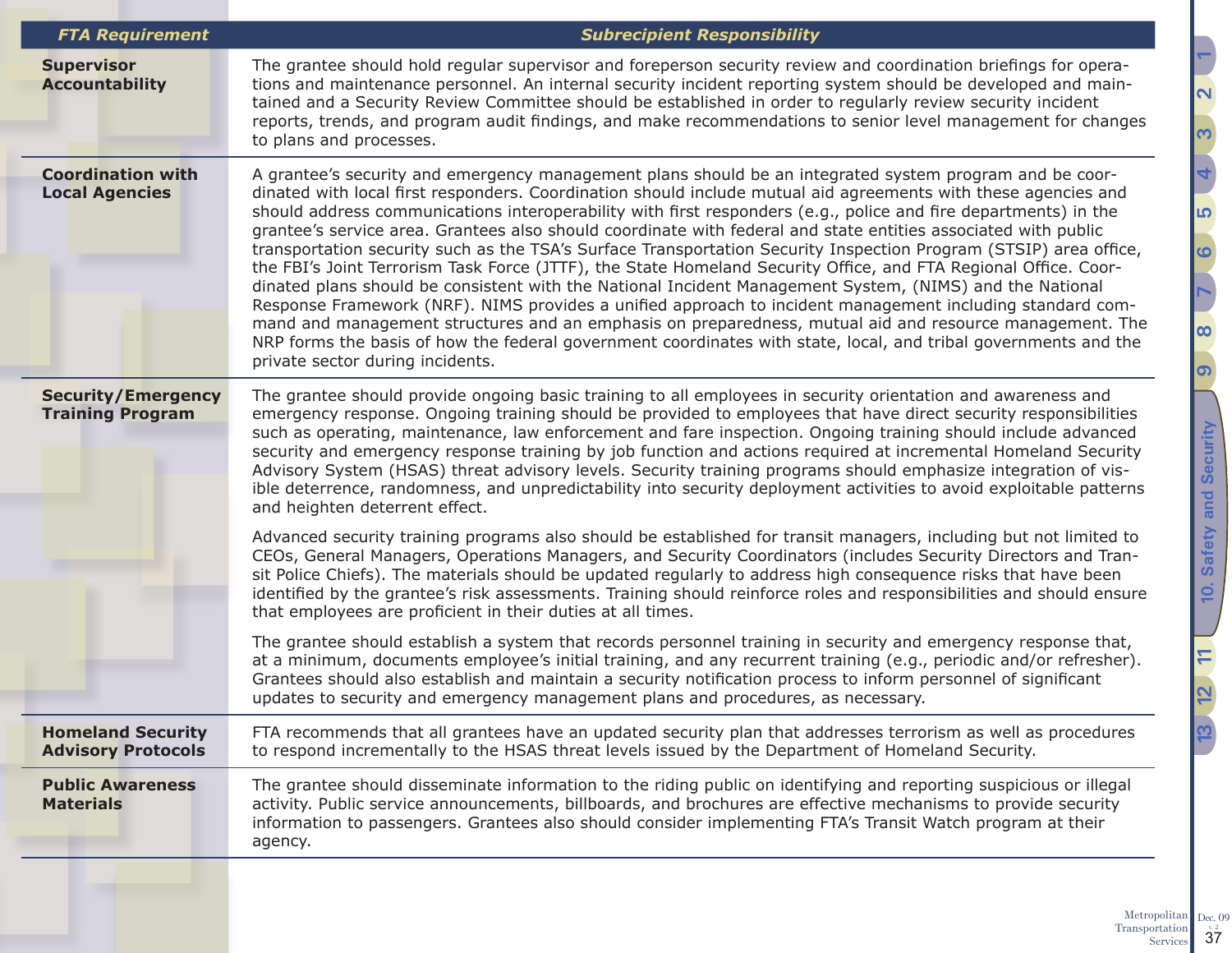| FTA Requirement | Subrecipient Responsibility |
|---|---|
| **Supervisor Accountability** | The grantee should hold regular supervisor and foreperson security review and coordination briefings for operations and maintenance personnel. An internal security incident reporting system should be developed and maintained and a Security Review Committee should be established in order to regularly review security incident reports, trends, and program audit findings, and make recommendations to senior level management for changes to plans and processes. |
| **Coordination with Local Agencies** | A grantee's security and emergency management plans should be an integrated system program and be coordinated with local first responders. Coordination should include mutual aid agreements with these agencies and should address communications interoperability with first responders (e.g., police and fire departments) in the grantee's service area. Grantees also should coordinate with federal and state entities associated with public transportation security such as the TSA's Surface Transportation Security Inspection Program (STSIP) area office, the FBI's Joint Terrorism Task Force (JTTF), the State Homeland Security Office, and FTA Regional Office. Coordinated plans should be consistent with the National Incident Management System, (NIMS) and the National Response Framework (NRF). NIMS provides a unified approach to incident management including standard command and management structures and an emphasis on preparedness, mutual aid and resource management. The NRP forms the basis of how the federal government coordinates with state, local, and tribal governments and the private sector during incidents. |
| **Security/Emergency Training Program** | The grantee should provide ongoing basic training to all employees in security orientation and awareness and emergency response. Ongoing training should be provided to employees that have direct security responsibilities such as operating, maintenance, law enforcement and fare inspection. Ongoing training should include advanced security and emergency response training by job function and actions required at incremental Homeland Security Advisory System (HSAS) threat advisory levels. Security training programs should emphasize integration of visible deterrence, randomness, and unpredictability into security deployment activities to avoid exploitable patterns and heighten deterrent effect.<br><br>Advanced security training programs also should be established for transit managers, including but not limited to CEOs, General Managers, Operations Managers, and Security Coordinators (includes Security Directors and Transit Police Chiefs). The materials should be updated regularly to address high consequence risks that have been identified by the grantee's risk assessments. Training should reinforce roles and responsibilities and should ensure that employees are proficient in their duties at all times.<br><br>The grantee should establish a system that records personnel training in security and emergency response that, at a minimum, documents employee's initial training, and any recurrent training (e.g., periodic and/or refresher). Grantees should also establish and maintain a security notification process to inform personnel of significant updates to security and emergency management plans and procedures, as necessary. |
| **Homeland Security Advisory Protocols** | FTA recommends that all grantees have an updated security plan that addresses terrorism as well as procedures to respond incrementally to the HSAS threat levels issued by the Department of Homeland Security. |
| **Public Awareness Materials** | The grantee should disseminate information to the riding public on identifying and reporting suspicious or illegal activity. Public service announcements, billboards, and brochures are effective mechanisms to provide security information to passengers. Grantees also should consider implementing FTA's Transit Watch program at their agency. |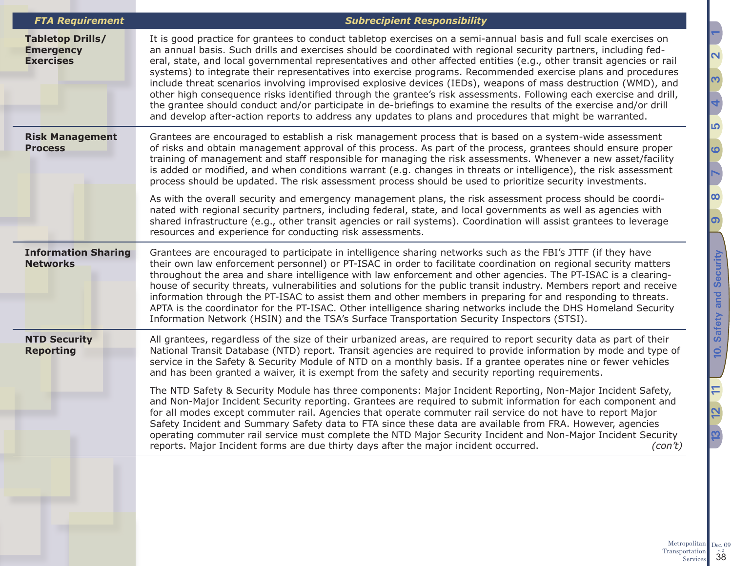| FTA Requirement | Subrecipient Responsibility |
|---|---|
| **Tabletop Drills/ Emergency Exercises** | It is good practice for grantees to conduct tabletop exercises on a semi-annual basis and full scale exercises on an annual basis. Such drills and exercises should be coordinated with regional security partners, including federal, state, and local governmental representatives and other affected entities (e.g., other transit agencies or rail systems) to integrate their representatives into exercise programs. Recommended exercise plans and procedures include threat scenarios involving improvised explosive devices (IEDs), weapons of mass destruction (WMD), and other high consequence risks identified through the grantee's risk assessments. Following each exercise and drill, the grantee should conduct and/or participate in de-briefings to examine the results of the exercise and/or drill and develop after-action reports to address any updates to plans and procedures that might be warranted. |
| **Risk Management Process** | Grantees are encouraged to establish a risk management process that is based on a system-wide assessment of risks and obtain management approval of this process. As part of the process, grantees should ensure proper training of management and staff responsible for managing the risk assessments. Whenever a new asset/facility is added or modified, and when conditions warrant (e.g. changes in threats or intelligence), the risk assessment process should be updated. The risk assessment process should be used to prioritize security investments.<br><br>As with the overall security and emergency management plans, the risk assessment process should be coordinated with regional security partners, including federal, state, and local governments as well as agencies with shared infrastructure (e.g., other transit agencies or rail systems). Coordination will assist grantees to leverage resources and experience for conducting risk assessments. |
| **Information Sharing Networks** | Grantees are encouraged to participate in intelligence sharing networks such as the FBI's JTTF (if they have their own law enforcement personnel) or PT-ISAC in order to facilitate coordination on regional security matters throughout the area and share intelligence with law enforcement and other agencies. The PT-ISAC is a clearinghouse of security threats, vulnerabilities and solutions for the public transit industry. Members report and receive information through the PT-ISAC to assist them and other members in preparing for and responding to threats. APTA is the coordinator for the PT-ISAC. Other intelligence sharing networks include the DHS Homeland Security Information Network (HSIN) and the TSA's Surface Transportation Security Inspectors (STSI). |
| **NTD Security Reporting** | All grantees, regardless of the size of their urbanized areas, are required to report security data as part of their National Transit Database (NTD) report. Transit agencies are required to provide information by mode and type of service in the Safety & Security Module of NTD on a monthly basis. If a grantee operates nine or fewer vehicles and has been granted a waiver, it is exempt from the safety and security reporting requirements.<br><br>The NTD Safety & Security Module has three components: Major Incident Reporting, Non-Major Incident Safety, and Non-Major Incident Security reporting. Grantees are required to submit information for each component and for all modes except commuter rail. Agencies that operate commuter rail service do not have to report Major Safety Incident and Summary Safety data to FTA since these data are available from FRA. However, agencies operating commuter rail service must complete the NTD Major Security Incident and Non-Major Incident Security reports. Major Incident forms are due thirty days after the major incident occurred. *(con't)* |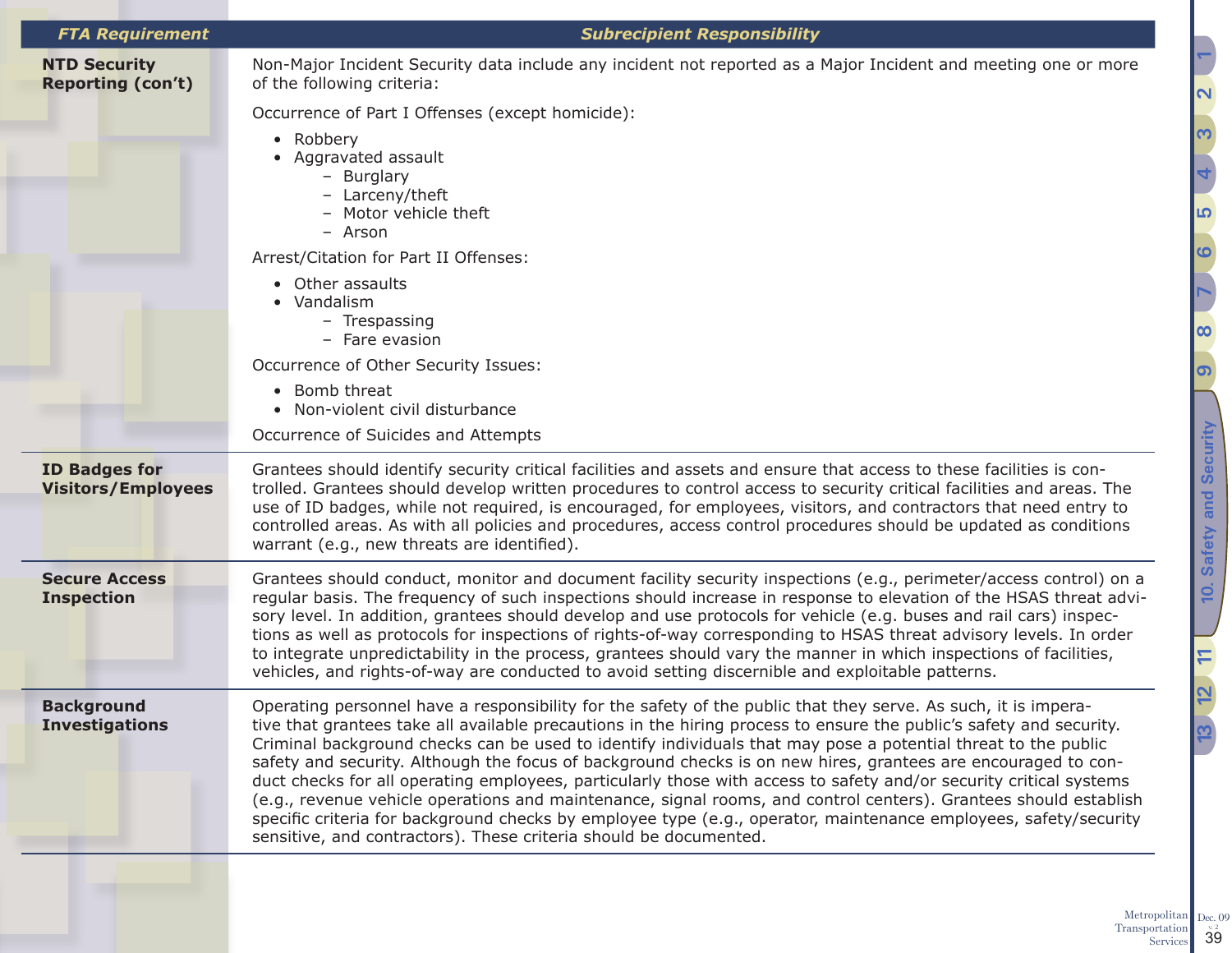| FTA Requirement | Subrecipient Responsibility |
|---|---|
| **NTD Security Reporting (con't)** | Non-Major Incident Security data include any incident not reported as a Major Incident and meeting one or more of the following criteria:<br><br>Occurrence of Part I Offenses (except homicide):<br>• Robbery<br>• Aggravated assault<br>  – Burglary<br>  – Larceny/theft<br>  – Motor vehicle theft<br>  – Arson<br><br>Arrest/Citation for Part II Offenses:<br>• Other assaults<br>• Vandalism<br>  – Trespassing<br>  – Fare evasion<br><br>Occurrence of Other Security Issues:<br>• Bomb threat<br>• Non-violent civil disturbance<br><br>Occurrence of Suicides and Attempts |
| **ID Badges for Visitors/Employees** | Grantees should identify security critical facilities and assets and ensure that access to these facilities is controlled. Grantees should develop written procedures to control access to security critical facilities and areas. The use of ID badges, while not required, is encouraged, for employees, visitors, and contractors that need entry to controlled areas. As with all policies and procedures, access control procedures should be updated as conditions warrant (e.g., new threats are identified). |
| **Secure Access Inspection** | Grantees should conduct, monitor and document facility security inspections (e.g., perimeter/access control) on a regular basis. The frequency of such inspections should increase in response to elevation of the HSAS threat advisory level. In addition, grantees should develop and use protocols for vehicle (e.g. buses and rail cars) inspections as well as protocols for inspections of rights-of-way corresponding to HSAS threat advisory levels. In order to integrate unpredictability in the process, grantees should vary the manner in which inspections of facilities, vehicles, and rights-of-way are conducted to avoid setting discernible and exploitable patterns. |
| **Background Investigations** | Operating personnel have a responsibility for the safety of the public that they serve. As such, it is imperative that grantees take all available precautions in the hiring process to ensure the public's safety and security. Criminal background checks can be used to identify individuals that may pose a potential threat to the public safety and security. Although the focus of background checks is on new hires, grantees are encouraged to conduct checks for all operating employees, particularly those with access to safety and/or security critical systems (e.g., revenue vehicle operations and maintenance, signal rooms, and control centers). Grantees should establish specific criteria for background checks by employee type (e.g., operator, maintenance employees, safety/security sensitive, and contractors). These criteria should be documented. |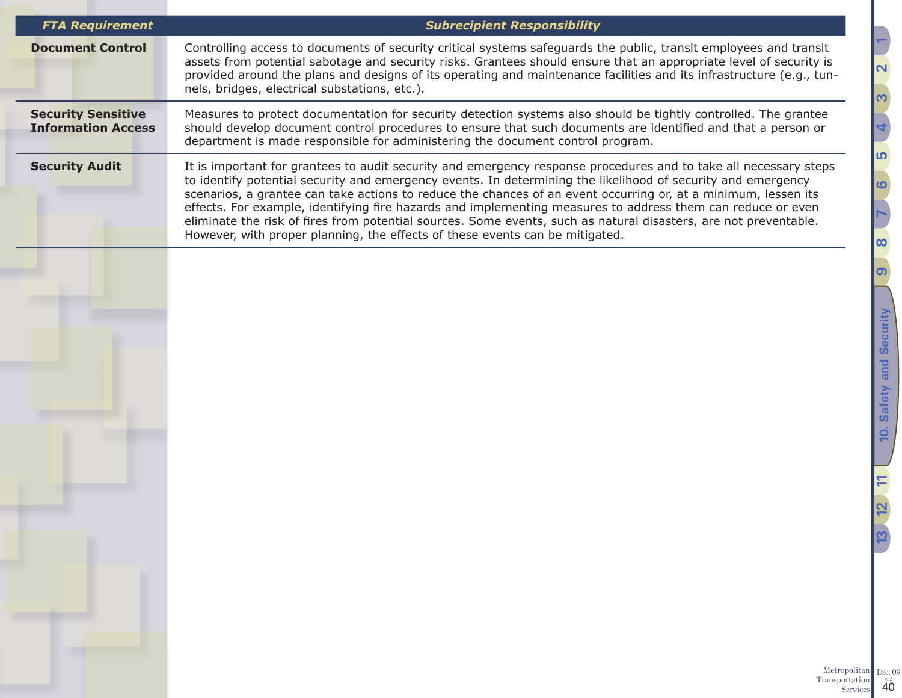| *FTA Requirement* | *Subrecipient Responsibility* |
|---|---|
| **Document Control** | Controlling access to documents of security critical systems safeguards the public, transit employees and transit assets from potential sabotage and security risks. Grantees should ensure that an appropriate level of security is provided around the plans and designs of its operating and maintenance facilities and its infrastructure (e.g., tunnels, bridges, electrical substations, etc.). |
| **Security Sensitive Information Access** | Measures to protect documentation for security detection systems also should be tightly controlled. The grantee should develop document control procedures to ensure that such documents are identified and that a person or department is made responsible for administering the document control program. |
| **Security Audit** | It is important for grantees to audit security and emergency response procedures and to take all necessary steps to identify potential security and emergency events. In determining the likelihood of security and emergency scenarios, a grantee can take actions to reduce the chances of an event occurring or, at a minimum, lessen its effects. For example, identifying fire hazards and implementing measures to address them can reduce or even eliminate the risk of fires from potential sources. Some events, such as natural disasters, are not preventable. However, with proper planning, the effects of these events can be mitigated. |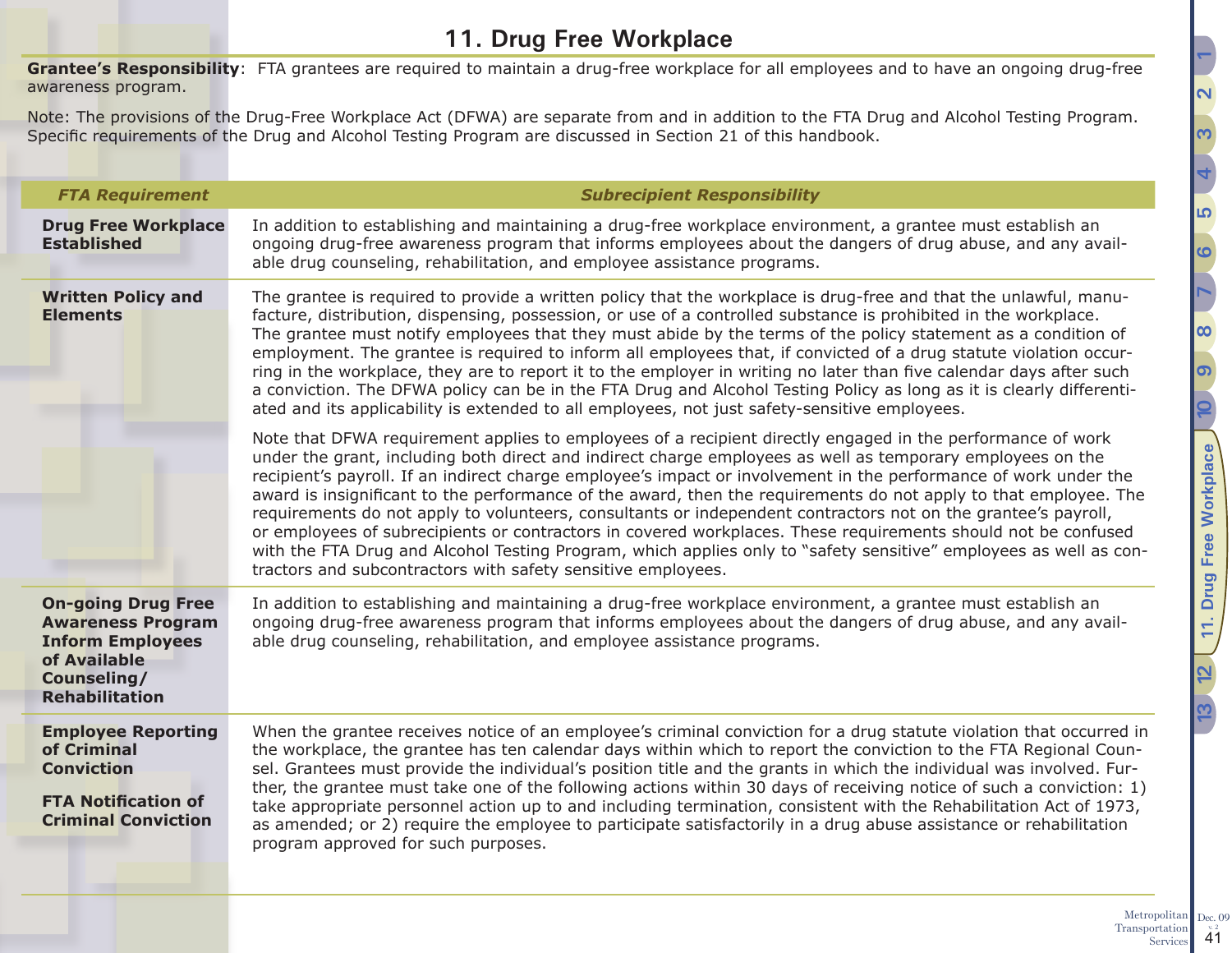# 11. Drug Free Workplace

**Grantee's Responsibility**: FTA grantees are required to maintain a drug-free workplace for all employees and to have an ongoing drug-free awareness program.

Note: The provisions of the Drug-Free Workplace Act (DFWA) are separate from and in addition to the FTA Drug and Alcohol Testing Program. Specific requirements of the Drug and Alcohol Testing Program are discussed in Section 21 of this handbook.

| *FTA Requirement* | *Subrecipient Responsibility* |
|---|---|
| **Drug Free Workplace Established** | In addition to establishing and maintaining a drug-free workplace environment, a grantee must establish an ongoing drug-free awareness program that informs employees about the dangers of drug abuse, and any available drug counseling, rehabilitation, and employee assistance programs. |
| **Written Policy and Elements** | The grantee is required to provide a written policy that the workplace is drug-free and that the unlawful, manufacture, distribution, dispensing, possession, or use of a controlled substance is prohibited in the workplace. The grantee must notify employees that they must abide by the terms of the policy statement as a condition of employment. The grantee is required to inform all employees that, if convicted of a drug statute violation occurring in the workplace, they are to report it to the employer in writing no later than five calendar days after such a conviction. The DFWA policy can be in the FTA Drug and Alcohol Testing Policy as long as it is clearly differentiated and its applicability is extended to all employees, not just safety-sensitive employees.<br><br>Note that DFWA requirement applies to employees of a recipient directly engaged in the performance of work under the grant, including both direct and indirect charge employees as well as temporary employees on the recipient's payroll. If an indirect charge employee's impact or involvement in the performance of work under the award is insignificant to the performance of the award, then the requirements do not apply to that employee. The requirements do not apply to volunteers, consultants or independent contractors not on the grantee's payroll, or employees of subrecipients or contractors in covered workplaces. These requirements should not be confused with the FTA Drug and Alcohol Testing Program, which applies only to "safety sensitive" employees as well as contractors and subcontractors with safety sensitive employees. |
| **On-going Drug Free Awareness Program Inform Employees of Available Counseling/ Rehabilitation** | In addition to establishing and maintaining a drug-free workplace environment, a grantee must establish an ongoing drug-free awareness program that informs employees about the dangers of drug abuse, and any available drug counseling, rehabilitation, and employee assistance programs. |
| **Employee Reporting of Criminal Conviction**<br><br>**FTA Notification of Criminal Conviction** | When the grantee receives notice of an employee's criminal conviction for a drug statute violation that occurred in the workplace, the grantee has ten calendar days within which to report the conviction to the FTA Regional Counsel. Grantees must provide the individual's position title and the grants in which the individual was involved. Further, the grantee must take one of the following actions within 30 days of receiving notice of such a conviction: 1) take appropriate personnel action up to and including termination, consistent with the Rehabilitation Act of 1973, as amended; or 2) require the employee to participate satisfactorily in a drug abuse assistance or rehabilitation program approved for such purposes. |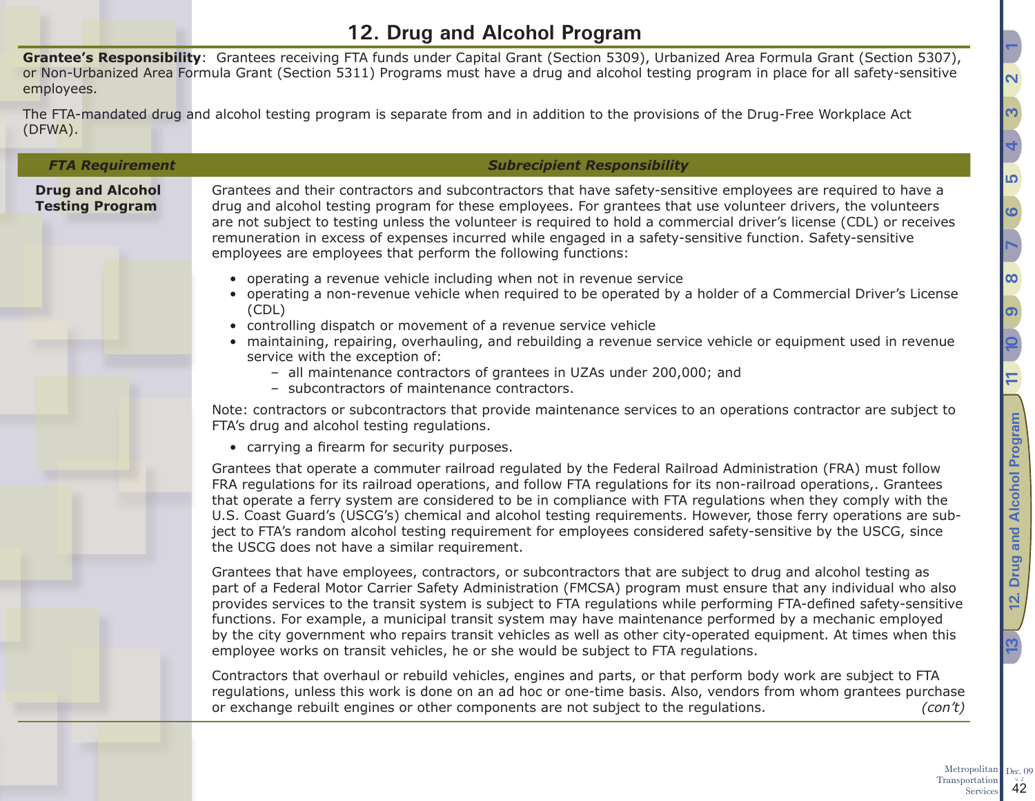# 12. Drug and Alcohol Program

**Grantee's Responsibility**: Grantees receiving FTA funds under Capital Grant (Section 5309), Urbanized Area Formula Grant (Section 5307), or Non-Urbanized Area Formula Grant (Section 5311) Programs must have a drug and alcohol testing program in place for all safety-sensitive employees.

The FTA-mandated drug and alcohol testing program is separate from and in addition to the provisions of the Drug-Free Workplace Act (DFWA).

| *FTA Requirement* | *Subrecipient Responsibility* |
|---|---|
| **Drug and Alcohol Testing Program** | Grantees and their contractors and subcontractors that have safety-sensitive employees are required to have a drug and alcohol testing program for these employees. For grantees that use volunteer drivers, the volunteers are not subject to testing unless the volunteer is required to hold a commercial driver's license (CDL) or receives remuneration in excess of expenses incurred while engaged in a safety-sensitive function. Safety-sensitive employees are employees that perform the following functions:<br>• operating a revenue vehicle including when not in revenue service<br>• operating a non-revenue vehicle when required to be operated by a holder of a Commercial Driver's License (CDL)<br>• controlling dispatch or movement of a revenue service vehicle<br>• maintaining, repairing, overhauling, and rebuilding a revenue service vehicle or equipment used in revenue service with the exception of:<br>&nbsp;&nbsp;– all maintenance contractors of grantees in UZAs under 200,000; and<br>&nbsp;&nbsp;– subcontractors of maintenance contractors.<br>Note: contractors or subcontractors that provide maintenance services to an operations contractor are subject to FTA's drug and alcohol testing regulations.<br>• carrying a firearm for security purposes.<br><br>Grantees that operate a commuter railroad regulated by the Federal Railroad Administration (FRA) must follow FRA regulations for its railroad operations, and follow FTA regulations for its non-railroad operations,. Grantees that operate a ferry system are considered to be in compliance with FTA regulations when they comply with the U.S. Coast Guard's (USCG's) chemical and alcohol testing requirements. However, those ferry operations are subject to FTA's random alcohol testing requirement for employees considered safety-sensitive by the USCG, since the USCG does not have a similar requirement.<br><br>Grantees that have employees, contractors, or subcontractors that are subject to drug and alcohol testing as part of a Federal Motor Carrier Safety Administration (FMCSA) program must ensure that any individual who also provides services to the transit system is subject to FTA regulations while performing FTA-defined safety-sensitive functions. For example, a municipal transit system may have maintenance performed by a mechanic employed by the city government who repairs transit vehicles as well as other city-operated equipment. At times when this employee works on transit vehicles, he or she would be subject to FTA regulations.<br><br>Contractors that overhaul or rebuild vehicles, engines and parts, or that perform body work are subject to FTA regulations, unless this work is done on an ad hoc or one-time basis. Also, vendors from whom grantees purchase or exchange rebuilt engines or other components are not subject to the regulations. *(con't)* |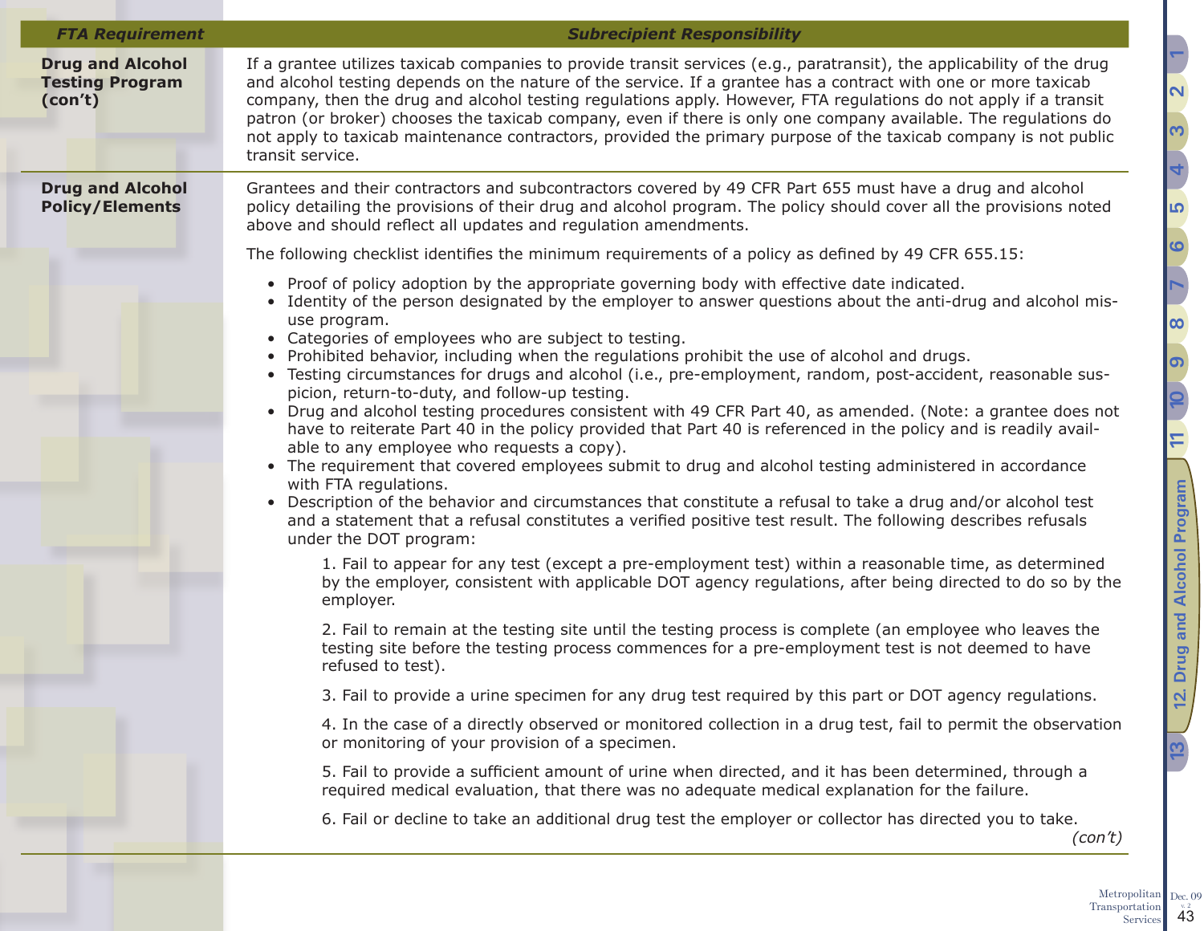| FTA Requirement | Subrecipient Responsibility |
| --- | --- |
| **Drug and Alcohol Testing Program (con't)** | If a grantee utilizes taxicab companies to provide transit services (e.g., paratransit), the applicability of the drug and alcohol testing depends on the nature of the service. If a grantee has a contract with one or more taxicab company, then the drug and alcohol testing regulations apply. However, FTA regulations do not apply if a transit patron (or broker) chooses the taxicab company, even if there is only one company available. The regulations do not apply to taxicab maintenance contractors, provided the primary purpose of the taxicab company is not public transit service. |
| **Drug and Alcohol Policy/Elements** | Grantees and their contractors and subcontractors covered by 49 CFR Part 655 must have a drug and alcohol policy detailing the provisions of their drug and alcohol program. The policy should cover all the provisions noted above and should reflect all updates and regulation amendments.<br><br>The following checklist identifies the minimum requirements of a policy as defined by 49 CFR 655.15:<br><br>• Proof of policy adoption by the appropriate governing body with effective date indicated.<br>• Identity of the person designated by the employer to answer questions about the anti-drug and alcohol misuse program.<br>• Categories of employees who are subject to testing.<br>• Prohibited behavior, including when the regulations prohibit the use of alcohol and drugs.<br>• Testing circumstances for drugs and alcohol (i.e., pre-employment, random, post-accident, reasonable suspicion, return-to-duty, and follow-up testing.<br>• Drug and alcohol testing procedures consistent with 49 CFR Part 40, as amended. (Note: a grantee does not have to reiterate Part 40 in the policy provided that Part 40 is referenced in the policy and is readily available to any employee who requests a copy).<br>• The requirement that covered employees submit to drug and alcohol testing administered in accordance with FTA regulations.<br>• Description of the behavior and circumstances that constitute a refusal to take a drug and/or alcohol test and a statement that a refusal constitutes a verified positive test result. The following describes refusals under the DOT program:<br><br>1. Fail to appear for any test (except a pre-employment test) within a reasonable time, as determined by the employer, consistent with applicable DOT agency regulations, after being directed to do so by the employer.<br><br>2. Fail to remain at the testing site until the testing process is complete (an employee who leaves the testing site before the testing process commences for a pre-employment test is not deemed to have refused to test).<br><br>3. Fail to provide a urine specimen for any drug test required by this part or DOT agency regulations.<br><br>4. In the case of a directly observed or monitored collection in a drug test, fail to permit the observation or monitoring of your provision of a specimen.<br><br>5. Fail to provide a sufficient amount of urine when directed, and it has been determined, through a required medical evaluation, that there was no adequate medical explanation for the failure.<br><br>6. Fail or decline to take an additional drug test the employer or collector has directed you to take.<br><br>*(con't)* |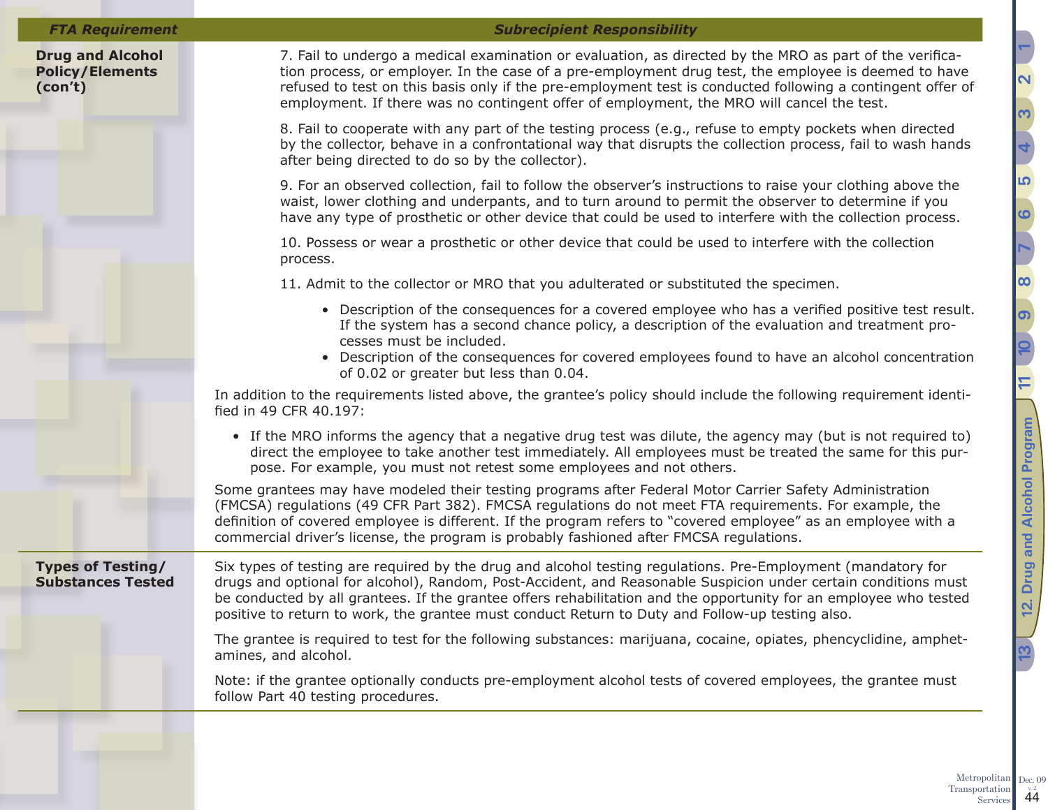| FTA Requirement | Subrecipient Responsibility |
| --- | --- |
| **Drug and Alcohol Policy/Elements (con't)** | 7. Fail to undergo a medical examination or evaluation, as directed by the MRO as part of the verification process, or employer. In the case of a pre-employment drug test, the employee is deemed to have refused to test on this basis only if the pre-employment test is conducted following a contingent offer of employment. If there was no contingent offer of employment, the MRO will cancel the test.<br><br>8. Fail to cooperate with any part of the testing process (e.g., refuse to empty pockets when directed by the collector, behave in a confrontational way that disrupts the collection process, fail to wash hands after being directed to do so by the collector).<br><br>9. For an observed collection, fail to follow the observer's instructions to raise your clothing above the waist, lower clothing and underpants, and to turn around to permit the observer to determine if you have any type of prosthetic or other device that could be used to interfere with the collection process.<br><br>10. Possess or wear a prosthetic or other device that could be used to interfere with the collection process.<br><br>11. Admit to the collector or MRO that you adulterated or substituted the specimen.<br><br>• Description of the consequences for a covered employee who has a verified positive test result. If the system has a second chance policy, a description of the evaluation and treatment processes must be included.<br>• Description of the consequences for covered employees found to have an alcohol concentration of 0.02 or greater but less than 0.04.<br><br>In addition to the requirements listed above, the grantee's policy should include the following requirement identified in 49 CFR 40.197:<br><br>• If the MRO informs the agency that a negative drug test was dilute, the agency may (but is not required to) direct the employee to take another test immediately. All employees must be treated the same for this purpose. For example, you must not retest some employees and not others.<br><br>Some grantees may have modeled their testing programs after Federal Motor Carrier Safety Administration (FMCSA) regulations (49 CFR Part 382). FMCSA regulations do not meet FTA requirements. For example, the definition of covered employee is different. If the program refers to "covered employee" as an employee with a commercial driver's license, the program is probably fashioned after FMCSA regulations. |
| **Types of Testing/ Substances Tested** | Six types of testing are required by the drug and alcohol testing regulations. Pre-Employment (mandatory for drugs and optional for alcohol), Random, Post-Accident, and Reasonable Suspicion under certain conditions must be conducted by all grantees. If the grantee offers rehabilitation and the opportunity for an employee who tested positive to return to work, the grantee must conduct Return to Duty and Follow-up testing also.<br><br>The grantee is required to test for the following substances: marijuana, cocaine, opiates, phencyclidine, amphetamines, and alcohol.<br><br>Note: if the grantee optionally conducts pre-employment alcohol tests of covered employees, the grantee must follow Part 40 testing procedures. |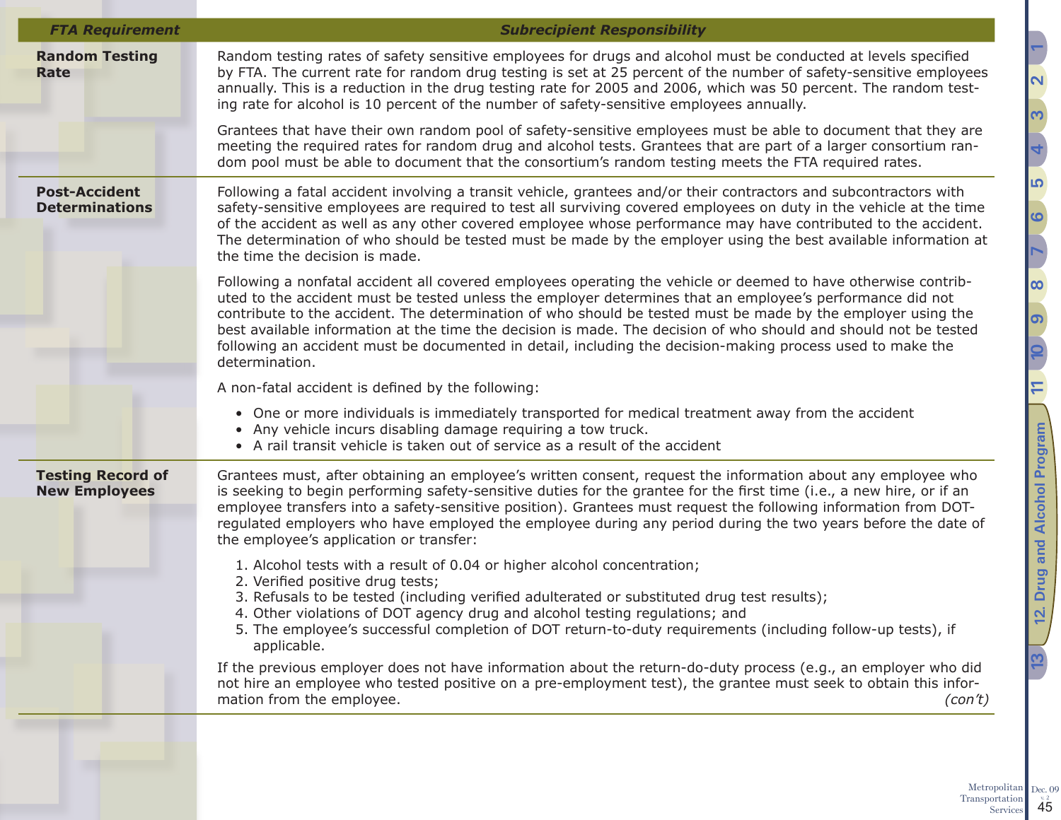| FTA Requirement | Subrecipient Responsibility |
|---|---|
| **Random Testing Rate** | Random testing rates of safety sensitive employees for drugs and alcohol must be conducted at levels specified by FTA. The current rate for random drug testing is set at 25 percent of the number of safety-sensitive employees annually. This is a reduction in the drug testing rate for 2005 and 2006, which was 50 percent. The random testing rate for alcohol is 10 percent of the number of safety-sensitive employees annually.<br><br>Grantees that have their own random pool of safety-sensitive employees must be able to document that they are meeting the required rates for random drug and alcohol tests. Grantees that are part of a larger consortium random pool must be able to document that the consortium's random testing meets the FTA required rates. |
| **Post-Accident Determinations** | Following a fatal accident involving a transit vehicle, grantees and/or their contractors and subcontractors with safety-sensitive employees are required to test all surviving covered employees on duty in the vehicle at the time of the accident as well as any other covered employee whose performance may have contributed to the accident. The determination of who should be tested must be made by the employer using the best available information at the time the decision is made.<br><br>Following a nonfatal accident all covered employees operating the vehicle or deemed to have otherwise contributed to the accident must be tested unless the employer determines that an employee's performance did not contribute to the accident. The determination of who should be tested must be made by the employer using the best available information at the time the decision is made. The decision of who should and should not be tested following an accident must be documented in detail, including the decision-making process used to make the determination.<br><br>A non-fatal accident is defined by the following:<br>• One or more individuals is immediately transported for medical treatment away from the accident<br>• Any vehicle incurs disabling damage requiring a tow truck.<br>• A rail transit vehicle is taken out of service as a result of the accident |
| **Testing Record of New Employees** | Grantees must, after obtaining an employee's written consent, request the information about any employee who is seeking to begin performing safety-sensitive duties for the grantee for the first time (i.e., a new hire, or if an employee transfers into a safety-sensitive position). Grantees must request the following information from DOT-regulated employers who have employed the employee during any period during the two years before the date of the employee's application or transfer:<br>1. Alcohol tests with a result of 0.04 or higher alcohol concentration;<br>2. Verified positive drug tests;<br>3. Refusals to be tested (including verified adulterated or substituted drug test results);<br>4. Other violations of DOT agency drug and alcohol testing regulations; and<br>5. The employee's successful completion of DOT return-to-duty requirements (including follow-up tests), if applicable.<br><br>If the previous employer does not have information about the return-do-duty process (e.g., an employer who did not hire an employee who tested positive on a pre-employment test), the grantee must seek to obtain this information from the employee. *(con't)* |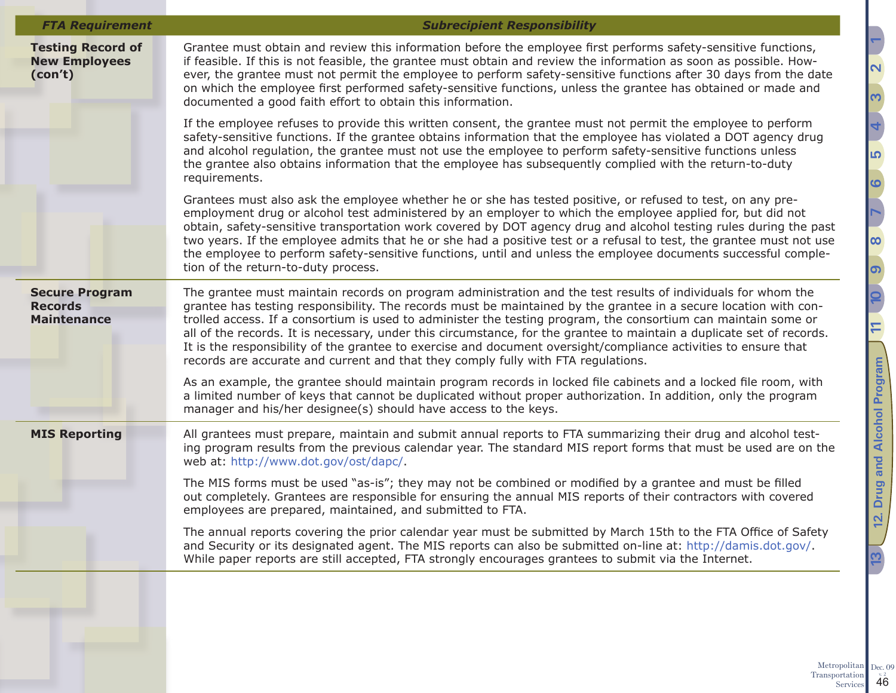| FTA Requirement | Subrecipient Responsibility |
|---|---|
| **Testing Record of New Employees (con't)** | Grantee must obtain and review this information before the employee first performs safety-sensitive functions, if feasible. If this is not feasible, the grantee must obtain and review the information as soon as possible. However, the grantee must not permit the employee to perform safety-sensitive functions after 30 days from the date on which the employee first performed safety-sensitive functions, unless the grantee has obtained or made and documented a good faith effort to obtain this information.<br><br>If the employee refuses to provide this written consent, the grantee must not permit the employee to perform safety-sensitive functions. If the grantee obtains information that the employee has violated a DOT agency drug and alcohol regulation, the grantee must not use the employee to perform safety-sensitive functions unless the grantee also obtains information that the employee has subsequently complied with the return-to-duty requirements.<br><br>Grantees must also ask the employee whether he or she has tested positive, or refused to test, on any pre-employment drug or alcohol test administered by an employer to which the employee applied for, but did not obtain, safety-sensitive transportation work covered by DOT agency drug and alcohol testing rules during the past two years. If the employee admits that he or she had a positive test or a refusal to test, the grantee must not use the employee to perform safety-sensitive functions, until and unless the employee documents successful completion of the return-to-duty process. |
| **Secure Program Records Maintenance** | The grantee must maintain records on program administration and the test results of individuals for whom the grantee has testing responsibility. The records must be maintained by the grantee in a secure location with controlled access. If a consortium is used to administer the testing program, the consortium can maintain some or all of the records. It is necessary, under this circumstance, for the grantee to maintain a duplicate set of records. It is the responsibility of the grantee to exercise and document oversight/compliance activities to ensure that records are accurate and current and that they comply fully with FTA regulations.<br><br>As an example, the grantee should maintain program records in locked file cabinets and a locked file room, with a limited number of keys that cannot be duplicated without proper authorization. In addition, only the program manager and his/her designee(s) should have access to the keys. |
| **MIS Reporting** | All grantees must prepare, maintain and submit annual reports to FTA summarizing their drug and alcohol testing program results from the previous calendar year. The standard MIS report forms that must be used are on the web at: http://www.dot.gov/ost/dapc/.<br><br>The MIS forms must be used "as-is"; they may not be combined or modified by a grantee and must be filled out completely. Grantees are responsible for ensuring the annual MIS reports of their contractors with covered employees are prepared, maintained, and submitted to FTA.<br><br>The annual reports covering the prior calendar year must be submitted by March 15th to the FTA Office of Safety and Security or its designated agent. The MIS reports can also be submitted on-line at: http://damis.dot.gov/. While paper reports are still accepted, FTA strongly encourages grantees to submit via the Internet. |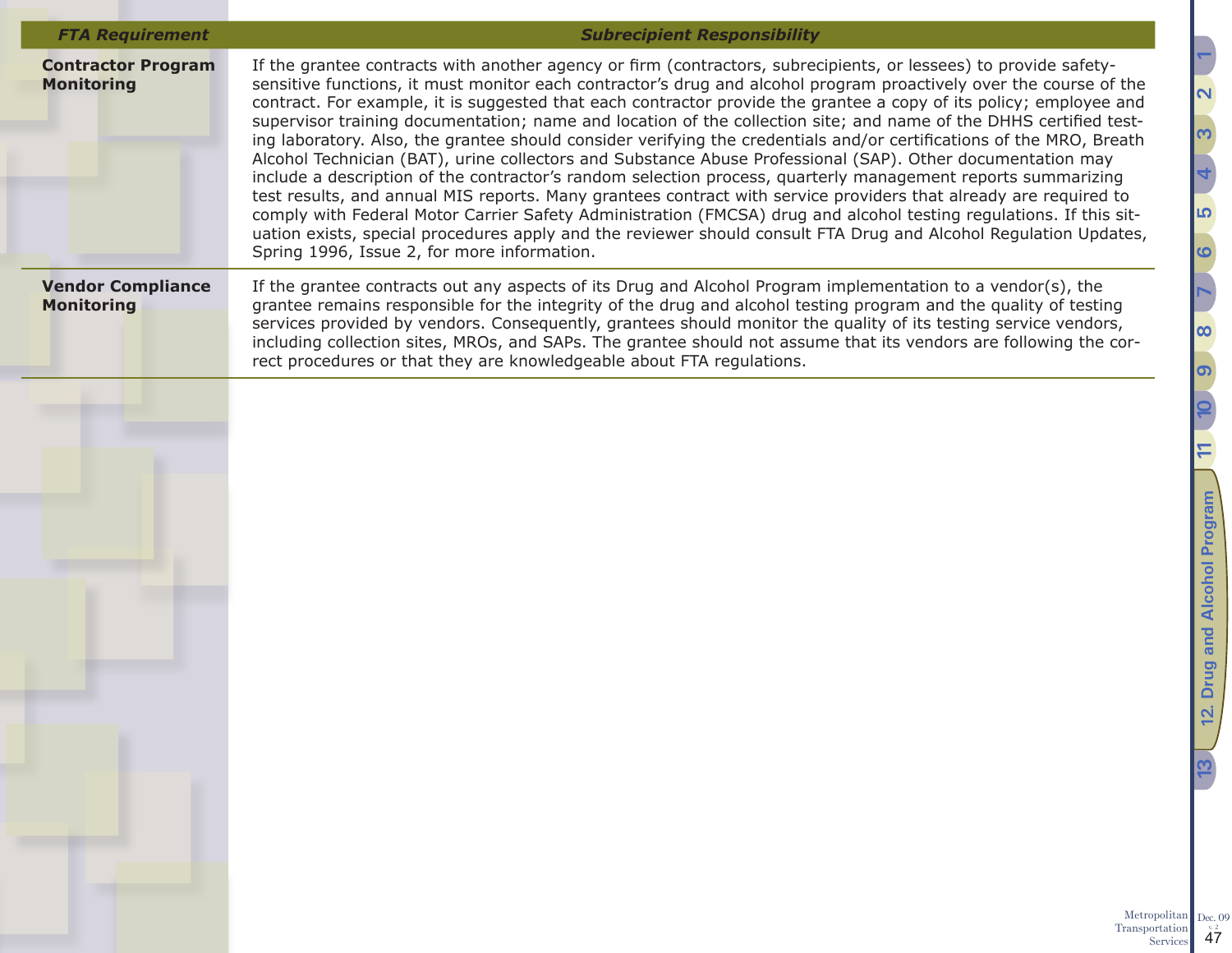| *FTA Requirement* | *Subrecipient Responsibility* |
|---|---|
| **Contractor Program Monitoring** | If the grantee contracts with another agency or firm (contractors, subrecipients, or lessees) to provide safety-sensitive functions, it must monitor each contractor's drug and alcohol program proactively over the course of the contract. For example, it is suggested that each contractor provide the grantee a copy of its policy; employee and supervisor training documentation; name and location of the collection site; and name of the DHHS certified testing laboratory. Also, the grantee should consider verifying the credentials and/or certifications of the MRO, Breath Alcohol Technician (BAT), urine collectors and Substance Abuse Professional (SAP). Other documentation may include a description of the contractor's random selection process, quarterly management reports summarizing test results, and annual MIS reports. Many grantees contract with service providers that already are required to comply with Federal Motor Carrier Safety Administration (FMCSA) drug and alcohol testing regulations. If this situation exists, special procedures apply and the reviewer should consult FTA Drug and Alcohol Regulation Updates, Spring 1996, Issue 2, for more information. |
| **Vendor Compliance Monitoring** | If the grantee contracts out any aspects of its Drug and Alcohol Program implementation to a vendor(s), the grantee remains responsible for the integrity of the drug and alcohol testing program and the quality of testing services provided by vendors. Consequently, grantees should monitor the quality of its testing service vendors, including collection sites, MROs, and SAPs. The grantee should not assume that its vendors are following the correct procedures or that they are knowledgeable about FTA regulations. |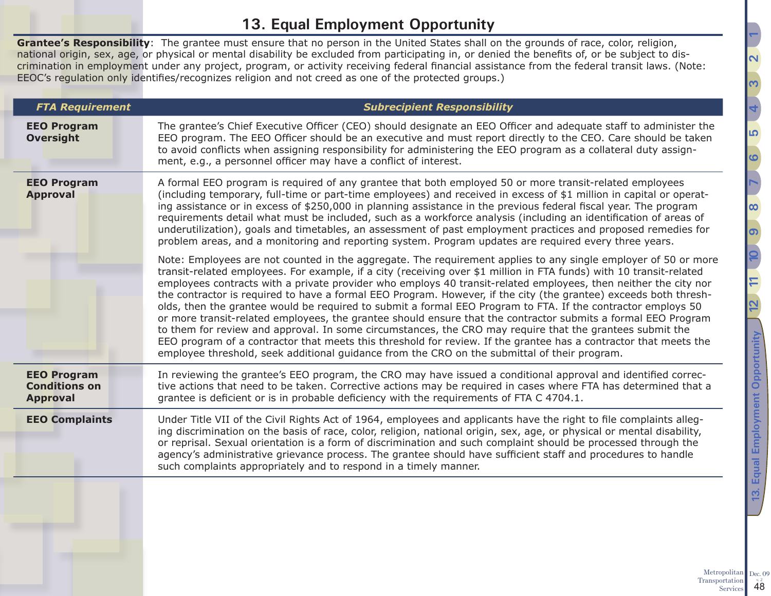# 13. Equal Employment Opportunity

**Grantee's Responsibility**: The grantee must ensure that no person in the United States shall on the grounds of race, color, religion, national origin, sex, age, or physical or mental disability be excluded from participating in, or denied the benefits of, or be subject to discrimination in employment under any project, program, or activity receiving federal financial assistance from the federal transit laws. (Note: EEOC's regulation only identifies/recognizes religion and not creed as one of the protected groups.)

| *FTA Requirement* | *Subrecipient Responsibility* |
|---|---|
| **EEO Program Oversight** | The grantee's Chief Executive Officer (CEO) should designate an EEO Officer and adequate staff to administer the EEO program. The EEO Officer should be an executive and must report directly to the CEO. Care should be taken to avoid conflicts when assigning responsibility for administering the EEO program as a collateral duty assignment, e.g., a personnel officer may have a conflict of interest. |
| **EEO Program Approval** | A formal EEO program is required of any grantee that both employed 50 or more transit-related employees (including temporary, full-time or part-time employees) and received in excess of $1 million in capital or operating assistance or in excess of $250,000 in planning assistance in the previous federal fiscal year. The program requirements detail what must be included, such as a workforce analysis (including an identification of areas of underutilization), goals and timetables, an assessment of past employment practices and proposed remedies for problem areas, and a monitoring and reporting system. Program updates are required every three years.<br><br>Note: Employees are not counted in the aggregate. The requirement applies to any single employer of 50 or more transit-related employees. For example, if a city (receiving over $1 million in FTA funds) with 10 transit-related employees contracts with a private provider who employs 40 transit-related employees, then neither the city nor the contractor is required to have a formal EEO Program. However, if the city (the grantee) exceeds both thresholds, then the grantee would be required to submit a formal EEO Program to FTA. If the contractor employs 50 or more transit-related employees, the grantee should ensure that the contractor submits a formal EEO Program to them for review and approval. In some circumstances, the CRO may require that the grantees submit the EEO program of a contractor that meets this threshold for review. If the grantee has a contractor that meets the employee threshold, seek additional guidance from the CRO on the submittal of their program. |
| **EEO Program Conditions on Approval** | In reviewing the grantee's EEO program, the CRO may have issued a conditional approval and identified corrective actions that need to be taken. Corrective actions may be required in cases where FTA has determined that a grantee is deficient or is in probable deficiency with the requirements of FTA C 4704.1. |
| **EEO Complaints** | Under Title VII of the Civil Rights Act of 1964, employees and applicants have the right to file complaints alleging discrimination on the basis of race, color, religion, national origin, sex, age, or physical or mental disability, or reprisal. Sexual orientation is a form of discrimination and such complaint should be processed through the agency's administrative grievance process. The grantee should have sufficient staff and procedures to handle such complaints appropriately and to respond in a timely manner. |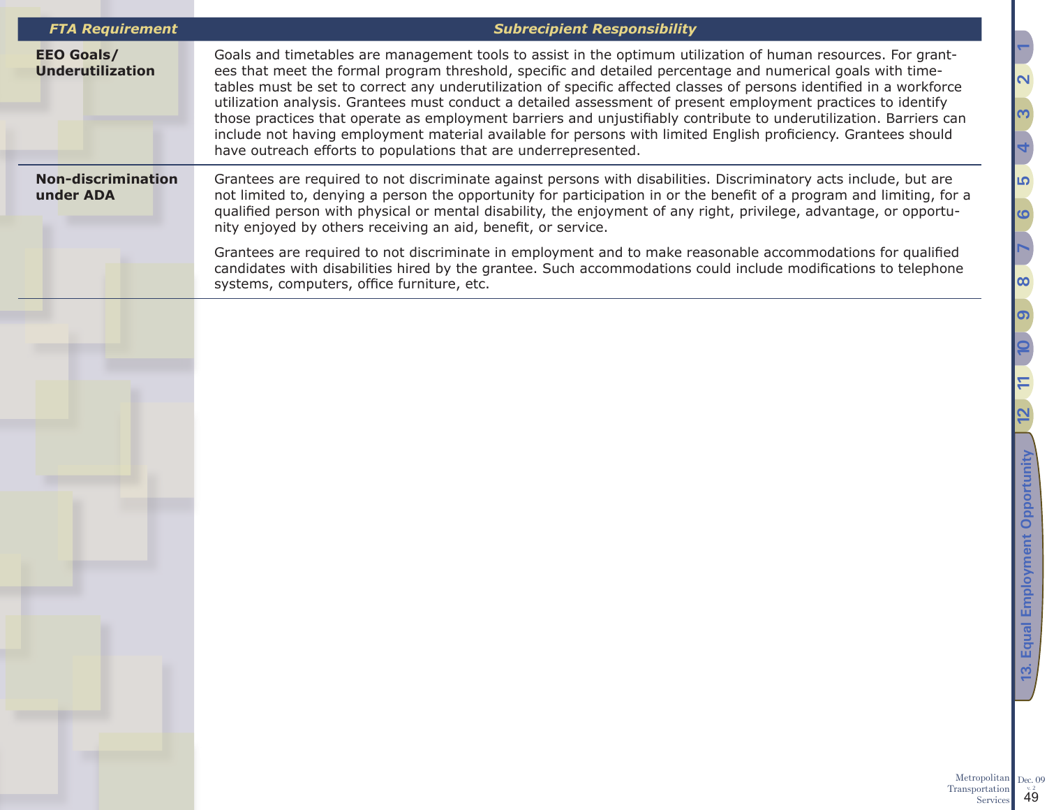| FTA Requirement | Subrecipient Responsibility |
| --- | --- |
| **EEO Goals/ Underutilization** | Goals and timetables are management tools to assist in the optimum utilization of human resources. For grantees that meet the formal program threshold, specific and detailed percentage and numerical goals with timetables must be set to correct any underutilization of specific affected classes of persons identified in a workforce utilization analysis. Grantees must conduct a detailed assessment of present employment practices to identify those practices that operate as employment barriers and unjustifiably contribute to underutilization. Barriers can include not having employment material available for persons with limited English proficiency. Grantees should have outreach efforts to populations that are underrepresented. |
| **Non-discrimination under ADA** | Grantees are required to not discriminate against persons with disabilities. Discriminatory acts include, but are not limited to, denying a person the opportunity for participation in or the benefit of a program and limiting, for a qualified person with physical or mental disability, the enjoyment of any right, privilege, advantage, or opportunity enjoyed by others receiving an aid, benefit, or service.<br><br>Grantees are required to not discriminate in employment and to make reasonable accommodations for qualified candidates with disabilities hired by the grantee. Such accommodations could include modifications to telephone systems, computers, office furniture, etc. |